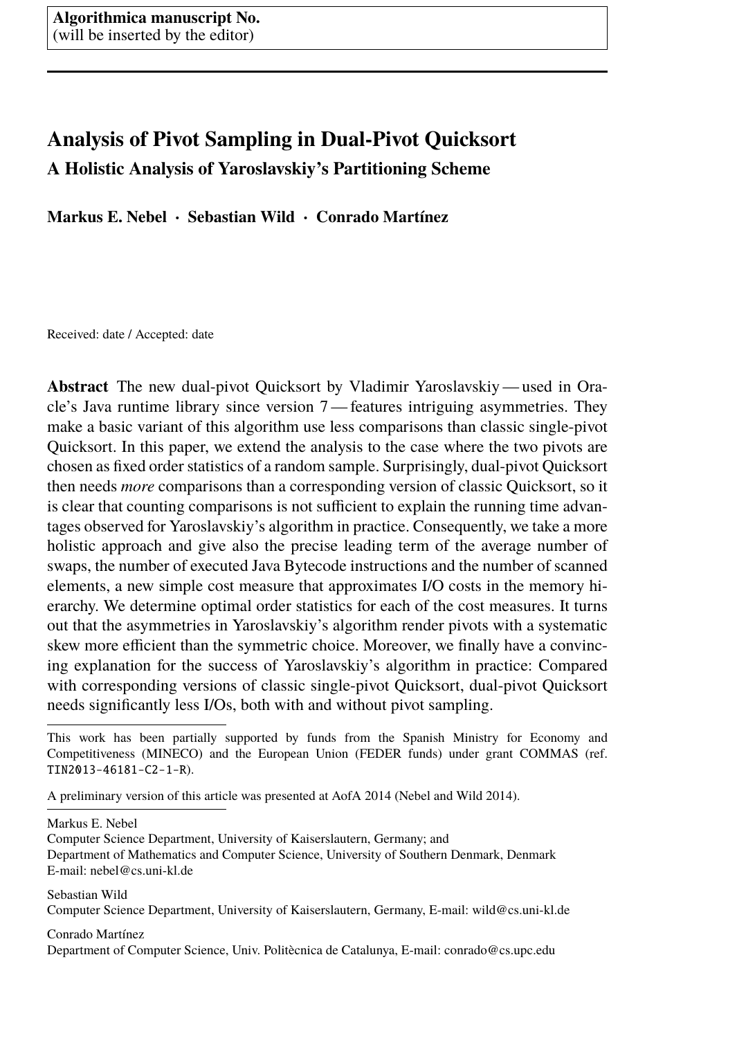**Algorithmica manuscript No.**
(will be inserted by the editor)

# Analysis of Pivot Sampling in Dual-Pivot Quicksort

## A Holistic Analysis of Yaroslavskiy's Partitioning Scheme

**Markus E. Nebel · Sebastian Wild · Conrado Martínez**

Received: date / Accepted: date

**Abstract** The new dual-pivot Quicksort by Vladimir Yaroslavskiy — used in Oracle's Java runtime library since version 7 — features intriguing asymmetries. They make a basic variant of this algorithm use less comparisons than classic single-pivot Quicksort. In this paper, we extend the analysis to the case where the two pivots are chosen as fixed order statistics of a random sample. Surprisingly, dual-pivot Quicksort then needs *more* comparisons than a corresponding version of classic Quicksort, so it is clear that counting comparisons is not sufficient to explain the running time advantages observed for Yaroslavskiy's algorithm in practice. Consequently, we take a more holistic approach and give also the precise leading term of the average number of swaps, the number of executed Java Bytecode instructions and the number of scanned elements, a new simple cost measure that approximates I/O costs in the memory hierarchy. We determine optimal order statistics for each of the cost measures. It turns out that the asymmetries in Yaroslavskiy's algorithm render pivots with a systematic skew more efficient than the symmetric choice. Moreover, we finally have a convincing explanation for the success of Yaroslavskiy's algorithm in practice: Compared with corresponding versions of classic single-pivot Quicksort, dual-pivot Quicksort needs significantly less I/Os, both with and without pivot sampling.

---

This work has been partially supported by funds from the Spanish Ministry for Economy and Competitiveness (MINECO) and the European Union (FEDER funds) under grant COMMAS (ref. TIN2013-46181-C2-1-R).

A preliminary version of this article was presented at AofA 2014 (Nebel and Wild 2014).

---

Markus E. Nebel
Computer Science Department, University of Kaiserslautern, Germany; and
Department of Mathematics and Computer Science, University of Southern Denmark, Denmark
E-mail: nebel@cs.uni-kl.de

Sebastian Wild
Computer Science Department, University of Kaiserslautern, Germany, E-mail: wild@cs.uni-kl.de

Conrado Martínez
Department of Computer Science, Univ. Politècnica de Catalunya, E-mail: conrado@cs.upc.edu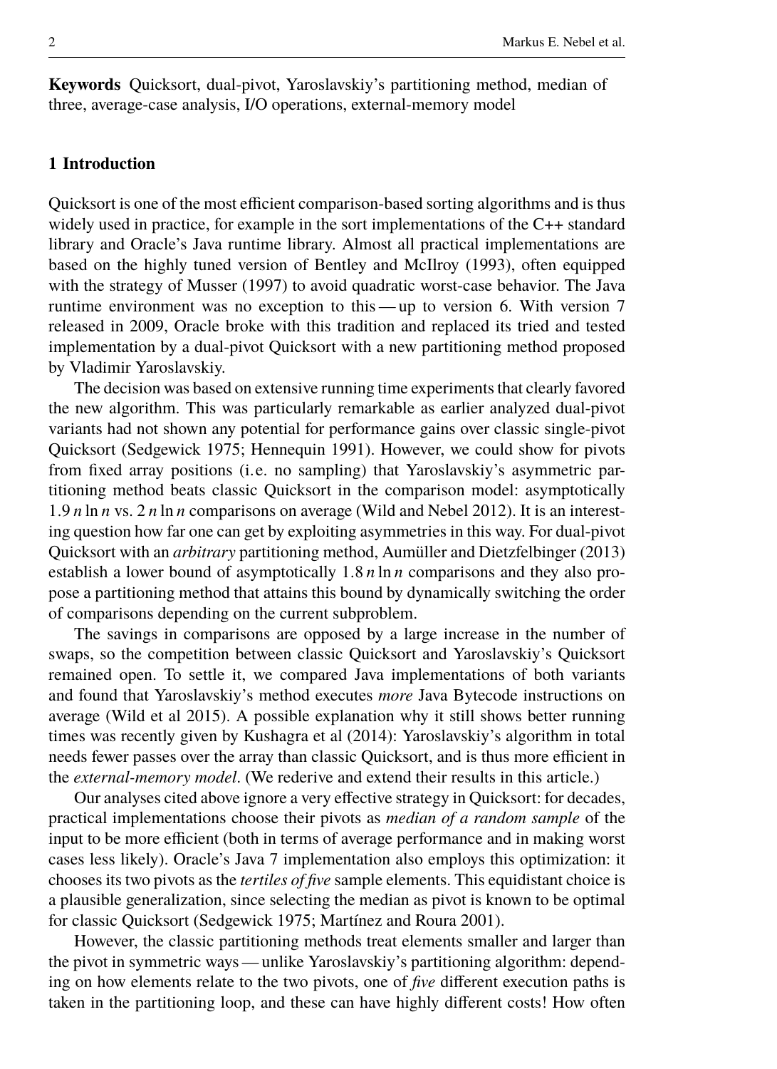**Keywords** Quicksort, dual-pivot, Yaroslavskiy's partitioning method, median of three, average-case analysis, I/O operations, external-memory model

## 1 Introduction

Quicksort is one of the most efficient comparison-based sorting algorithms and is thus widely used in practice, for example in the sort implementations of the C++ standard library and Oracle's Java runtime library. Almost all practical implementations are based on the highly tuned version of Bentley and McIlroy (1993), often equipped with the strategy of Musser (1997) to avoid quadratic worst-case behavior. The Java runtime environment was no exception to this — up to version 6. With version 7 released in 2009, Oracle broke with this tradition and replaced its tried and tested implementation by a dual-pivot Quicksort with a new partitioning method proposed by Vladimir Yaroslavskiy.

The decision was based on extensive running time experiments that clearly favored the new algorithm. This was particularly remarkable as earlier analyzed dual-pivot variants had not shown any potential for performance gains over classic single-pivot Quicksort (Sedgewick 1975; Hennequin 1991). However, we could show for pivots from fixed array positions (i.e. no sampling) that Yaroslavskiy's asymmetric partitioning method beats classic Quicksort in the comparison model: asymptotically $1.9\,n \ln n$ vs. $2\,n \ln n$ comparisons on average (Wild and Nebel 2012). It is an interesting question how far one can get by exploiting asymmetries in this way. For dual-pivot Quicksort with an *arbitrary* partitioning method, Aumüller and Dietzfelbinger (2013) establish a lower bound of asymptotically $1.8\,n \ln n$ comparisons and they also propose a partitioning method that attains this bound by dynamically switching the order of comparisons depending on the current subproblem.

The savings in comparisons are opposed by a large increase in the number of swaps, so the competition between classic Quicksort and Yaroslavskiy's Quicksort remained open. To settle it, we compared Java implementations of both variants and found that Yaroslavskiy's method executes *more* Java Bytecode instructions on average (Wild et al 2015). A possible explanation why it still shows better running times was recently given by Kushagra et al (2014): Yaroslavskiy's algorithm in total needs fewer passes over the array than classic Quicksort, and is thus more efficient in the *external-memory model*. (We rederive and extend their results in this article.)

Our analyses cited above ignore a very effective strategy in Quicksort: for decades, practical implementations choose their pivots as *median of a random sample* of the input to be more efficient (both in terms of average performance and in making worst cases less likely). Oracle's Java 7 implementation also employs this optimization: it chooses its two pivots as the *tertiles of five* sample elements. This equidistant choice is a plausible generalization, since selecting the median as pivot is known to be optimal for classic Quicksort (Sedgewick 1975; Martínez and Roura 2001).

However, the classic partitioning methods treat elements smaller and larger than the pivot in symmetric ways — unlike Yaroslavskiy's partitioning algorithm: depending on how elements relate to the two pivots, one of *five* different execution paths is taken in the partitioning loop, and these can have highly different costs! How often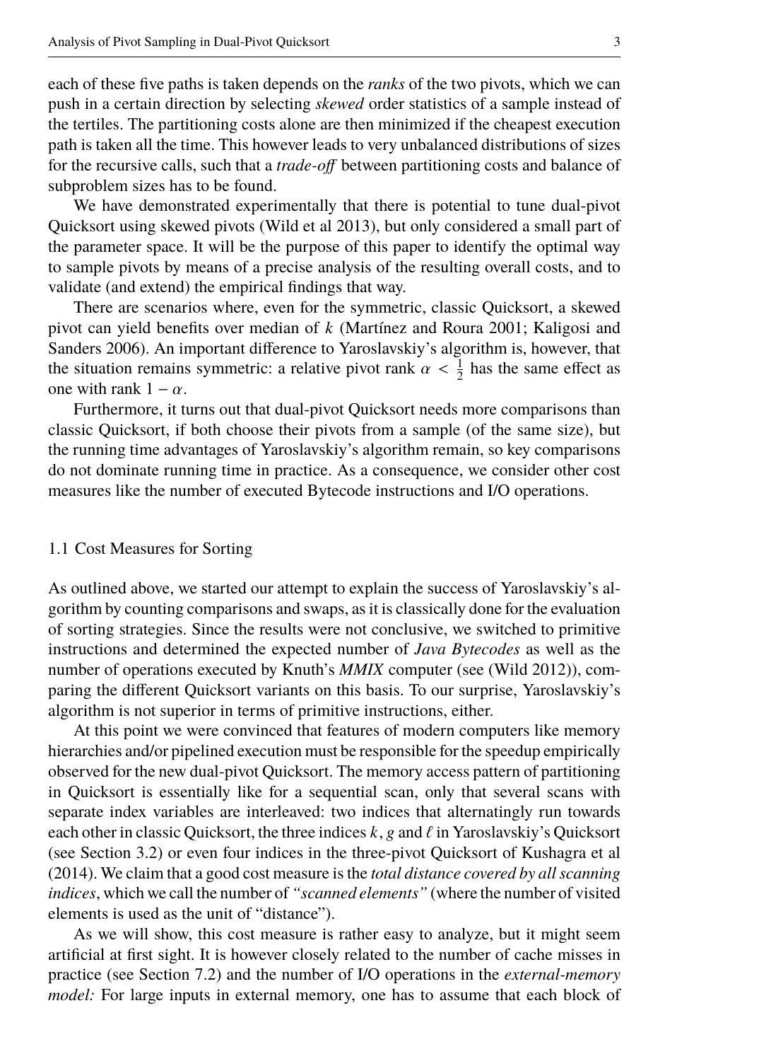each of these five paths is taken depends on the *ranks* of the two pivots, which we can push in a certain direction by selecting *skewed* order statistics of a sample instead of the tertiles. The partitioning costs alone are then minimized if the cheapest execution path is taken all the time. This however leads to very unbalanced distributions of sizes for the recursive calls, such that a *trade-off* between partitioning costs and balance of subproblem sizes has to be found.

We have demonstrated experimentally that there is potential to tune dual-pivot Quicksort using skewed pivots (Wild et al 2013), but only considered a small part of the parameter space. It will be the purpose of this paper to identify the optimal way to sample pivots by means of a precise analysis of the resulting overall costs, and to validate (and extend) the empirical findings that way.

There are scenarios where, even for the symmetric, classic Quicksort, a skewed pivot can yield benefits over median of $k$ (Martínez and Roura 2001; Kaligosi and Sanders 2006). An important difference to Yaroslavskiy's algorithm is, however, that the situation remains symmetric: a relative pivot rank $\alpha < \frac{1}{2}$ has the same effect as one with rank $1 - \alpha$.

Furthermore, it turns out that dual-pivot Quicksort needs more comparisons than classic Quicksort, if both choose their pivots from a sample (of the same size), but the running time advantages of Yaroslavskiy's algorithm remain, so key comparisons do not dominate running time in practice. As a consequence, we consider other cost measures like the number of executed Bytecode instructions and I/O operations.

## 1.1 Cost Measures for Sorting

As outlined above, we started our attempt to explain the success of Yaroslavskiy's algorithm by counting comparisons and swaps, as it is classically done for the evaluation of sorting strategies. Since the results were not conclusive, we switched to primitive instructions and determined the expected number of *Java Bytecodes* as well as the number of operations executed by Knuth's *MMIX* computer (see (Wild 2012)), comparing the different Quicksort variants on this basis. To our surprise, Yaroslavskiy's algorithm is not superior in terms of primitive instructions, either.

At this point we were convinced that features of modern computers like memory hierarchies and/or pipelined execution must be responsible for the speedup empirically observed for the new dual-pivot Quicksort. The memory access pattern of partitioning in Quicksort is essentially like for a sequential scan, only that several scans with separate index variables are interleaved: two indices that alternatingly run towards each other in classic Quicksort, the three indices $k$, $g$ and $\ell$ in Yaroslavskiy's Quicksort (see Section 3.2) or even four indices in the three-pivot Quicksort of Kushagra et al (2014). We claim that a good cost measure is the *total distance covered by all scanning indices*, which we call the number of *"scanned elements"* (where the number of visited elements is used as the unit of "distance").

As we will show, this cost measure is rather easy to analyze, but it might seem artificial at first sight. It is however closely related to the number of cache misses in practice (see Section 7.2) and the number of I/O operations in the *external-memory model:* For large inputs in external memory, one has to assume that each block of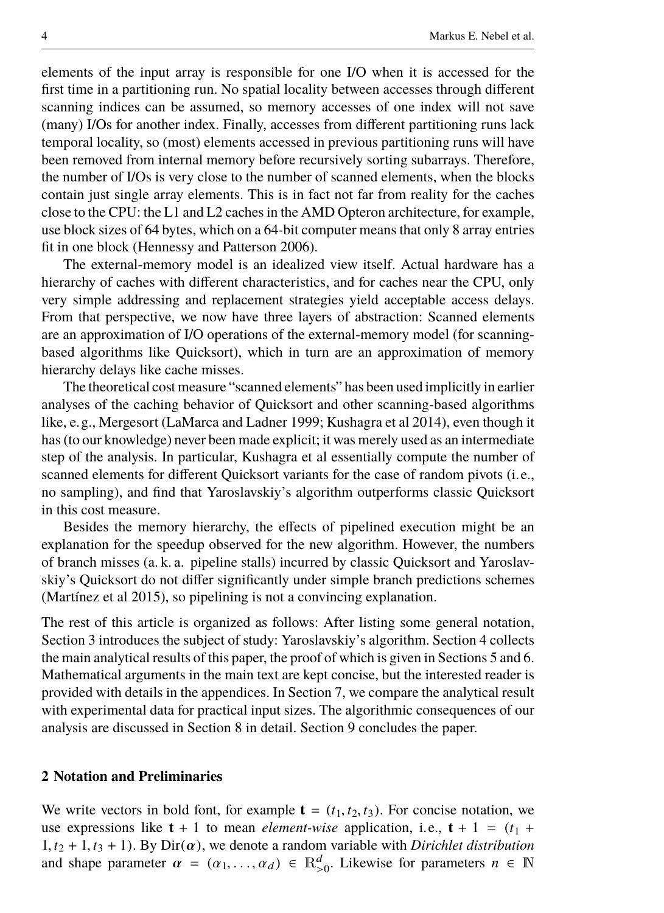elements of the input array is responsible for one I/O when it is accessed for the first time in a partitioning run. No spatial locality between accesses through different scanning indices can be assumed, so memory accesses of one index will not save (many) I/Os for another index. Finally, accesses from different partitioning runs lack temporal locality, so (most) elements accessed in previous partitioning runs will have been removed from internal memory before recursively sorting subarrays. Therefore, the number of I/Os is very close to the number of scanned elements, when the blocks contain just single array elements. This is in fact not far from reality for the caches close to the CPU: the L1 and L2 caches in the AMD Opteron architecture, for example, use block sizes of 64 bytes, which on a 64-bit computer means that only 8 array entries fit in one block (Hennessy and Patterson 2006).

The external-memory model is an idealized view itself. Actual hardware has a hierarchy of caches with different characteristics, and for caches near the CPU, only very simple addressing and replacement strategies yield acceptable access delays. From that perspective, we now have three layers of abstraction: Scanned elements are an approximation of I/O operations of the external-memory model (for scanning-based algorithms like Quicksort), which in turn are an approximation of memory hierarchy delays like cache misses.

The theoretical cost measure "scanned elements" has been used implicitly in earlier analyses of the caching behavior of Quicksort and other scanning-based algorithms like, e. g., Mergesort (LaMarca and Ladner 1999; Kushagra et al 2014), even though it has (to our knowledge) never been made explicit; it was merely used as an intermediate step of the analysis. In particular, Kushagra et al essentially compute the number of scanned elements for different Quicksort variants for the case of random pivots (i. e., no sampling), and find that Yaroslavskiy's algorithm outperforms classic Quicksort in this cost measure.

Besides the memory hierarchy, the effects of pipelined execution might be an explanation for the speedup observed for the new algorithm. However, the numbers of branch misses (a. k. a. pipeline stalls) incurred by classic Quicksort and Yaroslavskiy's Quicksort do not differ significantly under simple branch predictions schemes (Martínez et al 2015), so pipelining is not a convincing explanation.

The rest of this article is organized as follows: After listing some general notation, Section 3 introduces the subject of study: Yaroslavskiy's algorithm. Section 4 collects the main analytical results of this paper, the proof of which is given in Sections 5 and 6. Mathematical arguments in the main text are kept concise, but the interested reader is provided with details in the appendices. In Section 7, we compare the analytical result with experimental data for practical input sizes. The algorithmic consequences of our analysis are discussed in Section 8 in detail. Section 9 concludes the paper.

## 2 Notation and Preliminaries

We write vectors in bold font, for example $\mathbf{t} = (t_1, t_2, t_3)$. For concise notation, we use expressions like $\mathbf{t} + 1$ to mean *element-wise* application, i.e., $\mathbf{t} + 1 = (t_1 + 1, t_2 + 1, t_3 + 1)$. By $\mathrm{Dir}(\boldsymbol{\alpha})$, we denote a random variable with *Dirichlet distribution* and shape parameter $\boldsymbol{\alpha} = (\alpha_1, \ldots, \alpha_d) \in \mathbb{R}_{>0}^d$. Likewise for parameters $n \in \mathbb{N}$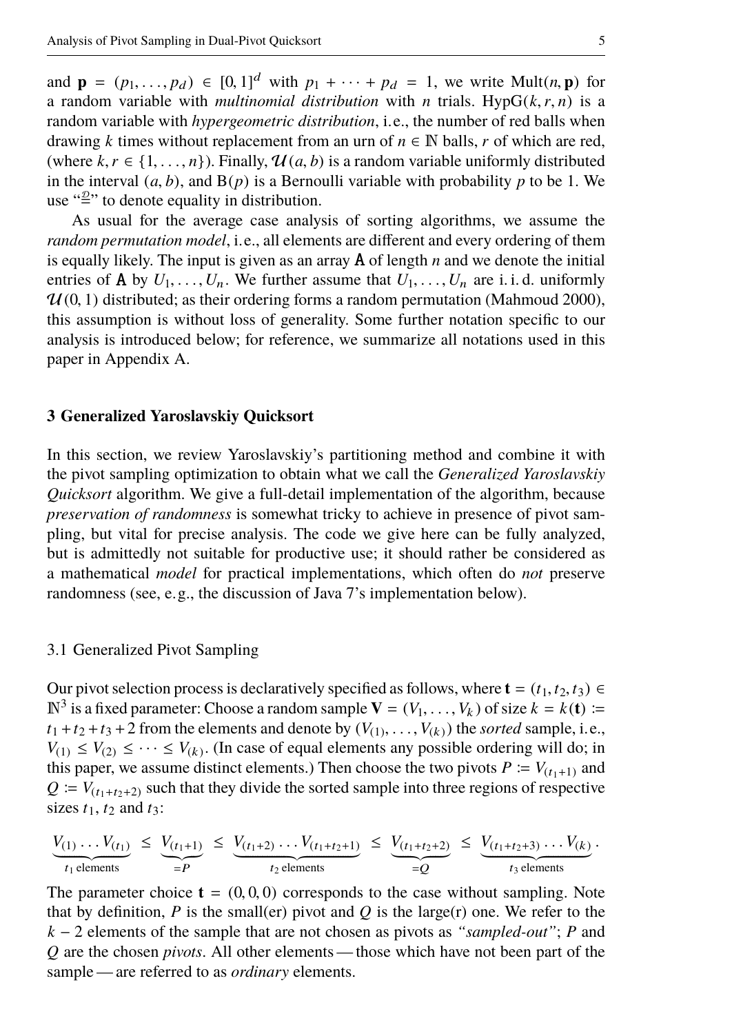and $\mathbf{p} = (p_1, \ldots, p_d) \in [0,1]^d$ with $p_1 + \cdots + p_d = 1$, we write $\mathrm{Mult}(n, \mathbf{p})$ for a random variable with *multinomial distribution* with $n$ trials. $\mathrm{HypG}(k, r, n)$ is a random variable with *hypergeometric distribution*, i. e., the number of red balls when drawing $k$ times without replacement from an urn of $n \in \mathbb{N}$ balls, $r$ of which are red, (where $k, r \in \{1, \ldots, n\}$). Finally, $\mathcal{U}(a, b)$ is a random variable uniformly distributed in the interval $(a, b)$, and $\mathrm{B}(p)$ is a Bernoulli variable with probability $p$ to be 1. We use "$\overset{\mathcal{D}}{=}$" to denote equality in distribution.

As usual for the average case analysis of sorting algorithms, we assume the *random permutation model*, i. e., all elements are different and every ordering of them is equally likely. The input is given as an array $\mathtt{A}$ of length $n$ and we denote the initial entries of $\mathtt{A}$ by $U_1, \ldots, U_n$. We further assume that $U_1, \ldots, U_n$ are i. i. d. uniformly $\mathcal{U}(0, 1)$ distributed; as their ordering forms a random permutation (Mahmoud 2000), this assumption is without loss of generality. Some further notation specific to our analysis is introduced below; for reference, we summarize all notations used in this paper in Appendix A.

## 3 Generalized Yaroslavskiy Quicksort

In this section, we review Yaroslavskiy's partitioning method and combine it with the pivot sampling optimization to obtain what we call the *Generalized Yaroslavskiy Quicksort* algorithm. We give a full-detail implementation of the algorithm, because *preservation of randomness* is somewhat tricky to achieve in presence of pivot sampling, but vital for precise analysis. The code we give here can be fully analyzed, but is admittedly not suitable for productive use; it should rather be considered as a mathematical *model* for practical implementations, which often do *not* preserve randomness (see, e. g., the discussion of Java 7's implementation below).

### 3.1 Generalized Pivot Sampling

Our pivot selection process is declaratively specified as follows, where $\mathbf{t} = (t_1, t_2, t_3) \in \mathbb{N}^3$ is a fixed parameter: Choose a random sample $\mathbf{V} = (V_1, \ldots, V_k)$ of size $k = k(\mathbf{t}) := t_1 + t_2 + t_3 + 2$ from the elements and denote by $(V_{(1)}, \ldots, V_{(k)})$ the *sorted* sample, i. e., $V_{(1)} \le V_{(2)} \le \cdots \le V_{(k)}$. (In case of equal elements any possible ordering will do; in this paper, we assume distinct elements.) Then choose the two pivots $P := V_{(t_1+1)}$ and $Q := V_{(t_1+t_2+2)}$ such that they divide the sorted sample into three regions of respective sizes $t_1$, $t_2$ and $t_3$:

$$\underbrace{V_{(1)} \ldots V_{(t_1)}}_{t_1 \text{ elements}} \le \underbrace{V_{(t_1+1)}}_{=P} \le \underbrace{V_{(t_1+2)} \ldots V_{(t_1+t_2+1)}}_{t_2 \text{ elements}} \le \underbrace{V_{(t_1+t_2+2)}}_{=Q} \le \underbrace{V_{(t_1+t_2+3)} \ldots V_{(k)}}_{t_3 \text{ elements}}.$$

The parameter choice $\mathbf{t} = (0, 0, 0)$ corresponds to the case without sampling. Note that by definition, $P$ is the small(er) pivot and $Q$ is the large(r) one. We refer to the $k - 2$ elements of the sample that are not chosen as pivots as *"sampled-out"*; $P$ and $Q$ are the chosen *pivots*. All other elements — those which have not been part of the sample — are referred to as *ordinary* elements.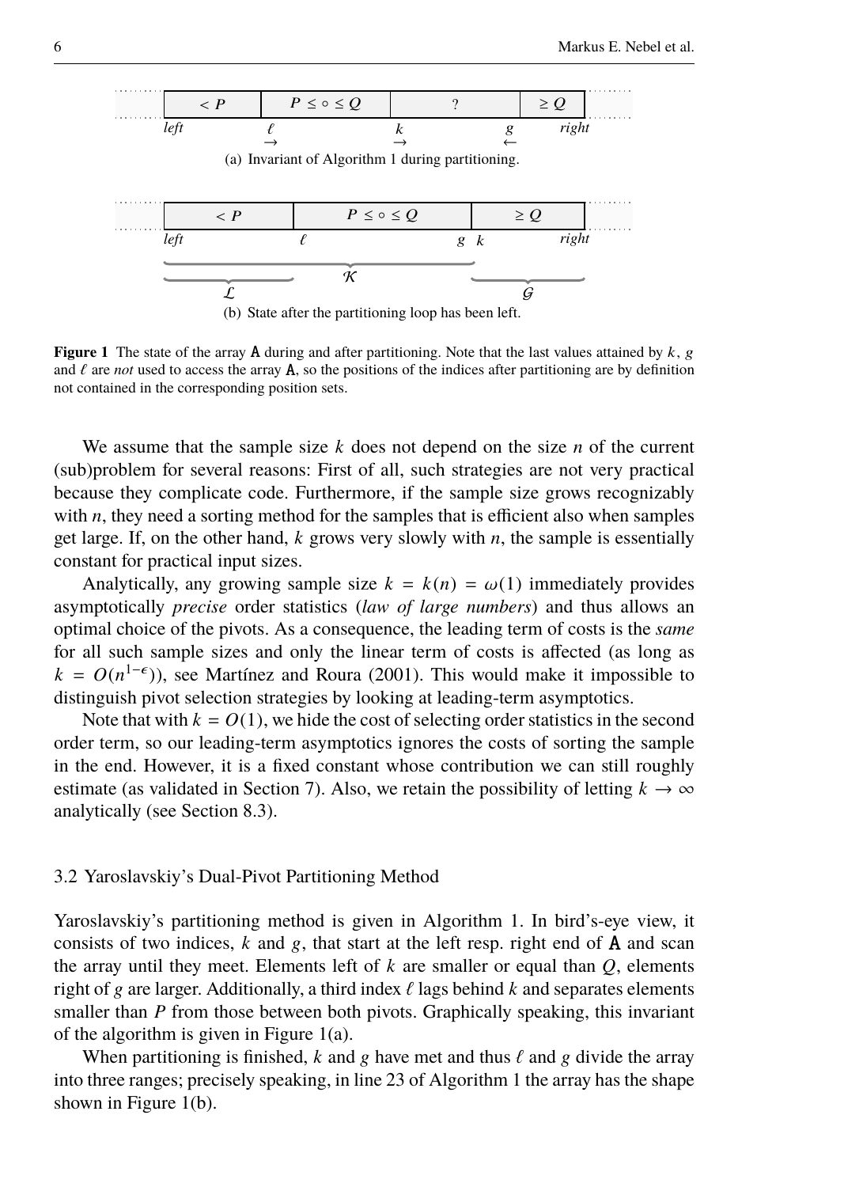| $< P$ | $P \le \circ \le Q$ | ? | $\ge Q$ |
|---|---|---|---|

*left* $\quad \ell \rightarrow \quad k \rightarrow \quad g \leftarrow \quad$ *right*

(a) Invariant of Algorithm 1 during partitioning.

| $< P$ | $P \le \circ \le Q$ | $\ge Q$ |
|---|---|---|

*left* $\quad \ell \quad g \; k \quad$ *right*

$\mathcal{K}$, $\mathcal{L}$, $\mathcal{G}$

(b) State after the partitioning loop has been left.

**Figure 1** The state of the array $\mathtt{A}$ during and after partitioning. Note that the last values attained by $k$, $g$ and $\ell$ are *not* used to access the array $\mathtt{A}$, so the positions of the indices after partitioning are by definition not contained in the corresponding position sets.

We assume that the sample size $k$ does not depend on the size $n$ of the current (sub)problem for several reasons: First of all, such strategies are not very practical because they complicate code. Furthermore, if the sample size grows recognizably with $n$, they need a sorting method for the samples that is efficient also when samples get large. If, on the other hand, $k$ grows very slowly with $n$, the sample is essentially constant for practical input sizes.

Analytically, any growing sample size $k = k(n) = \omega(1)$ immediately provides asymptotically *precise* order statistics (*law of large numbers*) and thus allows an optimal choice of the pivots. As a consequence, the leading term of costs is the *same* for all such sample sizes and only the linear term of costs is affected (as long as $k = O(n^{1-\epsilon})$), see Martínez and Roura (2001). This would make it impossible to distinguish pivot selection strategies by looking at leading-term asymptotics.

Note that with $k = O(1)$, we hide the cost of selecting order statistics in the second order term, so our leading-term asymptotics ignores the costs of sorting the sample in the end. However, it is a fixed constant whose contribution we can still roughly estimate (as validated in Section 7). Also, we retain the possibility of letting $k \to \infty$ analytically (see Section 8.3).

## 3.2 Yaroslavskiy's Dual-Pivot Partitioning Method

Yaroslavskiy's partitioning method is given in Algorithm 1. In bird's-eye view, it consists of two indices, $k$ and $g$, that start at the left resp. right end of $\mathtt{A}$ and scan the array until they meet. Elements left of $k$ are smaller or equal than $Q$, elements right of $g$ are larger. Additionally, a third index $\ell$ lags behind $k$ and separates elements smaller than $P$ from those between both pivots. Graphically speaking, this invariant of the algorithm is given in Figure 1(a).

When partitioning is finished, $k$ and $g$ have met and thus $\ell$ and $g$ divide the array into three ranges; precisely speaking, in line 23 of Algorithm 1 the array has the shape shown in Figure 1(b).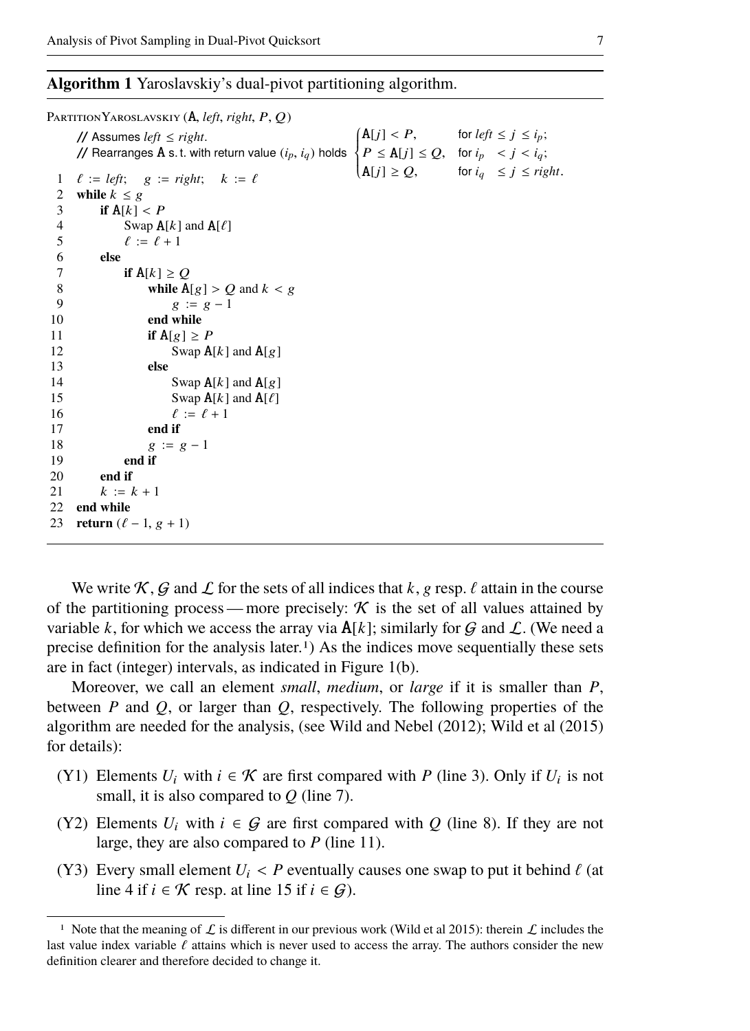**Algorithm 1** Yaroslavskiy's dual-pivot partitioning algorithm.

```
PartitionYaroslavskiy (A, left, right, P, Q)
    // Assumes left ≤ right.
    // Rearranges A s.t. with return value (i_p, i_q) holds
    //     A[j] < P,          for left ≤ j ≤ i_p;
    //     P ≤ A[j] ≤ Q,      for i_p < j < i_q;
    //     A[j] ≥ Q,          for i_q ≤ j ≤ right.
 1  ℓ := left;   g := right;   k := ℓ
 2  while k ≤ g
 3      if A[k] < P
 4          Swap A[k] and A[ℓ]
 5          ℓ := ℓ + 1
 6      else
 7          if A[k] ≥ Q
 8              while A[g] > Q and k < g
 9                  g := g − 1
10              end while
11              if A[g] ≥ P
12                  Swap A[k] and A[g]
13              else
14                  Swap A[k] and A[g]
15                  Swap A[k] and A[ℓ]
16                  ℓ := ℓ + 1
17              end if
18              g := g − 1
19          end if
20      end if
21      k := k + 1
22  end while
23  return (ℓ − 1, g + 1)
```

We write $\mathcal{K}$, $\mathcal{G}$ and $\mathcal{L}$ for the sets of all indices that $k$, $g$ resp. $\ell$ attain in the course of the partitioning process — more precisely: $\mathcal{K}$ is the set of all values attained by variable $k$, for which we access the array via $\mathtt{A}[k]$; similarly for $\mathcal{G}$ and $\mathcal{L}$. (We need a precise definition for the analysis later.[1]) As the indices move sequentially these sets are in fact (integer) intervals, as indicated in Figure 1(b).

Moreover, we call an element *small*, *medium*, or *large* if it is smaller than $P$, between $P$ and $Q$, or larger than $Q$, respectively. The following properties of the algorithm are needed for the analysis, (see Wild and Nebel (2012); Wild et al (2015) for details):

- (Y1) Elements $U_i$ with $i \in \mathcal{K}$ are first compared with $P$ (line 3). Only if $U_i$ is not small, it is also compared to $Q$ (line 7).
- (Y2) Elements $U_i$ with $i \in \mathcal{G}$ are first compared with $Q$ (line 8). If they are not large, they are also compared to $P$ (line 11).
- (Y3) Every small element $U_i < P$ eventually causes one swap to put it behind $\ell$ (at line 4 if $i \in \mathcal{K}$ resp. at line 15 if $i \in \mathcal{G}$).

[1] Note that the meaning of $\mathcal{L}$ is different in our previous work (Wild et al 2015): therein $\mathcal{L}$ includes the last value index variable $\ell$ attains which is never used to access the array. The authors consider the new definition clearer and therefore decided to change it.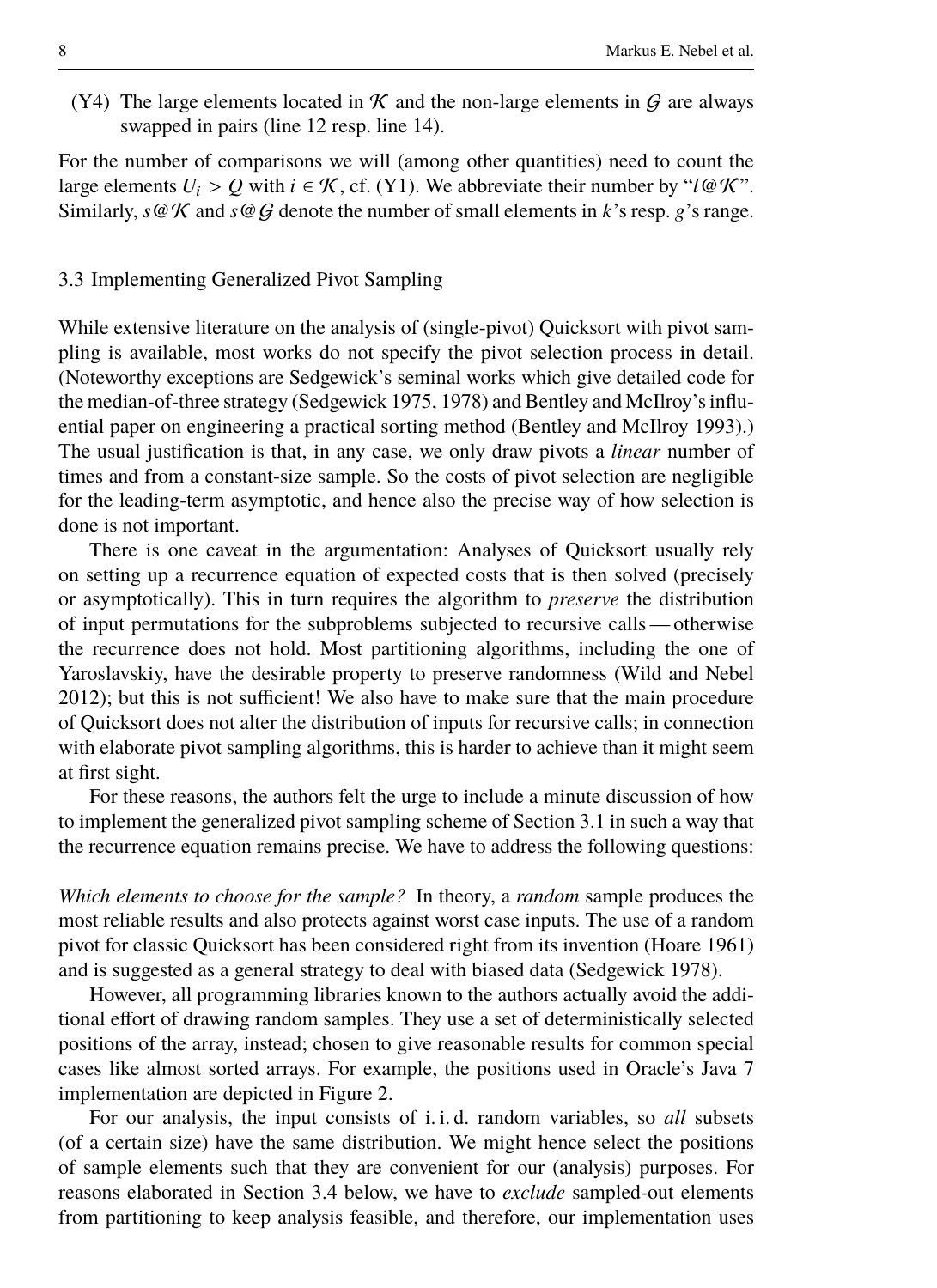(Y4) The large elements located in $\mathcal{K}$ and the non-large elements in $\mathcal{G}$ are always swapped in pairs (line 12 resp. line 14).

For the number of comparisons we will (among other quantities) need to count the large elements $U_i > Q$ with $i \in \mathcal{K}$, cf. (Y1). We abbreviate their number by "$l@\mathcal{K}$". Similarly, $s@\mathcal{K}$ and $s@\mathcal{G}$ denote the number of small elements in $k$'s resp. $g$'s range.

### 3.3 Implementing Generalized Pivot Sampling

While extensive literature on the analysis of (single-pivot) Quicksort with pivot sampling is available, most works do not specify the pivot selection process in detail. (Noteworthy exceptions are Sedgewick's seminal works which give detailed code for the median-of-three strategy (Sedgewick 1975, 1978) and Bentley and McIlroy's influential paper on engineering a practical sorting method (Bentley and McIlroy 1993).) The usual justification is that, in any case, we only draw pivots a *linear* number of times and from a constant-size sample. So the costs of pivot selection are negligible for the leading-term asymptotic, and hence also the precise way of how selection is done is not important.

There is one caveat in the argumentation: Analyses of Quicksort usually rely on setting up a recurrence equation of expected costs that is then solved (precisely or asymptotically). This in turn requires the algorithm to *preserve* the distribution of input permutations for the subproblems subjected to recursive calls — otherwise the recurrence does not hold. Most partitioning algorithms, including the one of Yaroslavskiy, have the desirable property to preserve randomness (Wild and Nebel 2012); but this is not sufficient! We also have to make sure that the main procedure of Quicksort does not alter the distribution of inputs for recursive calls; in connection with elaborate pivot sampling algorithms, this is harder to achieve than it might seem at first sight.

For these reasons, the authors felt the urge to include a minute discussion of how to implement the generalized pivot sampling scheme of Section 3.1 in such a way that the recurrence equation remains precise. We have to address the following questions:

*Which elements to choose for the sample?* In theory, a *random* sample produces the most reliable results and also protects against worst case inputs. The use of a random pivot for classic Quicksort has been considered right from its invention (Hoare 1961) and is suggested as a general strategy to deal with biased data (Sedgewick 1978).

However, all programming libraries known to the authors actually avoid the additional effort of drawing random samples. They use a set of deterministically selected positions of the array, instead; chosen to give reasonable results for common special cases like almost sorted arrays. For example, the positions used in Oracle's Java 7 implementation are depicted in Figure 2.

For our analysis, the input consists of i. i. d. random variables, so *all* subsets (of a certain size) have the same distribution. We might hence select the positions of sample elements such that they are convenient for our (analysis) purposes. For reasons elaborated in Section 3.4 below, we have to *exclude* sampled-out elements from partitioning to keep analysis feasible, and therefore, our implementation uses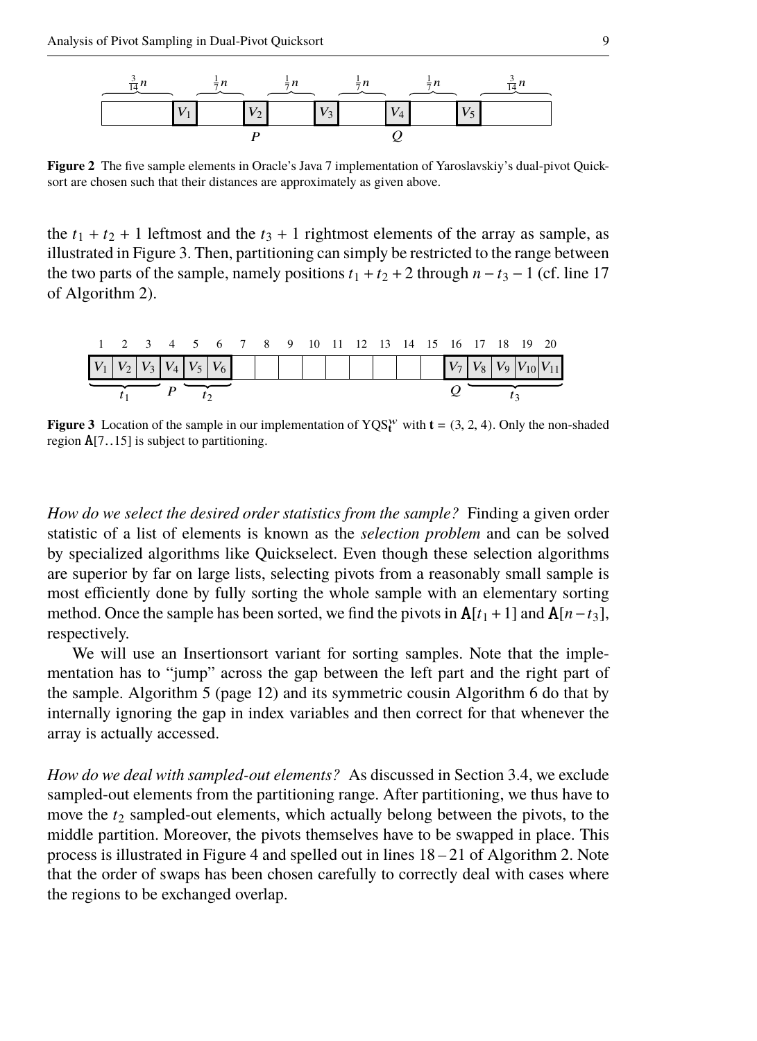Figure 2 The five sample elements in Oracle's Java 7 implementation of Yaroslavskiy's dual-pivot Quicksort are chosen such that their distances are approximately as given above.

the $t_1 + t_2 + 1$ leftmost and the $t_3 + 1$ rightmost elements of the array as sample, as illustrated in Figure 3. Then, partitioning can simply be restricted to the range between the two parts of the sample, namely positions $t_1 + t_2 + 2$ through $n - t_3 - 1$ (cf. line 17 of Algorithm 2).

Figure 3 Location of the sample in our implementation of $\mathrm{YQS}_{\mathbf{t}}^{w}$ with $\mathbf{t} = (3, 2, 4)$. Only the non-shaded region $\mathtt{A}[7..15]$ is subject to partitioning.

*How do we select the desired order statistics from the sample?* Finding a given order statistic of a list of elements is known as the *selection problem* and can be solved by specialized algorithms like Quickselect. Even though these selection algorithms are superior by far on large lists, selecting pivots from a reasonably small sample is most efficiently done by fully sorting the whole sample with an elementary sorting method. Once the sample has been sorted, we find the pivots in $\mathtt{A}[t_1 + 1]$ and $\mathtt{A}[n - t_3]$, respectively.

We will use an Insertionsort variant for sorting samples. Note that the implementation has to "jump" across the gap between the left part and the right part of the sample. Algorithm 5 (page 12) and its symmetric cousin Algorithm 6 do that by internally ignoring the gap in index variables and then correct for that whenever the array is actually accessed.

*How do we deal with sampled-out elements?* As discussed in Section 3.4, we exclude sampled-out elements from the partitioning range. After partitioning, we thus have to move the $t_2$ sampled-out elements, which actually belong between the pivots, to the middle partition. Moreover, the pivots themselves have to be swapped in place. This process is illustrated in Figure 4 and spelled out in lines 18 – 21 of Algorithm 2. Note that the order of swaps has been chosen carefully to correctly deal with cases where the regions to be exchanged overlap.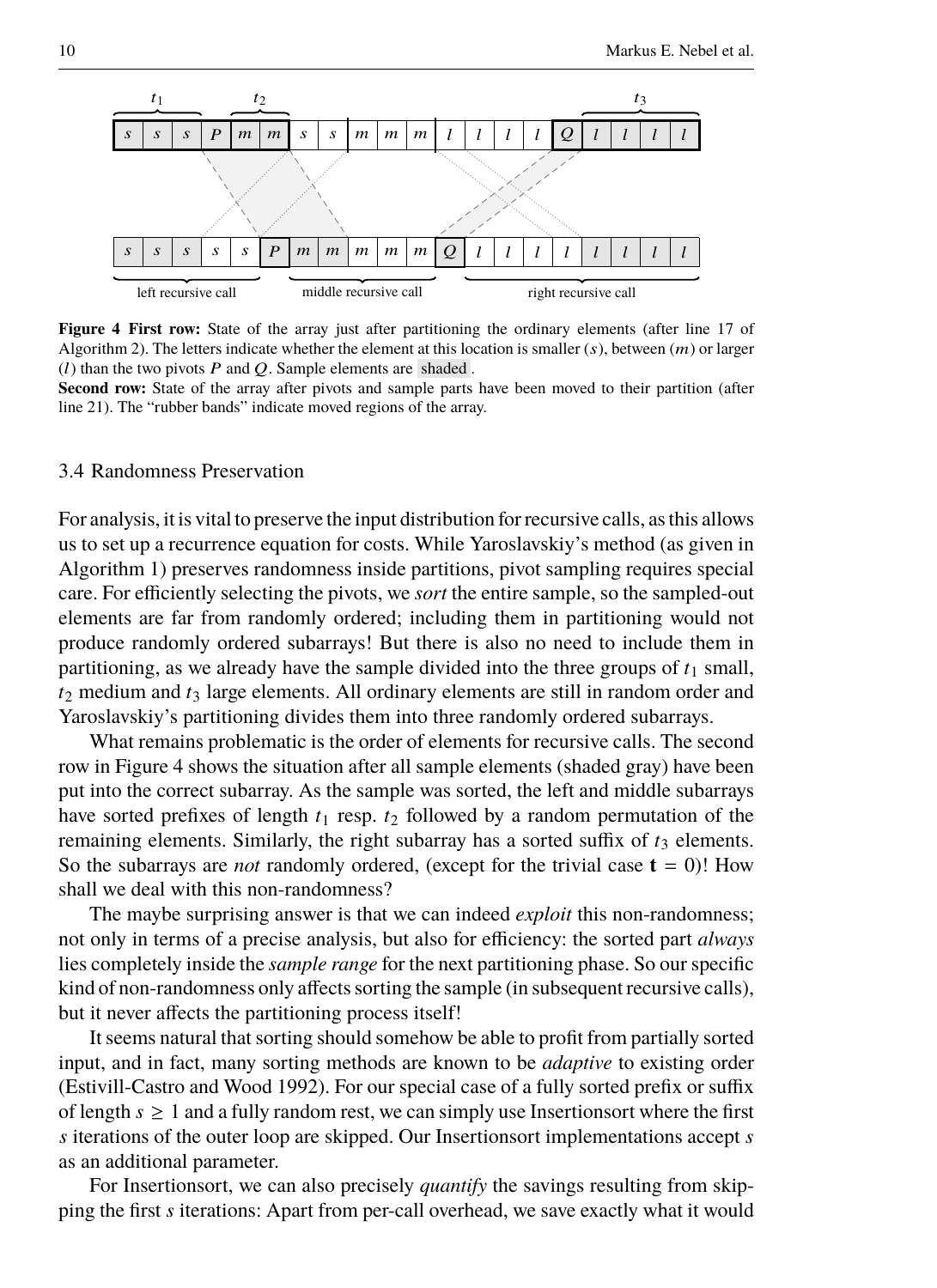**Figure 4** **First row:** State of the array just after partitioning the ordinary elements (after line 17 of Algorithm 2). The letters indicate whether the element at this location is smaller ($s$), between ($m$) or larger ($l$) than the two pivots $P$ and $Q$. Sample elements are shaded.
**Second row:** State of the array after pivots and sample parts have been moved to their partition (after line 21). The "rubber bands" indicate moved regions of the array.

### 3.4 Randomness Preservation

For analysis, it is vital to preserve the input distribution for recursive calls, as this allows us to set up a recurrence equation for costs. While Yaroslavskiy's method (as given in Algorithm 1) preserves randomness inside partitions, pivot sampling requires special care. For efficiently selecting the pivots, we *sort* the entire sample, so the sampled-out elements are far from randomly ordered; including them in partitioning would not produce randomly ordered subarrays! But there is also no need to include them in partitioning, as we already have the sample divided into the three groups of $t_1$ small, $t_2$ medium and $t_3$ large elements. All ordinary elements are still in random order and Yaroslavskiy's partitioning divides them into three randomly ordered subarrays.

What remains problematic is the order of elements for recursive calls. The second row in Figure 4 shows the situation after all sample elements (shaded gray) have been put into the correct subarray. As the sample was sorted, the left and middle subarrays have sorted prefixes of length $t_1$ resp. $t_2$ followed by a random permutation of the remaining elements. Similarly, the right subarray has a sorted suffix of $t_3$ elements. So the subarrays are *not* randomly ordered, (except for the trivial case $\mathbf{t} = 0$)! How shall we deal with this non-randomness?

The maybe surprising answer is that we can indeed *exploit* this non-randomness; not only in terms of a precise analysis, but also for efficiency: the sorted part *always* lies completely inside the *sample range* for the next partitioning phase. So our specific kind of non-randomness only affects sorting the sample (in subsequent recursive calls), but it never affects the partitioning process itself!

It seems natural that sorting should somehow be able to profit from partially sorted input, and in fact, many sorting methods are known to be *adaptive* to existing order (Estivill-Castro and Wood 1992). For our special case of a fully sorted prefix or suffix of length $s \geq 1$ and a fully random rest, we can simply use Insertionsort where the first $s$ iterations of the outer loop are skipped. Our Insertionsort implementations accept $s$ as an additional parameter.

For Insertionsort, we can also precisely *quantify* the savings resulting from skipping the first $s$ iterations: Apart from per-call overhead, we save exactly what it would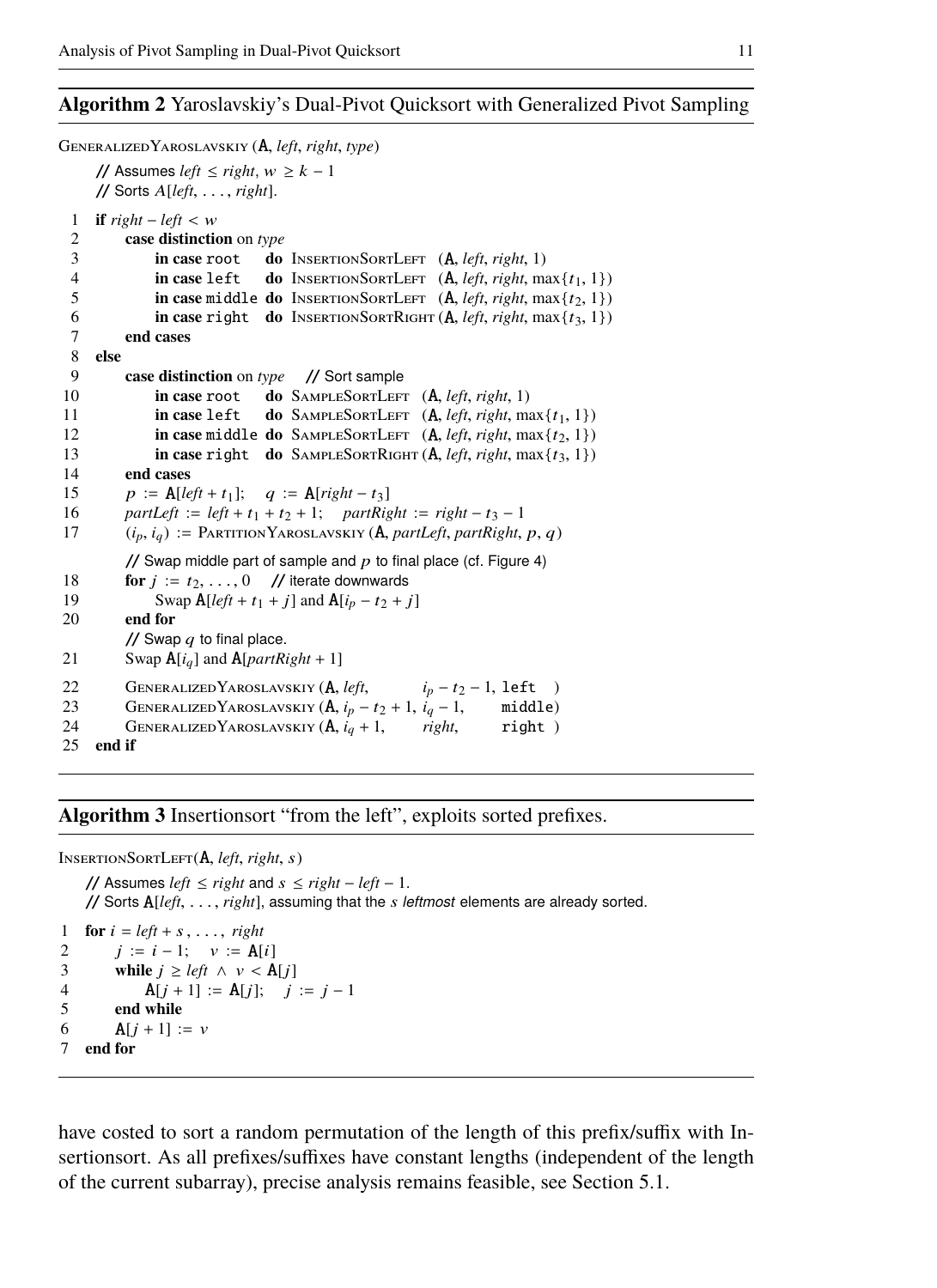**Algorithm 2** Yaroslavskiy's Dual-Pivot Quicksort with Generalized Pivot Sampling

```
GeneralizedYaroslavskiy (A, left, right, type)
    // Assumes left ≤ right, w ≥ k − 1
    // Sorts A[left, . . . , right].
 1  if right − left < w
 2      case distinction on type
 3          in case root    do InsertionSortLeft  (A, left, right, 1)
 4          in case left    do InsertionSortLeft  (A, left, right, max{t1, 1})
 5          in case middle  do InsertionSortLeft  (A, left, right, max{t2, 1})
 6          in case right   do InsertionSortRight (A, left, right, max{t3, 1})
 7      end cases
 8  else
 9      case distinction on type   // Sort sample
10          in case root    do SampleSortLeft  (A, left, right, 1)
11          in case left    do SampleSortLeft  (A, left, right, max{t1, 1})
12          in case middle  do SampleSortLeft  (A, left, right, max{t2, 1})
13          in case right   do SampleSortRight (A, left, right, max{t3, 1})
14      end cases
15      p := A[left + t1];   q := A[right − t3]
16      partLeft := left + t1 + t2 + 1;   partRight := right − t3 − 1
17      (ip, iq) := PartitionYaroslavskiy (A, partLeft, partRight, p, q)
        // Swap middle part of sample and p to final place (cf. Figure 4)
18      for j := t2, . . . , 0   // iterate downwards
19          Swap A[left + t1 + j] and A[ip − t2 + j]
20      end for
        // Swap q to final place.
21      Swap A[iq] and A[partRight + 1]
22      GeneralizedYaroslavskiy (A, left,          ip − t2 − 1, left  )
23      GeneralizedYaroslavskiy (A, ip − t2 + 1,   iq − 1,      middle)
24      GeneralizedYaroslavskiy (A, iq + 1,        right,       right )
25  end if
```

**Algorithm 3** Insertionsort "from the left", exploits sorted prefixes.

```
InsertionSortLeft(A, left, right, s)
    // Assumes left ≤ right and s ≤ right − left − 1.
    // Sorts A[left, . . . , right], assuming that the s leftmost elements are already sorted.
1  for i = left + s , . . . , right
2      j := i − 1;   v := A[i]
3      while j ≥ left ∧ v < A[j]
4          A[j + 1] := A[j];   j := j − 1
5      end while
6      A[j + 1] := v
7  end for
```

have costed to sort a random permutation of the length of this prefix/suffix with Insertionsort. As all prefixes/suffixes have constant lengths (independent of the length of the current subarray), precise analysis remains feasible, see Section 5.1.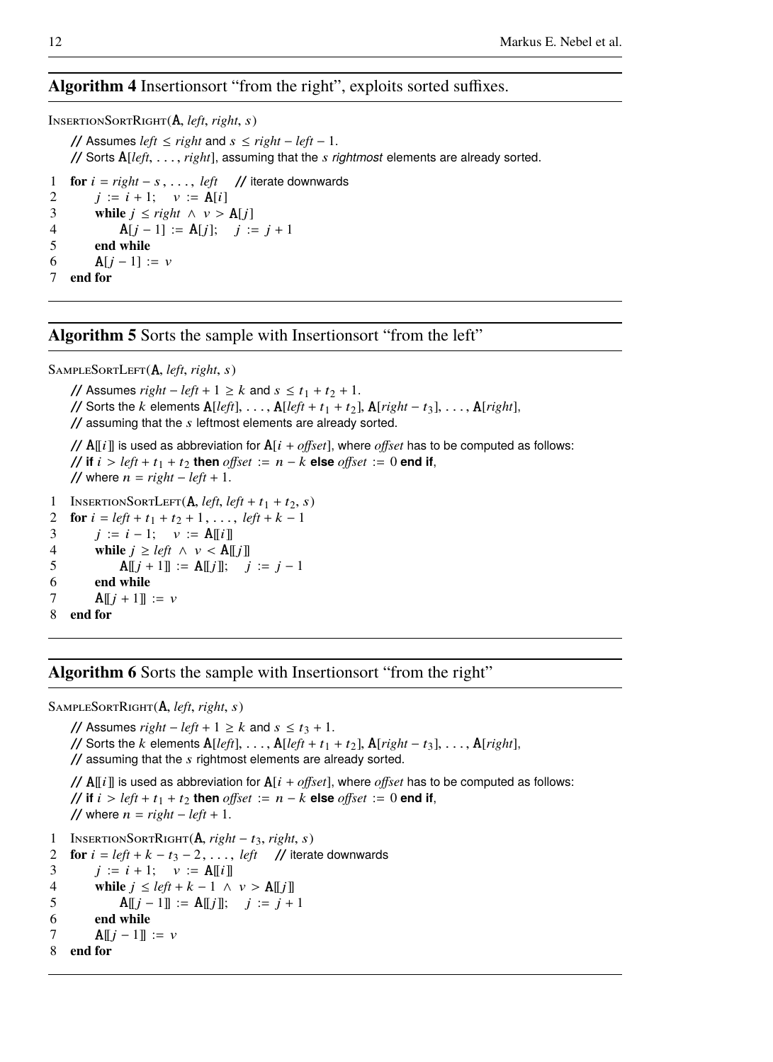**Algorithm 4** Insertionsort "from the right", exploits sorted suffixes.

```
InsertionSortRight(A, left, right, s)
    // Assumes left ≤ right and s ≤ right − left − 1.
    // Sorts A[left, ..., right], assuming that the s rightmost elements are already sorted.
1   for i = right − s, ..., left    // iterate downwards
2       j := i + 1;   v := A[i]
3       while j ≤ right ∧ v > A[j]
4           A[j − 1] := A[j];   j := j + 1
5       end while
6       A[j − 1] := v
7   end for
```

**Algorithm 5** Sorts the sample with Insertionsort "from the left"

```
SampleSortLeft(A, left, right, s)
    // Assumes right − left + 1 ≥ k and s ≤ t1 + t2 + 1.
    // Sorts the k elements A[left], ..., A[left + t1 + t2], A[right − t3], ..., A[right],
    // assuming that the s leftmost elements are already sorted.

    // A⟦i⟧ is used as abbreviation for A[i + offset], where offset has to be computed as follows:
    // if i > left + t1 + t2 then offset := n − k else offset := 0 end if,
    // where n = right − left + 1.
1   InsertionSortLeft(A, left, left + t1 + t2, s)
2   for i = left + t1 + t2 + 1, ..., left + k − 1
3       j := i − 1;   v := A⟦i⟧
4       while j ≥ left ∧ v < A⟦j⟧
5           A⟦j + 1⟧ := A⟦j⟧;   j := j − 1
6       end while
7       A⟦j + 1⟧ := v
8   end for
```

**Algorithm 6** Sorts the sample with Insertionsort "from the right"

```
SampleSortRight(A, left, right, s)
    // Assumes right − left + 1 ≥ k and s ≤ t3 + 1.
    // Sorts the k elements A[left], ..., A[left + t1 + t2], A[right − t3], ..., A[right],
    // assuming that the s rightmost elements are already sorted.

    // A⟦i⟧ is used as abbreviation for A[i + offset], where offset has to be computed as follows:
    // if i > left + t1 + t2 then offset := n − k else offset := 0 end if,
    // where n = right − left + 1.
1   InsertionSortRight(A, right − t3, right, s)
2   for i = left + k − t3 − 2, ..., left    // iterate downwards
3       j := i + 1;   v := A⟦i⟧
4       while j ≤ left + k − 1 ∧ v > A⟦j⟧
5           A⟦j − 1⟧ := A⟦j⟧;   j := j + 1
6       end while
7       A⟦j − 1⟧ := v
8   end for
```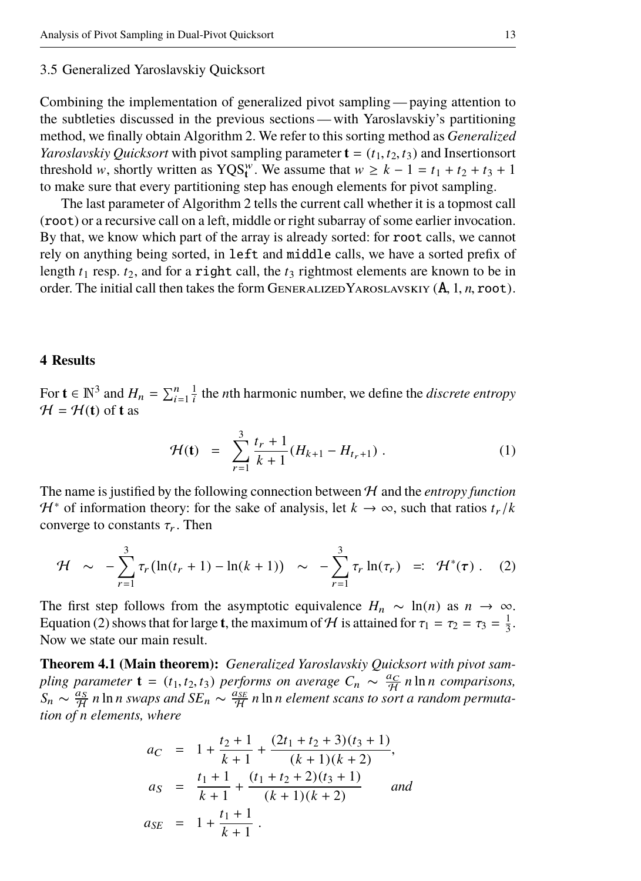### 3.5 Generalized Yaroslavskiy Quicksort

Combining the implementation of generalized pivot sampling — paying attention to the subtleties discussed in the previous sections — with Yaroslavskiy's partitioning method, we finally obtain Algorithm 2. We refer to this sorting method as *Generalized Yaroslavskiy Quicksort* with pivot sampling parameter $\mathbf{t} = (t_1, t_2, t_3)$ and Insertionsort threshold $w$, shortly written as $\mathrm{YQS}_{\mathbf{t}}^{w}$. We assume that $w \geq k - 1 = t_1 + t_2 + t_3 + 1$ to make sure that every partitioning step has enough elements for pivot sampling.

The last parameter of Algorithm 2 tells the current call whether it is a topmost call (`root`) or a recursive call on a left, middle or right subarray of some earlier invocation. By that, we know which part of the array is already sorted: for `root` calls, we cannot rely on anything being sorted, in `left` and `middle` calls, we have a sorted prefix of length $t_1$ resp. $t_2$, and for a `right` call, the $t_3$ rightmost elements are known to be in order. The initial call then takes the form GeneralizedYaroslavskiy ($\mathbf{A}$, 1, $n$, `root`).

## 4 Results

For $\mathbf{t} \in \mathbb{N}^3$ and $H_n = \sum_{i=1}^{n} \frac{1}{i}$ the $n$th harmonic number, we define the *discrete entropy* $\mathcal{H} = \mathcal{H}(\mathbf{t})$ of $\mathbf{t}$ as

$$\mathcal{H}(\mathbf{t}) \quad = \quad \sum_{r=1}^{3} \frac{t_r + 1}{k+1} (H_{k+1} - H_{t_r+1}) \ . \tag{1}$$

The name is justified by the following connection between $\mathcal{H}$ and the *entropy function* $\mathcal{H}^*$ of information theory: for the sake of analysis, let $k \to \infty$, such that ratios $t_r/k$ converge to constants $\tau_r$. Then

$$\mathcal{H} \quad \sim \quad -\sum_{r=1}^{3} \tau_r \big(\ln(t_r + 1) - \ln(k+1)\big) \quad \sim \quad -\sum_{r=1}^{3} \tau_r \ln(\tau_r) \quad =: \quad \mathcal{H}^*(\boldsymbol{\tau}) \ . \tag{2}$$

The first step follows from the asymptotic equivalence $H_n \sim \ln(n)$ as $n \to \infty$. Equation (2) shows that for large $\mathbf{t}$, the maximum of $\mathcal{H}$ is attained for $\tau_1 = \tau_2 = \tau_3 = \frac{1}{3}$. Now we state our main result.

**Theorem 4.1 (Main theorem):** *Generalized Yaroslavskiy Quicksort with pivot sampling parameter* $\mathbf{t} = (t_1, t_2, t_3)$ *performs on average* $C_n \sim \frac{a_C}{\mathcal{H}} n \ln n$ *comparisons,* $S_n \sim \frac{a_S}{\mathcal{H}} n \ln n$ *swaps and* $SE_n \sim \frac{a_{SE}}{\mathcal{H}} n \ln n$ *element scans to sort a random permutation of n elements, where*

$$\begin{aligned}
a_C &= 1 + \frac{t_2 + 1}{k+1} + \frac{(2t_1 + t_2 + 3)(t_3 + 1)}{(k+1)(k+2)}, \\
a_S &= \frac{t_1 + 1}{k+1} + \frac{(t_1 + t_2 + 2)(t_3 + 1)}{(k+1)(k+2)} \qquad \textit{and} \\
a_{SE} &= 1 + \frac{t_1 + 1}{k+1} \ .
\end{aligned}$$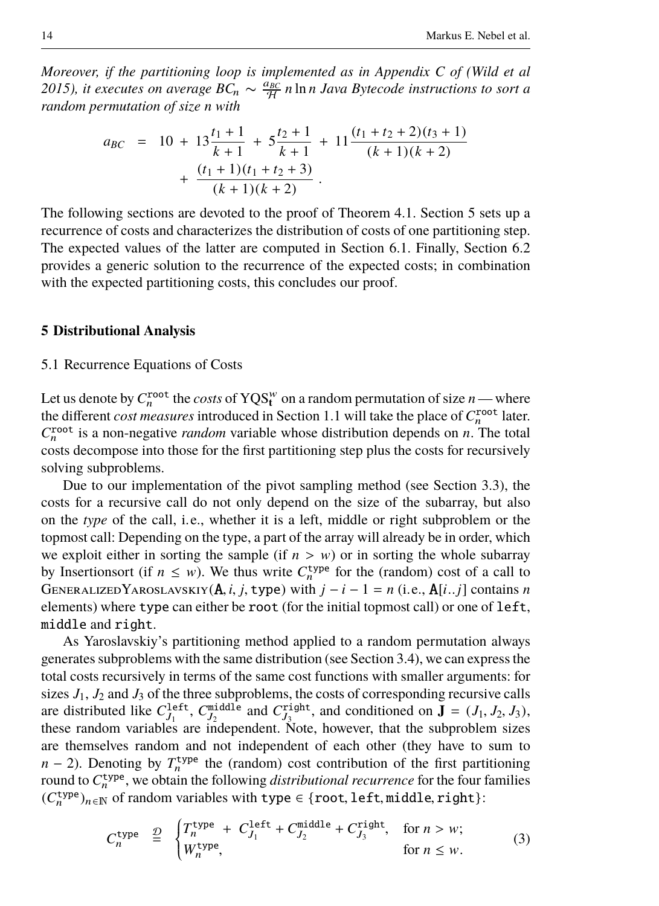*Moreover, if the partitioning loop is implemented as in Appendix C of (Wild et al 2015), it executes on average $BC_n \sim \frac{a_{BC}}{\mathcal{H}} n \ln n$ Java Bytecode instructions to sort a random permutation of size n with*

$$
\begin{aligned}
a_{BC} \;=\; 10 \;+\; 13\frac{t_1+1}{k+1} \;+\; 5\frac{t_2+1}{k+1} \;+\; 11\frac{(t_1+t_2+2)(t_3+1)}{(k+1)(k+2)} \\
+\; \frac{(t_1+1)(t_1+t_2+3)}{(k+1)(k+2)} \, .
\end{aligned}
$$

The following sections are devoted to the proof of Theorem 4.1. Section 5 sets up a recurrence of costs and characterizes the distribution of costs of one partitioning step. The expected values of the latter are computed in Section 6.1. Finally, Section 6.2 provides a generic solution to the recurrence of the expected costs; in combination with the expected partitioning costs, this concludes our proof.

## 5 Distributional Analysis

### 5.1 Recurrence Equations of Costs

Let us denote by $C_n^{\texttt{root}}$ the *costs* of $\mathrm{YQS}_{\mathbf{t}}^{w}$ on a random permutation of size $n$ — where the different *cost measures* introduced in Section 1.1 will take the place of $C_n^{\texttt{root}}$ later. $C_n^{\texttt{root}}$ is a non-negative *random* variable whose distribution depends on $n$. The total costs decompose into those for the first partitioning step plus the costs for recursively solving subproblems.

Due to our implementation of the pivot sampling method (see Section 3.3), the costs for a recursive call do not only depend on the size of the subarray, but also on the *type* of the call, i.e., whether it is a left, middle or right subproblem or the topmost call: Depending on the type, a part of the array will already be in order, which we exploit either in sorting the sample (if $n > w$) or in sorting the whole subarray by Insertionsort (if $n \le w$). We thus write $C_n^{\texttt{type}}$ for the (random) cost of a call to GeneralizedYaroslavskiy($\mathtt{A}, i, j, \texttt{type}$) with $j - i - 1 = n$ (i.e., $\mathtt{A}[i..j]$ contains $n$ elements) where `type` can either be `root` (for the initial topmost call) or one of `left`, `middle` and `right`.

As Yaroslavskiy's partitioning method applied to a random permutation always generates subproblems with the same distribution (see Section 3.4), we can express the total costs recursively in terms of the same cost functions with smaller arguments: for sizes $J_1$, $J_2$ and $J_3$ of the three subproblems, the costs of corresponding recursive calls are distributed like $C_{J_1}^{\texttt{left}}$, $C_{J_2}^{\texttt{middle}}$ and $C_{J_3}^{\texttt{right}}$, and conditioned on $\mathbf{J} = (J_1, J_2, J_3)$, these random variables are independent. Note, however, that the subproblem sizes are themselves random and not independent of each other (they have to sum to $n - 2$). Denoting by $T_n^{\texttt{type}}$ the (random) cost contribution of the first partitioning round to $C_n^{\texttt{type}}$, we obtain the following *distributional recurrence* for the four families $(C_n^{\texttt{type}})_{n\in\mathbb{N}}$ of random variables with $\texttt{type} \in \{\texttt{root}, \texttt{left}, \texttt{middle}, \texttt{right}\}$:

$$
C_n^{\texttt{type}} \;\overset{\mathcal{D}}{=}\; \begin{cases} T_n^{\texttt{type}} \;+\; C_{J_1}^{\texttt{left}} + C_{J_2}^{\texttt{middle}} + C_{J_3}^{\texttt{right}}, & \text{for } n > w; \\ W_n^{\texttt{type}}, & \text{for } n \le w. \end{cases} \tag{3}
$$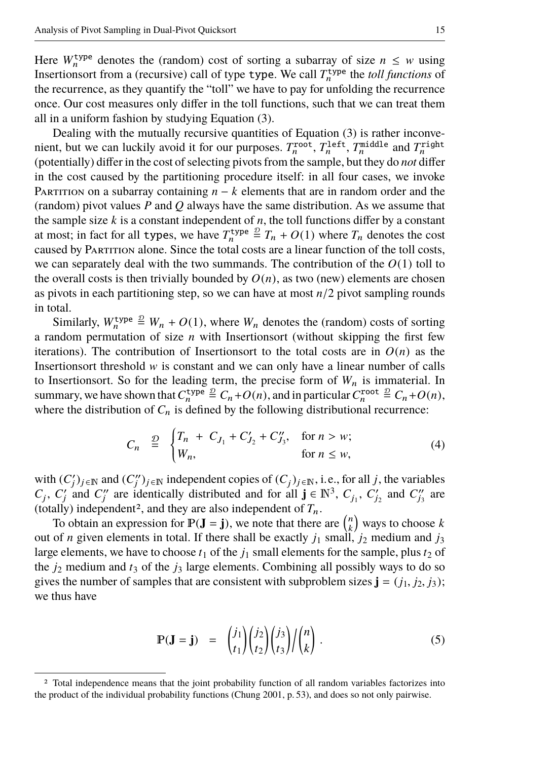Here $W_n^{\mathtt{type}}$ denotes the (random) cost of sorting a subarray of size $n \le w$ using Insertionsort from a (recursive) call of type $\mathtt{type}$. We call $T_n^{\mathtt{type}}$ the *toll functions* of the recurrence, as they quantify the "toll" we have to pay for unfolding the recurrence once. Our cost measures only differ in the toll functions, such that we can treat them all in a uniform fashion by studying Equation (3).

Dealing with the mutually recursive quantities of Equation (3) is rather inconvenient, but we can luckily avoid it for our purposes. $T_n^{\mathtt{root}}$, $T_n^{\mathtt{left}}$, $T_n^{\mathtt{middle}}$ and $T_n^{\mathtt{right}}$ (potentially) differ in the cost of selecting pivots from the sample, but they do *not* differ in the cost caused by the partitioning procedure itself: in all four cases, we invoke Partition on a subarray containing $n - k$ elements that are in random order and the (random) pivot values $P$ and $Q$ always have the same distribution. As we assume that the sample size $k$ is a constant independent of $n$, the toll functions differ by a constant at most; in fact for all $\mathtt{type}$s, we have $T_n^{\mathtt{type}} \overset{\mathcal{D}}{=} T_n + O(1)$ where $T_n$ denotes the cost caused by Partition alone. Since the total costs are a linear function of the toll costs, we can separately deal with the two summands. The contribution of the $O(1)$ toll to the overall costs is then trivially bounded by $O(n)$, as two (new) elements are chosen as pivots in each partitioning step, so we can have at most $n/2$ pivot sampling rounds in total.

Similarly, $W_n^{\mathtt{type}} \overset{\mathcal{D}}{=} W_n + O(1)$, where $W_n$ denotes the (random) costs of sorting a random permutation of size $n$ with Insertionsort (without skipping the first few iterations). The contribution of Insertionsort to the total costs are in $O(n)$ as the Insertionsort threshold $w$ is constant and we can only have a linear number of calls to Insertionsort. So for the leading term, the precise form of $W_n$ is immaterial. In summary, we have shown that $C_n^{\mathtt{type}} \overset{\mathcal{D}}{=} C_n + O(n)$, and in particular $C_n^{\mathtt{root}} \overset{\mathcal{D}}{=} C_n + O(n)$, where the distribution of $C_n$ is defined by the following distributional recurrence:

$$C_n \;\overset{\mathcal{D}}{=}\; \begin{cases} T_n \;+\; C_{J_1} + C'_{J_2} + C''_{J_3}, & \text{for } n > w; \\ W_n, & \text{for } n \le w, \end{cases} \tag{4}$$

with $(C'_j)_{j \in \mathbb{N}}$ and $(C''_j)_{j \in \mathbb{N}}$ independent copies of $(C_j)_{j \in \mathbb{N}}$, i.e., for all $j$, the variables $C_j$, $C'_j$ and $C''_j$ are identically distributed and for all $\mathbf{j} \in \mathbb{N}^3$, $C_{j_1}$, $C'_{j_2}$ and $C''_{j_3}$ are (totally) independent[2], and they are also independent of $T_n$.

To obtain an expression for $\mathbb{P}(\mathbf{J} = \mathbf{j})$, we note that there are $\binom{n}{k}$ ways to choose $k$ out of $n$ given elements in total. If there shall be exactly $j_1$ small, $j_2$ medium and $j_3$ large elements, we have to choose $t_1$ of the $j_1$ small elements for the sample, plus $t_2$ of the $j_2$ medium and $t_3$ of the $j_3$ large elements. Combining all possibly ways to do so gives the number of samples that are consistent with subproblem sizes $\mathbf{j} = (j_1, j_2, j_3)$; we thus have

$$\mathbb{P}(\mathbf{J} = \mathbf{j}) \;=\; \binom{j_1}{t_1}\binom{j_2}{t_2}\binom{j_3}{t_3} \Big/ \binom{n}{k} \,. \tag{5}$$

[2] Total independence means that the joint probability function of all random variables factorizes into the product of the individual probability functions (Chung 2001, p. 53), and does so not only pairwise.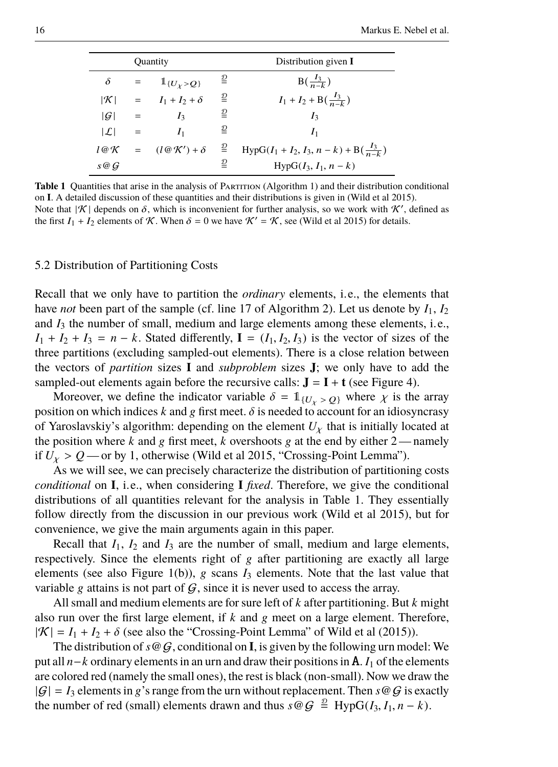| Quantity | | | | Distribution given $\mathbf{I}$ |
|---|---|---|---|---|
| $\delta$ | $=$ | $\mathbb{1}_{\{U_\chi > Q\}}$ | $\overset{\mathcal{D}}{=}$ | $\mathrm{B}(\frac{I_3}{n-k})$ |
| $\lvert\mathcal{K}\rvert$ | $=$ | $I_1 + I_2 + \delta$ | $\overset{\mathcal{D}}{=}$ | $I_1 + I_2 + \mathrm{B}(\frac{I_3}{n-k})$ |
| $\lvert\mathcal{G}\rvert$ | $=$ | $I_3$ | $\overset{\mathcal{D}}{=}$ | $I_3$ |
| $\lvert\mathcal{L}\rvert$ | $=$ | $I_1$ | $\overset{\mathcal{D}}{=}$ | $I_1$ |
| $l@\mathcal{K}$ | $=$ | $(l@\mathcal{K}') + \delta$ | $\overset{\mathcal{D}}{=}$ | $\mathrm{HypG}(I_1 + I_2, I_3, n-k) + \mathrm{B}(\frac{I_3}{n-k})$ |
| $s@\mathcal{G}$ | | | $\overset{\mathcal{D}}{=}$ | $\mathrm{HypG}(I_3, I_1, n-k)$ |

**Table 1** Quantities that arise in the analysis of Partition (Algorithm 1) and their distribution conditional on $\mathbf{I}$. A detailed discussion of these quantities and their distributions is given in (Wild et al 2015). Note that $|\mathcal{K}|$ depends on $\delta$, which is inconvenient for further analysis, so we work with $\mathcal{K}'$, defined as the first $I_1 + I_2$ elements of $\mathcal{K}$. When $\delta = 0$ we have $\mathcal{K}' = \mathcal{K}$, see (Wild et al 2015) for details.

### 5.2 Distribution of Partitioning Costs

Recall that we only have to partition the *ordinary* elements, i.e., the elements that have *not* been part of the sample (cf. line 17 of Algorithm 2). Let us denote by $I_1$, $I_2$ and $I_3$ the number of small, medium and large elements among these elements, i.e., $I_1 + I_2 + I_3 = n - k$. Stated differently, $\mathbf{I} = (I_1, I_2, I_3)$ is the vector of sizes of the three partitions (excluding sampled-out elements). There is a close relation between the vectors of *partition* sizes $\mathbf{I}$ and *subproblem* sizes $\mathbf{J}$; we only have to add the sampled-out elements again before the recursive calls: $\mathbf{J} = \mathbf{I} + \mathbf{t}$ (see Figure 4).

Moreover, we define the indicator variable $\delta = \mathbb{1}_{\{U_\chi > Q\}}$ where $\chi$ is the array position on which indices $k$ and $g$ first meet. $\delta$ is needed to account for an idiosyncrasy of Yaroslavskiy's algorithm: depending on the element $U_\chi$ that is initially located at the position where $k$ and $g$ first meet, $k$ overshoots $g$ at the end by either 2 — namely if $U_\chi > Q$ — or by 1, otherwise (Wild et al 2015, "Crossing-Point Lemma").

As we will see, we can precisely characterize the distribution of partitioning costs *conditional* on $\mathbf{I}$, i.e., when considering $\mathbf{I}$ *fixed*. Therefore, we give the conditional distributions of all quantities relevant for the analysis in Table 1. They essentially follow directly from the discussion in our previous work (Wild et al 2015), but for convenience, we give the main arguments again in this paper.

Recall that $I_1$, $I_2$ and $I_3$ are the number of small, medium and large elements, respectively. Since the elements right of $g$ after partitioning are exactly all large elements (see also Figure 1(b)), $g$ scans $I_3$ elements. Note that the last value that variable $g$ attains is not part of $\mathcal{G}$, since it is never used to access the array.

All small and medium elements are for sure left of $k$ after partitioning. But $k$ might also run over the first large element, if $k$ and $g$ meet on a large element. Therefore, $|\mathcal{K}| = I_1 + I_2 + \delta$ (see also the "Crossing-Point Lemma" of Wild et al (2015)).

The distribution of $s@\mathcal{G}$, conditional on $\mathbf{I}$, is given by the following urn model: We put all $n-k$ ordinary elements in an urn and draw their positions in $\mathtt{A}$. $I_1$ of the elements are colored red (namely the small ones), the rest is black (non-small). Now we draw the $|\mathcal{G}| = I_3$ elements in $g$'s range from the urn without replacement. Then $s@\mathcal{G}$ is exactly the number of red (small) elements drawn and thus $s@\mathcal{G} \overset{\mathcal{D}}{=} \mathrm{HypG}(I_3, I_1, n-k)$.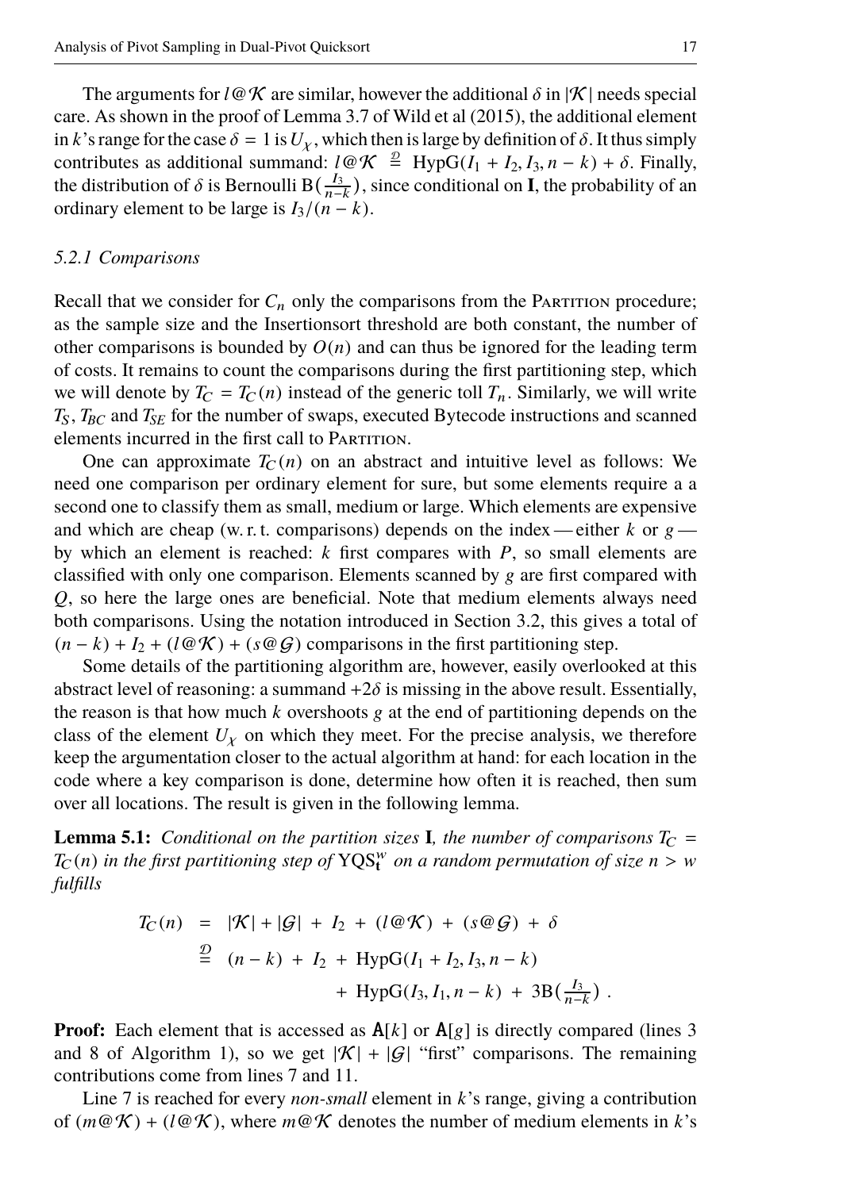The arguments for $l@\mathcal{K}$ are similar, however the additional $\delta$ in $|\mathcal{K}|$ needs special care. As shown in the proof of Lemma 3.7 of Wild et al (2015), the additional element in $k$'s range for the case $\delta = 1$ is $U_\chi$, which then is large by definition of $\delta$. It thus simply contributes as additional summand: $l@\mathcal{K} \overset{\mathcal{D}}{=} \mathrm{HypG}(I_1 + I_2, I_3, n - k) + \delta$. Finally, the distribution of $\delta$ is Bernoulli $\mathrm{B}(\frac{I_3}{n-k})$, since conditional on $\mathbf{I}$, the probability of an ordinary element to be large is $I_3/(n - k)$.

### 5.2.1 Comparisons

Recall that we consider for $C_n$ only the comparisons from the Partition procedure; as the sample size and the Insertionsort threshold are both constant, the number of other comparisons is bounded by $O(n)$ and can thus be ignored for the leading term of costs. It remains to count the comparisons during the first partitioning step, which we will denote by $T_C = T_C(n)$ instead of the generic toll $T_n$. Similarly, we will write $T_S$, $T_{BC}$ and $T_{SE}$ for the number of swaps, executed Bytecode instructions and scanned elements incurred in the first call to Partition.

One can approximate $T_C(n)$ on an abstract and intuitive level as follows: We need one comparison per ordinary element for sure, but some elements require a a second one to classify them as small, medium or large. Which elements are expensive and which are cheap (w. r. t. comparisons) depends on the index — either $k$ or $g$ — by which an element is reached: $k$ first compares with $P$, so small elements are classified with only one comparison. Elements scanned by $g$ are first compared with $Q$, so here the large ones are beneficial. Note that medium elements always need both comparisons. Using the notation introduced in Section 3.2, this gives a total of $(n - k) + I_2 + (l@\mathcal{K}) + (s@\mathcal{G})$ comparisons in the first partitioning step.

Some details of the partitioning algorithm are, however, easily overlooked at this abstract level of reasoning: a summand $+2\delta$ is missing in the above result. Essentially, the reason is that how much $k$ overshoots $g$ at the end of partitioning depends on the class of the element $U_\chi$ on which they meet. For the precise analysis, we therefore keep the argumentation closer to the actual algorithm at hand: for each location in the code where a key comparison is done, determine how often it is reached, then sum over all locations. The result is given in the following lemma.

**Lemma 5.1:** *Conditional on the partition sizes* $\mathbf{I}$*, the number of comparisons* $T_C = T_C(n)$ *in the first partitioning step of* $\mathrm{YQS}_{\mathbf{t}}^{w}$ *on a random permutation of size* $n > w$ *fulfills*

$$
\begin{aligned}
T_C(n) &= |\mathcal{K}| + |\mathcal{G}| + I_2 + (l@\mathcal{K}) + (s@\mathcal{G}) + \delta \\
&\overset{\mathcal{D}}{=} (n - k) + I_2 + \mathrm{HypG}(I_1 + I_2, I_3, n - k) \\
&\qquad + \mathrm{HypG}(I_3, I_1, n - k) + 3\mathrm{B}\big(\tfrac{I_3}{n-k}\big) .
\end{aligned}
$$

**Proof:** Each element that is accessed as $\mathtt{A}[k]$ or $\mathtt{A}[g]$ is directly compared (lines 3 and 8 of Algorithm 1), so we get $|\mathcal{K}| + |\mathcal{G}|$ "first" comparisons. The remaining contributions come from lines 7 and 11.

Line 7 is reached for every *non-small* element in $k$'s range, giving a contribution of $(m@\mathcal{K}) + (l@\mathcal{K})$, where $m@\mathcal{K}$ denotes the number of medium elements in $k$'s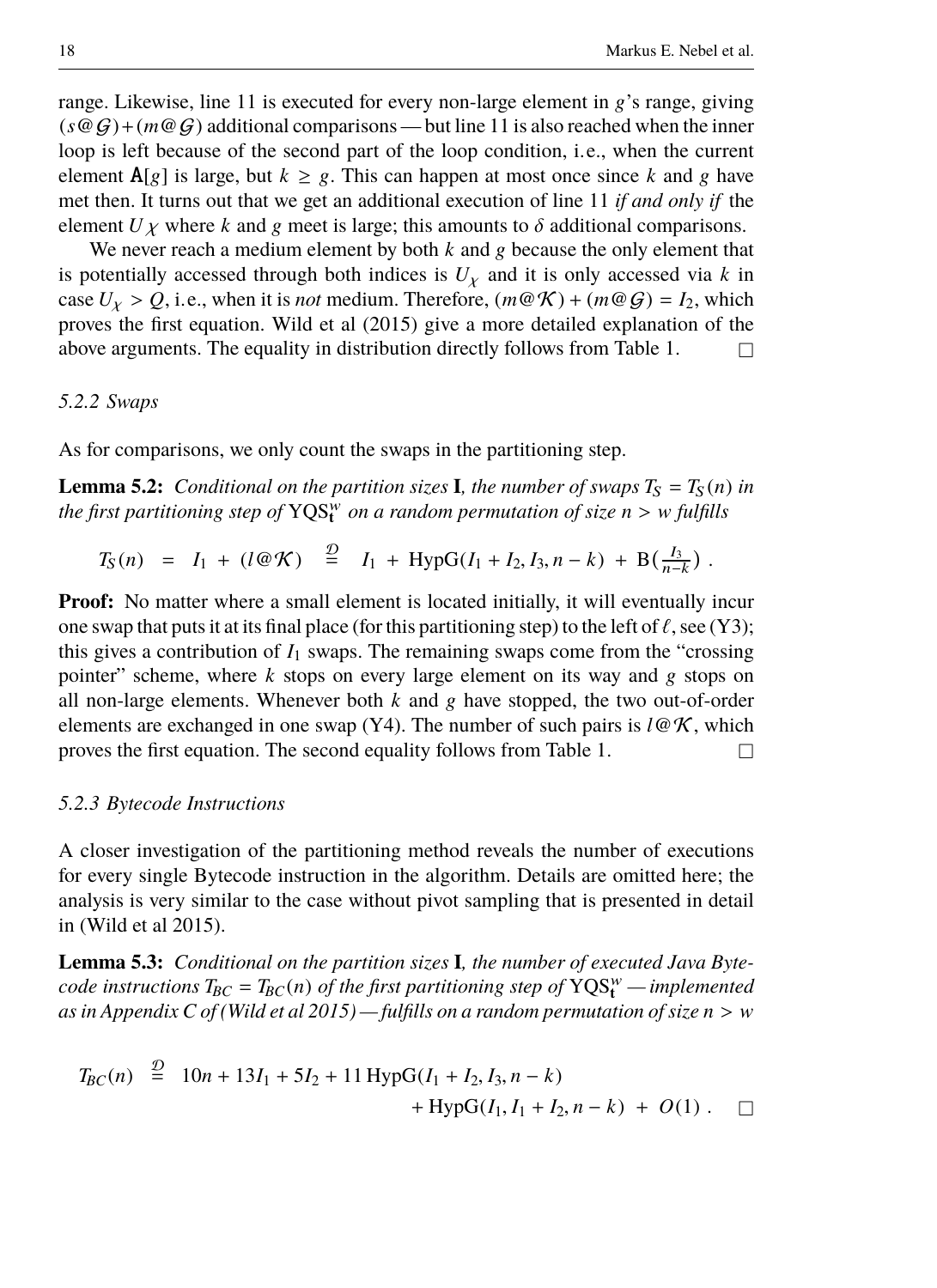range. Likewise, line 11 is executed for every non-large element in $g$'s range, giving $(s@\mathcal{G})+(m@\mathcal{G})$ additional comparisons — but line 11 is also reached when the inner loop is left because of the second part of the loop condition, i.e., when the current element $\mathtt{A}[g]$ is large, but $k \geq g$. This can happen at most once since $k$ and $g$ have met then. It turns out that we get an additional execution of line 11 *if and only if* the element $U_\chi$ where $k$ and $g$ meet is large; this amounts to $\delta$ additional comparisons.

We never reach a medium element by both $k$ and $g$ because the only element that is potentially accessed through both indices is $U_\chi$ and it is only accessed via $k$ in case $U_\chi > Q$, i.e., when it is *not* medium. Therefore, $(m@\mathcal{K}) + (m@\mathcal{G}) = I_2$, which proves the first equation. Wild et al (2015) give a more detailed explanation of the above arguments. The equality in distribution directly follows from Table 1. □

#### 5.2.2 Swaps

As for comparisons, we only count the swaps in the partitioning step.

**Lemma 5.2:** *Conditional on the partition sizes* $\mathbf{I}$*, the number of swaps* $T_S = T_S(n)$ *in the first partitioning step of* $\mathrm{YQS}_{\mathbf{t}}^{w}$ *on a random permutation of size* $n > w$ *fulfills*

$$T_S(n) \;=\; I_1 \;+\; (l@\mathcal{K}) \;\overset{\mathcal{D}}{=}\; I_1 \;+\; \mathrm{HypG}(I_1 + I_2, I_3, n-k) \;+\; \mathrm{B}\big(\tfrac{I_3}{n-k}\big)\;.$$

**Proof:** No matter where a small element is located initially, it will eventually incur one swap that puts it at its final place (for this partitioning step) to the left of $\ell$, see (Y3); this gives a contribution of $I_1$ swaps. The remaining swaps come from the "crossing pointer" scheme, where $k$ stops on every large element on its way and $g$ stops on all non-large elements. Whenever both $k$ and $g$ have stopped, the two out-of-order elements are exchanged in one swap (Y4). The number of such pairs is $l@\mathcal{K}$, which proves the first equation. The second equality follows from Table 1. □

#### 5.2.3 Bytecode Instructions

A closer investigation of the partitioning method reveals the number of executions for every single Bytecode instruction in the algorithm. Details are omitted here; the analysis is very similar to the case without pivot sampling that is presented in detail in (Wild et al 2015).

**Lemma 5.3:** *Conditional on the partition sizes* $\mathbf{I}$*, the number of executed Java Bytecode instructions* $T_{BC} = T_{BC}(n)$ *of the first partitioning step of* $\mathrm{YQS}_{\mathbf{t}}^{w}$ *— implemented as in Appendix C of (Wild et al 2015) — fulfills on a random permutation of size* $n > w$

$$\begin{aligned} T_{BC}(n) \;\overset{\mathcal{D}}{=}\;& 10n + 13I_1 + 5I_2 + 11\,\mathrm{HypG}(I_1 + I_2, I_3, n-k) \\ &+ \mathrm{HypG}(I_1, I_1 + I_2, n-k) \;+\; O(1)\;. \end{aligned}$$

□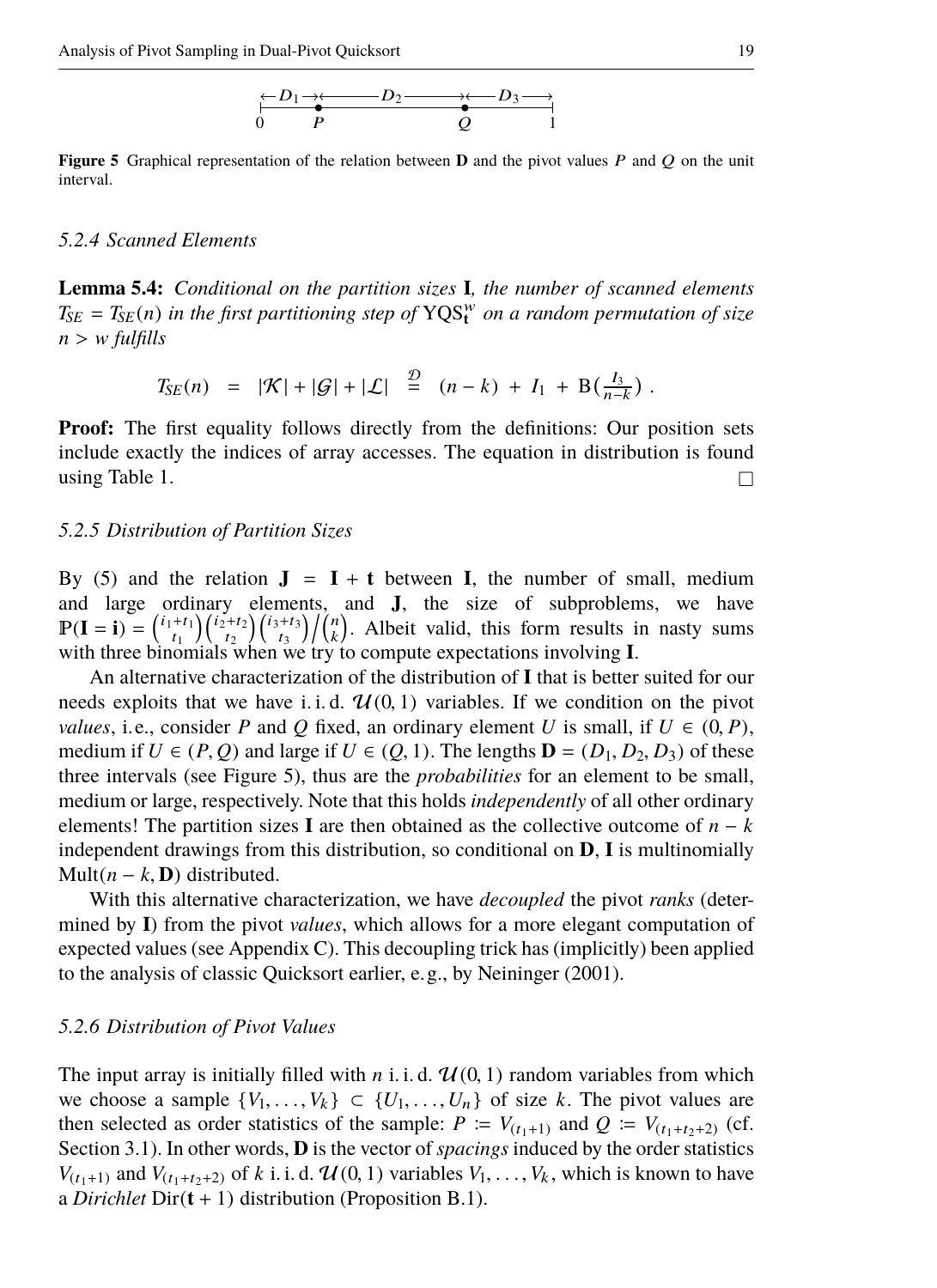Figure 5 Graphical representation of the relation between $\mathbf{D}$ and the pivot values $P$ and $Q$ on the unit interval.

### 5.2.4 Scanned Elements

**Lemma 5.4:** *Conditional on the partition sizes* $\mathbf{I}$*, the number of scanned elements* $T_{SE} = T_{SE}(n)$ *in the first partitioning step of* $\mathrm{YQS}_{\mathbf{t}}^{w}$ *on a random permutation of size* $n > w$ *fulfills*

$$T_{SE}(n) \;=\; |\mathcal{K}| + |\mathcal{G}| + |\mathcal{L}| \;\overset{\mathcal{D}}{=}\; (n-k) \;+\; I_1 \;+\; \mathrm{B}\big(\tfrac{I_3}{n-k}\big)\;.$$

**Proof:** The first equality follows directly from the definitions: Our position sets include exactly the indices of array accesses. The equation in distribution is found using Table 1. □

### 5.2.5 Distribution of Partition Sizes

By (5) and the relation $\mathbf{J} = \mathbf{I} + \mathbf{t}$ between $\mathbf{I}$, the number of small, medium and large ordinary elements, and $\mathbf{J}$, the size of subproblems, we have $\mathbb{P}(\mathbf{I} = \mathbf{i}) = \binom{i_1+t_1}{t_1}\binom{i_2+t_2}{t_2}\binom{i_3+t_3}{t_3}\big/\binom{n}{k}$. Albeit valid, this form results in nasty sums with three binomials when we try to compute expectations involving $\mathbf{I}$.

An alternative characterization of the distribution of $\mathbf{I}$ that is better suited for our needs exploits that we have i. i. d. $\mathcal{U}(0,1)$ variables. If we condition on the pivot *values*, i.e., consider $P$ and $Q$ fixed, an ordinary element $U$ is small, if $U \in (0,P)$, medium if $U \in (P,Q)$ and large if $U \in (Q,1)$. The lengths $\mathbf{D} = (D_1, D_2, D_3)$ of these three intervals (see Figure 5), thus are the *probabilities* for an element to be small, medium or large, respectively. Note that this holds *independently* of all other ordinary elements! The partition sizes $\mathbf{I}$ are then obtained as the collective outcome of $n-k$ independent drawings from this distribution, so conditional on $\mathbf{D}$, $\mathbf{I}$ is multinomially $\mathrm{Mult}(n-k, \mathbf{D})$ distributed.

With this alternative characterization, we have *decoupled* the pivot *ranks* (determined by $\mathbf{I}$) from the pivot *values*, which allows for a more elegant computation of expected values (see Appendix C). This decoupling trick has (implicitly) been applied to the analysis of classic Quicksort earlier, e. g., by Neininger (2001).

### 5.2.6 Distribution of Pivot Values

The input array is initially filled with $n$ i. i. d. $\mathcal{U}(0,1)$ random variables from which we choose a sample $\{V_1, \ldots, V_k\} \subset \{U_1, \ldots, U_n\}$ of size $k$. The pivot values are then selected as order statistics of the sample: $P \coloneqq V_{(t_1+1)}$ and $Q \coloneqq V_{(t_1+t_2+2)}$ (cf. Section 3.1). In other words, $\mathbf{D}$ is the vector of *spacings* induced by the order statistics $V_{(t_1+1)}$ and $V_{(t_1+t_2+2)}$ of $k$ i. i. d. $\mathcal{U}(0,1)$ variables $V_1, \ldots, V_k$, which is known to have a *Dirichlet* $\mathrm{Dir}(\mathbf{t}+1)$ distribution (Proposition B.1).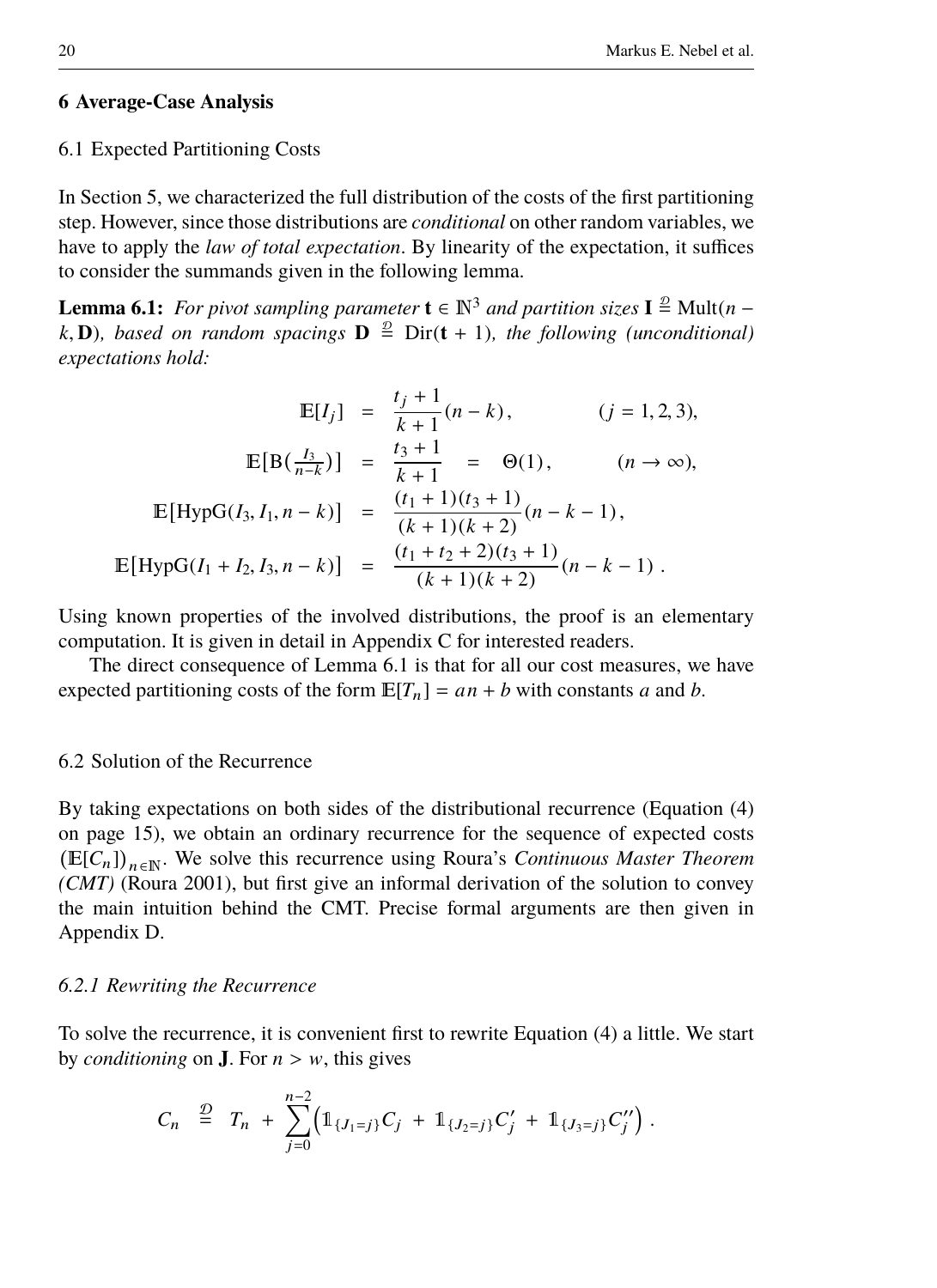## 6 Average-Case Analysis

### 6.1 Expected Partitioning Costs

In Section 5, we characterized the full distribution of the costs of the first partitioning step. However, since those distributions are *conditional* on other random variables, we have to apply the *law of total expectation*. By linearity of the expectation, it suffices to consider the summands given in the following lemma.

**Lemma 6.1:** *For pivot sampling parameter* $\mathbf{t} \in \mathbb{N}^3$ *and partition sizes* $\mathbf{I} \overset{\mathcal{D}}{=} \mathrm{Mult}(n-k, \mathbf{D})$*, based on random spacings* $\mathbf{D} \overset{\mathcal{D}}{=} \mathrm{Dir}(\mathbf{t}+1)$*, the following (unconditional) expectations hold:*

$$
\begin{aligned}
\mathbb{E}[I_j] &= \frac{t_j+1}{k+1}(n-k), && (j=1,2,3),\\
\mathbb{E}\big[\mathrm{B}\big(\tfrac{I_3}{n-k}\big)\big] &= \frac{t_3+1}{k+1} \;=\; \Theta(1), && (n\to\infty),\\
\mathbb{E}\big[\mathrm{HypG}(I_3, I_1, n-k)\big] &= \frac{(t_1+1)(t_3+1)}{(k+1)(k+2)}(n-k-1),\\
\mathbb{E}\big[\mathrm{HypG}(I_1+I_2, I_3, n-k)\big] &= \frac{(t_1+t_2+2)(t_3+1)}{(k+1)(k+2)}(n-k-1)\;.
\end{aligned}
$$

Using known properties of the involved distributions, the proof is an elementary computation. It is given in detail in Appendix C for interested readers.

The direct consequence of Lemma 6.1 is that for all our cost measures, we have expected partitioning costs of the form $\mathbb{E}[T_n] = an + b$ with constants $a$ and $b$.

### 6.2 Solution of the Recurrence

By taking expectations on both sides of the distributional recurrence (Equation (4) on page 15), we obtain an ordinary recurrence for the sequence of expected costs $\big(\mathbb{E}[C_n]\big)_{n\in\mathbb{N}}$. We solve this recurrence using Roura's *Continuous Master Theorem (CMT)* (Roura 2001), but first give an informal derivation of the solution to convey the main intuition behind the CMT. Precise formal arguments are then given in Appendix D.

#### *6.2.1 Rewriting the Recurrence*

To solve the recurrence, it is convenient first to rewrite Equation (4) a little. We start by *conditioning* on $\mathbf{J}$. For $n > w$, this gives

$$
C_n \;\overset{\mathcal{D}}{=}\; T_n \;+\; \sum_{j=0}^{n-2}\Big(\mathbb{1}_{\{J_1=j\}}C_j \;+\; \mathbb{1}_{\{J_2=j\}}C'_j \;+\; \mathbb{1}_{\{J_3=j\}}C''_j\Big)\;.
$$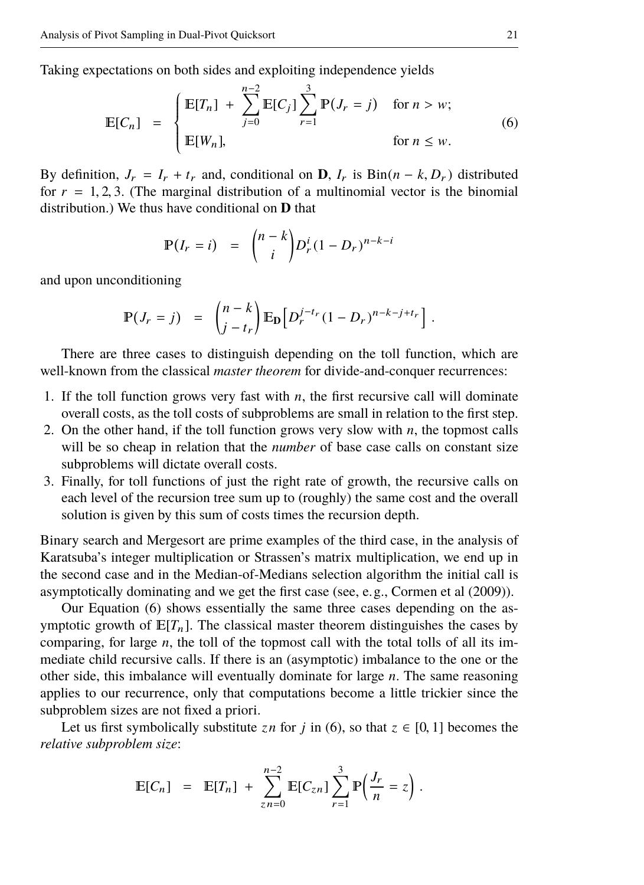Taking expectations on both sides and exploiting independence yields

$$\mathbb{E}[C_n] \;=\; \begin{cases} \mathbb{E}[T_n] \;+\; \displaystyle\sum_{j=0}^{n-2} \mathbb{E}[C_j] \sum_{r=1}^{3} \mathbb{P}(J_r = j) & \text{for } n > w; \\ \mathbb{E}[W_n], & \text{for } n \le w. \end{cases} \tag{6}$$

By definition, $J_r = I_r + t_r$ and, conditional on $\mathbf{D}$, $I_r$ is $\mathrm{Bin}(n-k, D_r)$ distributed for $r = 1,2,3$. (The marginal distribution of a multinomial vector is the binomial distribution.) We thus have conditional on $\mathbf{D}$ that

$$\mathbb{P}(I_r = i) \;=\; \binom{n-k}{i} D_r^i (1-D_r)^{n-k-i}$$

and upon unconditioning

$$\mathbb{P}(J_r = j) \;=\; \binom{n-k}{j-t_r} \mathbb{E}_{\mathbf{D}}\Big[D_r^{j-t_r}(1-D_r)^{n-k-j+t_r}\Big] \,.$$

There are three cases to distinguish depending on the toll function, which are well-known from the classical *master theorem* for divide-and-conquer recurrences:

1. If the toll function grows very fast with $n$, the first recursive call will dominate overall costs, as the toll costs of subproblems are small in relation to the first step.
2. On the other hand, if the toll function grows very slow with $n$, the topmost calls will be so cheap in relation that the *number* of base case calls on constant size subproblems will dictate overall costs.
3. Finally, for toll functions of just the right rate of growth, the recursive calls on each level of the recursion tree sum up to (roughly) the same cost and the overall solution is given by this sum of costs times the recursion depth.

Binary search and Mergesort are prime examples of the third case, in the analysis of Karatsuba's integer multiplication or Strassen's matrix multiplication, we end up in the second case and in the Median-of-Medians selection algorithm the initial call is asymptotically dominating and we get the first case (see, e. g., Cormen et al (2009)).

Our Equation (6) shows essentially the same three cases depending on the asymptotic growth of $\mathbb{E}[T_n]$. The classical master theorem distinguishes the cases by comparing, for large $n$, the toll of the topmost call with the total tolls of all its immediate child recursive calls. If there is an (asymptotic) imbalance to the one or the other side, this imbalance will eventually dominate for large $n$. The same reasoning applies to our recurrence, only that computations become a little trickier since the subproblem sizes are not fixed a priori.

Let us first symbolically substitute $zn$ for $j$ in (6), so that $z \in [0,1]$ becomes the *relative subproblem size*:

$$\mathbb{E}[C_n] \;=\; \mathbb{E}[T_n] \;+\; \sum_{zn=0}^{n-2} \mathbb{E}[C_{zn}] \sum_{r=1}^{3} \mathbb{P}\Big(\frac{J_r}{n} = z\Big) \,.$$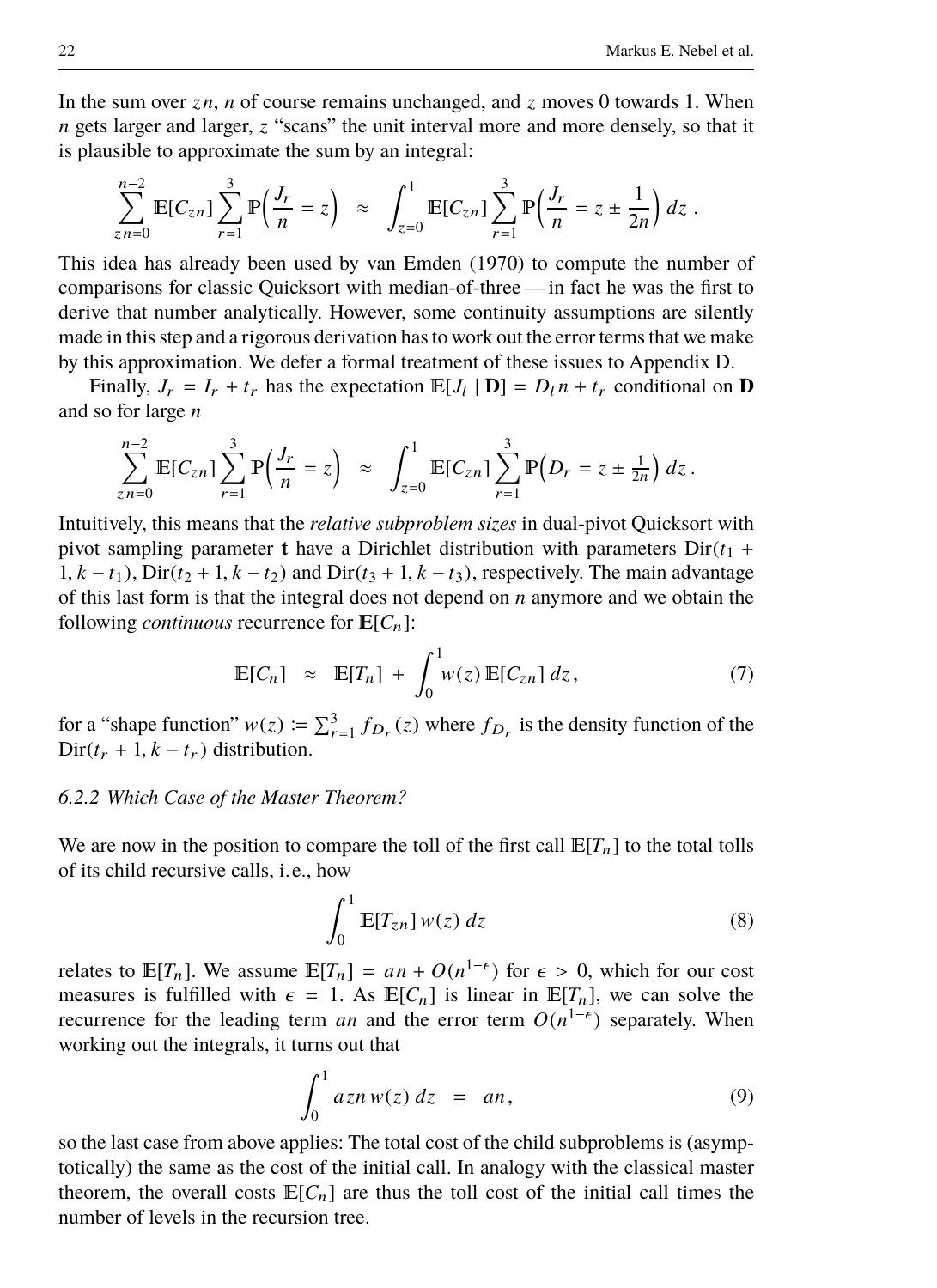In the sum over $zn$, $n$ of course remains unchanged, and $z$ moves 0 towards 1. When $n$ gets larger and larger, $z$ "scans" the unit interval more and more densely, so that it is plausible to approximate the sum by an integral:

$$\sum_{zn=0}^{n-2} \mathbb{E}[C_{zn}] \sum_{r=1}^{3} \mathbb{P}\Big(\frac{J_r}{n} = z\Big) \;\approx\; \int_{z=0}^{1} \mathbb{E}[C_{zn}] \sum_{r=1}^{3} \mathbb{P}\Big(\frac{J_r}{n} = z \pm \frac{1}{2n}\Big)\, dz\,.$$

This idea has already been used by van Emden (1970) to compute the number of comparisons for classic Quicksort with median-of-three — in fact he was the first to derive that number analytically. However, some continuity assumptions are silently made in this step and a rigorous derivation has to work out the error terms that we make by this approximation. We defer a formal treatment of these issues to Appendix D.

Finally, $J_r = I_r + t_r$ has the expectation $\mathbb{E}[J_l \mid \mathbf{D}] = D_l n + t_r$ conditional on $\mathbf{D}$ and so for large $n$

$$\sum_{zn=0}^{n-2} \mathbb{E}[C_{zn}] \sum_{r=1}^{3} \mathbb{P}\Big(\frac{J_r}{n} = z\Big) \;\approx\; \int_{z=0}^{1} \mathbb{E}[C_{zn}] \sum_{r=1}^{3} \mathbb{P}\Big(D_r = z \pm \tfrac{1}{2n}\Big)\, dz\,.$$

Intuitively, this means that the *relative subproblem sizes* in dual-pivot Quicksort with pivot sampling parameter $\mathbf{t}$ have a Dirichlet distribution with parameters $\mathrm{Dir}(t_1 + 1, k - t_1)$, $\mathrm{Dir}(t_2 + 1, k - t_2)$ and $\mathrm{Dir}(t_3 + 1, k - t_3)$, respectively. The main advantage of this last form is that the integral does not depend on $n$ anymore and we obtain the following *continuous* recurrence for $\mathbb{E}[C_n]$:

$$\mathbb{E}[C_n] \;\approx\; \mathbb{E}[T_n] + \int_0^1 w(z)\, \mathbb{E}[C_{zn}]\, dz\,, \tag{7}$$

for a "shape function" $w(z) := \sum_{r=1}^{3} f_{D_r}(z)$ where $f_{D_r}$ is the density function of the $\mathrm{Dir}(t_r + 1, k - t_r)$ distribution.

### 6.2.2 Which Case of the Master Theorem?

We are now in the position to compare the toll of the first call $\mathbb{E}[T_n]$ to the total tolls of its child recursive calls, i.e., how

$$\int_0^1 \mathbb{E}[T_{zn}]\, w(z)\, dz \tag{8}$$

relates to $\mathbb{E}[T_n]$. We assume $\mathbb{E}[T_n] = an + O(n^{1-\epsilon})$ for $\epsilon > 0$, which for our cost measures is fulfilled with $\epsilon = 1$. As $\mathbb{E}[C_n]$ is linear in $\mathbb{E}[T_n]$, we can solve the recurrence for the leading term $an$ and the error term $O(n^{1-\epsilon})$ separately. When working out the integrals, it turns out that

$$\int_0^1 a zn\, w(z)\, dz \;=\; an\,, \tag{9}$$

so the last case from above applies: The total cost of the child subproblems is (asymptotically) the same as the cost of the initial call. In analogy with the classical master theorem, the overall costs $\mathbb{E}[C_n]$ are thus the toll cost of the initial call times the number of levels in the recursion tree.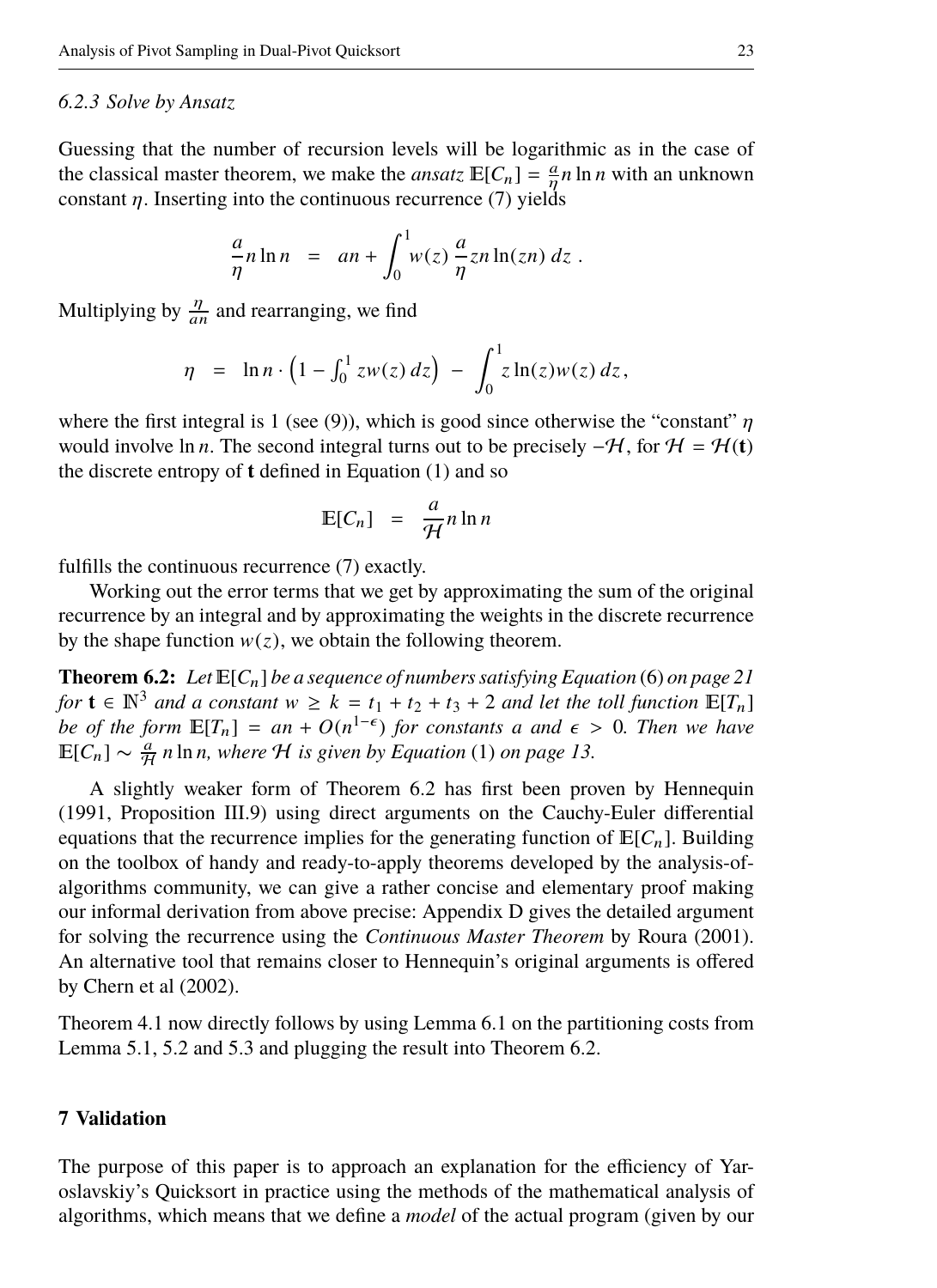### 6.2.3 Solve by Ansatz

Guessing that the number of recursion levels will be logarithmic as in the case of the classical master theorem, we make the *ansatz* $\mathbb{E}[C_n] = \frac{a}{\eta} n \ln n$ with an unknown constant $\eta$. Inserting into the continuous recurrence (7) yields

$$\frac{a}{\eta} n \ln n \quad = \quad an + \int_0^1 w(z) \, \frac{a}{\eta} zn \ln(zn) \, dz \ .$$

Multiplying by $\frac{\eta}{an}$ and rearranging, we find

$$\eta \quad = \quad \ln n \cdot \left(1 - \int_0^1 zw(z) \, dz\right) \; - \; \int_0^1 z \ln(z) w(z) \, dz \, ,$$

where the first integral is 1 (see (9)), which is good since otherwise the "constant" $\eta$ would involve $\ln n$. The second integral turns out to be precisely $-\mathcal{H}$, for $\mathcal{H} = \mathcal{H}(\mathbf{t})$ the discrete entropy of $\mathbf{t}$ defined in Equation (1) and so

$$\mathbb{E}[C_n] \quad = \quad \frac{a}{\mathcal{H}} n \ln n$$

fulfills the continuous recurrence (7) exactly.

Working out the error terms that we get by approximating the sum of the original recurrence by an integral and by approximating the weights in the discrete recurrence by the shape function $w(z)$, we obtain the following theorem.

**Theorem 6.2:** *Let $\mathbb{E}[C_n]$ be a sequence of numbers satisfying Equation* (6) *on page 21 for $\mathbf{t} \in \mathbb{N}^3$ and a constant $w \geq k = t_1 + t_2 + t_3 + 2$ and let the toll function $\mathbb{E}[T_n]$ be of the form $\mathbb{E}[T_n] = an + O(n^{1-\epsilon})$ for constants $a$ and $\epsilon > 0$. Then we have $\mathbb{E}[C_n] \sim \frac{a}{\mathcal{H}} \, n \ln n$, where $\mathcal{H}$ is given by Equation* (1) *on page 13.*

A slightly weaker form of Theorem 6.2 has first been proven by Hennequin (1991, Proposition III.9) using direct arguments on the Cauchy-Euler differential equations that the recurrence implies for the generating function of $\mathbb{E}[C_n]$. Building on the toolbox of handy and ready-to-apply theorems developed by the analysis-of-algorithms community, we can give a rather concise and elementary proof making our informal derivation from above precise: Appendix D gives the detailed argument for solving the recurrence using the *Continuous Master Theorem* by Roura (2001). An alternative tool that remains closer to Hennequin's original arguments is offered by Chern et al (2002).

Theorem 4.1 now directly follows by using Lemma 6.1 on the partitioning costs from Lemma 5.1, 5.2 and 5.3 and plugging the result into Theorem 6.2.

## 7 Validation

The purpose of this paper is to approach an explanation for the efficiency of Yaroslavskiy's Quicksort in practice using the methods of the mathematical analysis of algorithms, which means that we define a *model* of the actual program (given by our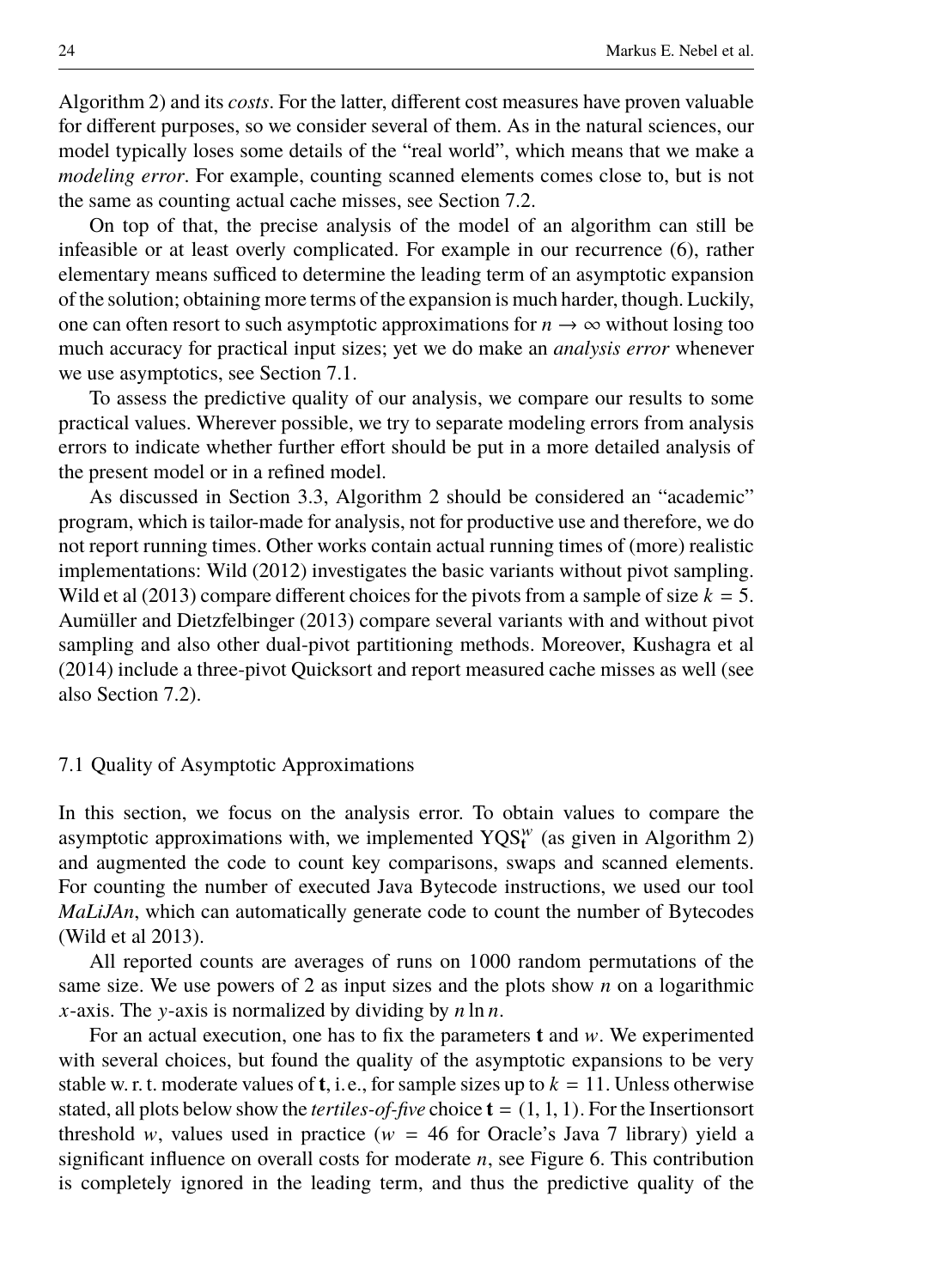Algorithm 2) and its *costs*. For the latter, different cost measures have proven valuable for different purposes, so we consider several of them. As in the natural sciences, our model typically loses some details of the "real world", which means that we make a *modeling error*. For example, counting scanned elements comes close to, but is not the same as counting actual cache misses, see Section 7.2.

On top of that, the precise analysis of the model of an algorithm can still be infeasible or at least overly complicated. For example in our recurrence (6), rather elementary means sufficed to determine the leading term of an asymptotic expansion of the solution; obtaining more terms of the expansion is much harder, though. Luckily, one can often resort to such asymptotic approximations for $n \to \infty$ without losing too much accuracy for practical input sizes; yet we do make an *analysis error* whenever we use asymptotics, see Section 7.1.

To assess the predictive quality of our analysis, we compare our results to some practical values. Wherever possible, we try to separate modeling errors from analysis errors to indicate whether further effort should be put in a more detailed analysis of the present model or in a refined model.

As discussed in Section 3.3, Algorithm 2 should be considered an "academic" program, which is tailor-made for analysis, not for productive use and therefore, we do not report running times. Other works contain actual running times of (more) realistic implementations: Wild (2012) investigates the basic variants without pivot sampling. Wild et al (2013) compare different choices for the pivots from a sample of size $k = 5$. Aumüller and Dietzfelbinger (2013) compare several variants with and without pivot sampling and also other dual-pivot partitioning methods. Moreover, Kushagra et al (2014) include a three-pivot Quicksort and report measured cache misses as well (see also Section 7.2).

## 7.1 Quality of Asymptotic Approximations

In this section, we focus on the analysis error. To obtain values to compare the asymptotic approximations with, we implemented $\text{YQS}_{\mathbf{t}}^{w}$ (as given in Algorithm 2) and augmented the code to count key comparisons, swaps and scanned elements. For counting the number of executed Java Bytecode instructions, we used our tool *MaLiJAn*, which can automatically generate code to count the number of Bytecodes (Wild et al 2013).

All reported counts are averages of runs on 1000 random permutations of the same size. We use powers of 2 as input sizes and the plots show $n$ on a logarithmic $x$-axis. The $y$-axis is normalized by dividing by $n \ln n$.

For an actual execution, one has to fix the parameters $\mathbf{t}$ and $w$. We experimented with several choices, but found the quality of the asymptotic expansions to be very stable w. r. t. moderate values of $\mathbf{t}$, i. e., for sample sizes up to $k = 11$. Unless otherwise stated, all plots below show the *tertiles-of-five* choice $\mathbf{t} = (1, 1, 1)$. For the Insertionsort threshold $w$, values used in practice ($w = 46$ for Oracle's Java 7 library) yield a significant influence on overall costs for moderate $n$, see Figure 6. This contribution is completely ignored in the leading term, and thus the predictive quality of the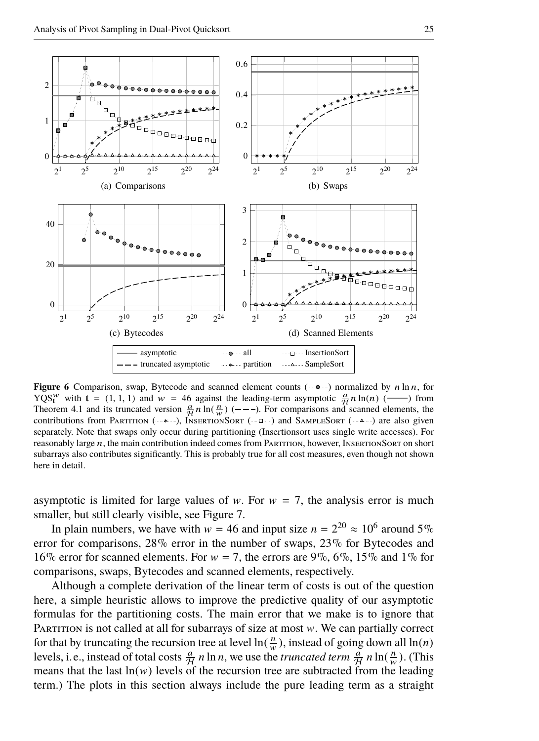(a) Comparisons

(b) Swaps

(c) Bytecodes

(d) Scanned Elements

**Figure 6** Comparison, swap, Bytecode and scanned element counts (all) normalized by $n \ln n$, for $\mathrm{YQS}_{\mathbf{t}}^{w}$ with $\mathbf{t} = (1, 1, 1)$ and $w = 46$ against the leading-term asymptotic $\frac{a}{\mathcal{H}} n \ln(n)$ (asymptotic) from Theorem 4.1 and its truncated version $\frac{a}{\mathcal{H}} n \ln(\frac{n}{w})$ (truncated asymptotic). For comparisons and scanned elements, the contributions from Partition (partition), InsertionSort (InsertionSort) and SampleSort (SampleSort) are also given separately. Note that swaps only occur during partitioning (Insertionsort uses single write accesses). For reasonably large $n$, the main contribution indeed comes from Partition, however, InsertionSort on short subarrays also contributes significantly. This is probably true for all cost measures, even though not shown here in detail.

asymptotic is limited for large values of $w$. For $w = 7$, the analysis error is much smaller, but still clearly visible, see Figure 7.

In plain numbers, we have with $w = 46$ and input size $n = 2^{20} \approx 10^6$ around 5% error for comparisons, 28% error in the number of swaps, 23% for Bytecodes and 16% error for scanned elements. For $w = 7$, the errors are 9%, 6%, 15% and 1% for comparisons, swaps, Bytecodes and scanned elements, respectively.

Although a complete derivation of the linear term of costs is out of the question here, a simple heuristic allows to improve the predictive quality of our asymptotic formulas for the partitioning costs. The main error that we make is to ignore that Partition is not called at all for subarrays of size at most $w$. We can partially correct for that by truncating the recursion tree at level $\ln(\frac{n}{w})$, instead of going down all $\ln(n)$ levels, i.e., instead of total costs $\frac{a}{\mathcal{H}} n \ln n$, we use the *truncated term* $\frac{a}{\mathcal{H}} n \ln(\frac{n}{w})$. (This means that the last $\ln(w)$ levels of the recursion tree are subtracted from the leading term.) The plots in this section always include the pure leading term as a straight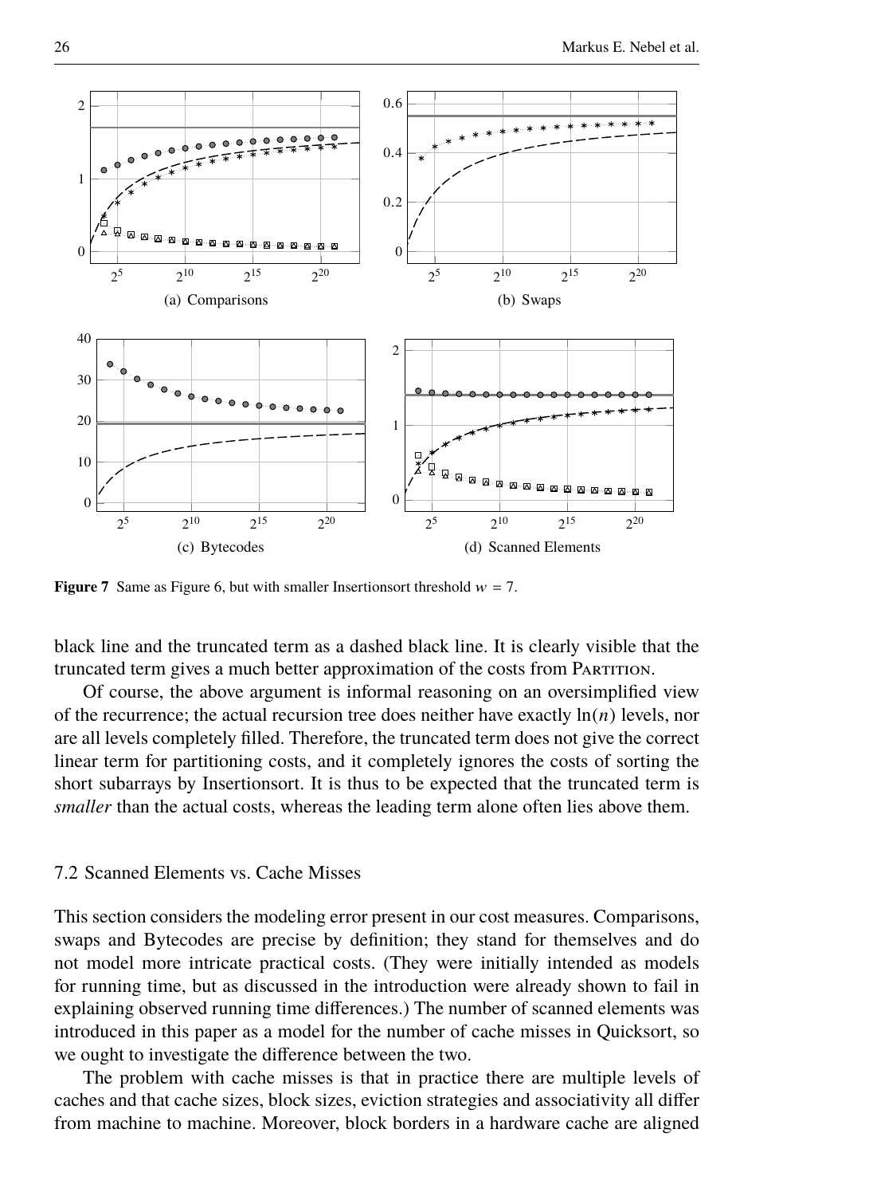(a) Comparisons

(b) Swaps

(c) Bytecodes

(d) Scanned Elements

**Figure 7** Same as Figure 6, but with smaller Insertionsort threshold $w = 7$.

black line and the truncated term as a dashed black line. It is clearly visible that the truncated term gives a much better approximation of the costs from Partition.

Of course, the above argument is informal reasoning on an oversimplified view of the recurrence; the actual recursion tree does neither have exactly $\ln(n)$ levels, nor are all levels completely filled. Therefore, the truncated term does not give the correct linear term for partitioning costs, and it completely ignores the costs of sorting the short subarrays by Insertionsort. It is thus to be expected that the truncated term is *smaller* than the actual costs, whereas the leading term alone often lies above them.

## 7.2 Scanned Elements vs. Cache Misses

This section considers the modeling error present in our cost measures. Comparisons, swaps and Bytecodes are precise by definition; they stand for themselves and do not model more intricate practical costs. (They were initially intended as models for running time, but as discussed in the introduction were already shown to fail in explaining observed running time differences.) The number of scanned elements was introduced in this paper as a model for the number of cache misses in Quicksort, so we ought to investigate the difference between the two.

The problem with cache misses is that in practice there are multiple levels of caches and that cache sizes, block sizes, eviction strategies and associativity all differ from machine to machine. Moreover, block borders in a hardware cache are aligned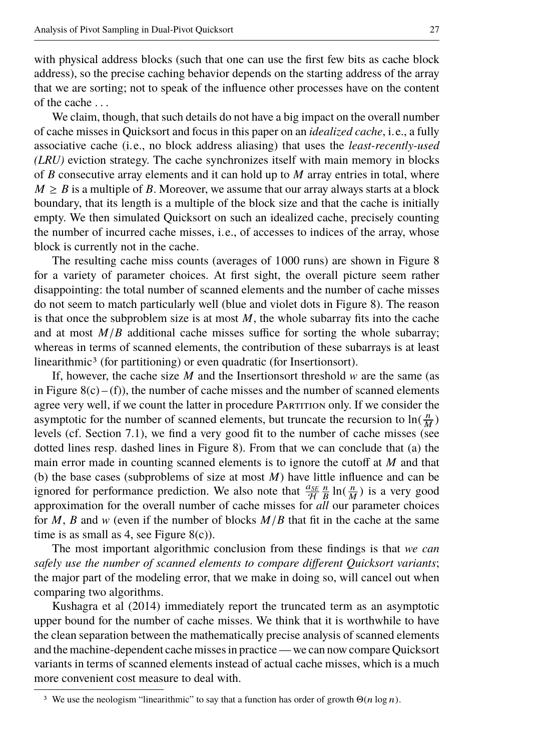with physical address blocks (such that one can use the first few bits as cache block address), so the precise caching behavior depends on the starting address of the array that we are sorting; not to speak of the influence other processes have on the content of the cache . . .

We claim, though, that such details do not have a big impact on the overall number of cache misses in Quicksort and focus in this paper on an *idealized cache*, i. e., a fully associative cache (i. e., no block address aliasing) that uses the *least-recently-used (LRU)* eviction strategy. The cache synchronizes itself with main memory in blocks of $B$ consecutive array elements and it can hold up to $M$ array entries in total, where $M \geq B$ is a multiple of $B$. Moreover, we assume that our array always starts at a block boundary, that its length is a multiple of the block size and that the cache is initially empty. We then simulated Quicksort on such an idealized cache, precisely counting the number of incurred cache misses, i. e., of accesses to indices of the array, whose block is currently not in the cache.

The resulting cache miss counts (averages of 1000 runs) are shown in Figure 8 for a variety of parameter choices. At first sight, the overall picture seem rather disappointing: the total number of scanned elements and the number of cache misses do not seem to match particularly well (blue and violet dots in Figure 8). The reason is that once the subproblem size is at most $M$, the whole subarray fits into the cache and at most $M/B$ additional cache misses suffice for sorting the whole subarray; whereas in terms of scanned elements, the contribution of these subarrays is at least linearithmic[3] (for partitioning) or even quadratic (for Insertionsort).

If, however, the cache size $M$ and the Insertionsort threshold $w$ are the same (as in Figure 8(c) – (f)), the number of cache misses and the number of scanned elements agree very well, if we count the latter in procedure Partition only. If we consider the asymptotic for the number of scanned elements, but truncate the recursion to $\ln(\frac{n}{M})$ levels (cf. Section 7.1), we find a very good fit to the number of cache misses (see dotted lines resp. dashed lines in Figure 8). From that we can conclude that (a) the main error made in counting scanned elements is to ignore the cutoff at $M$ and that (b) the base cases (subproblems of size at most $M$) have little influence and can be ignored for performance prediction. We also note that $\frac{a_{SE}}{\mathcal{H}} \frac{n}{B} \ln(\frac{n}{M})$ is a very good approximation for the overall number of cache misses for *all* our parameter choices for $M$, $B$ and $w$ (even if the number of blocks $M/B$ that fit in the cache at the same time is as small as 4, see Figure 8(c)).

The most important algorithmic conclusion from these findings is that *we can safely use the number of scanned elements to compare different Quicksort variants*; the major part of the modeling error, that we make in doing so, will cancel out when comparing two algorithms.

Kushagra et al (2014) immediately report the truncated term as an asymptotic upper bound for the number of cache misses. We think that it is worthwhile to have the clean separation between the mathematically precise analysis of scanned elements and the machine-dependent cache misses in practice — we can now compare Quicksort variants in terms of scanned elements instead of actual cache misses, which is a much more convenient cost measure to deal with.

---

[3] We use the neologism "linearithmic" to say that a function has order of growth $\Theta(n \log n)$.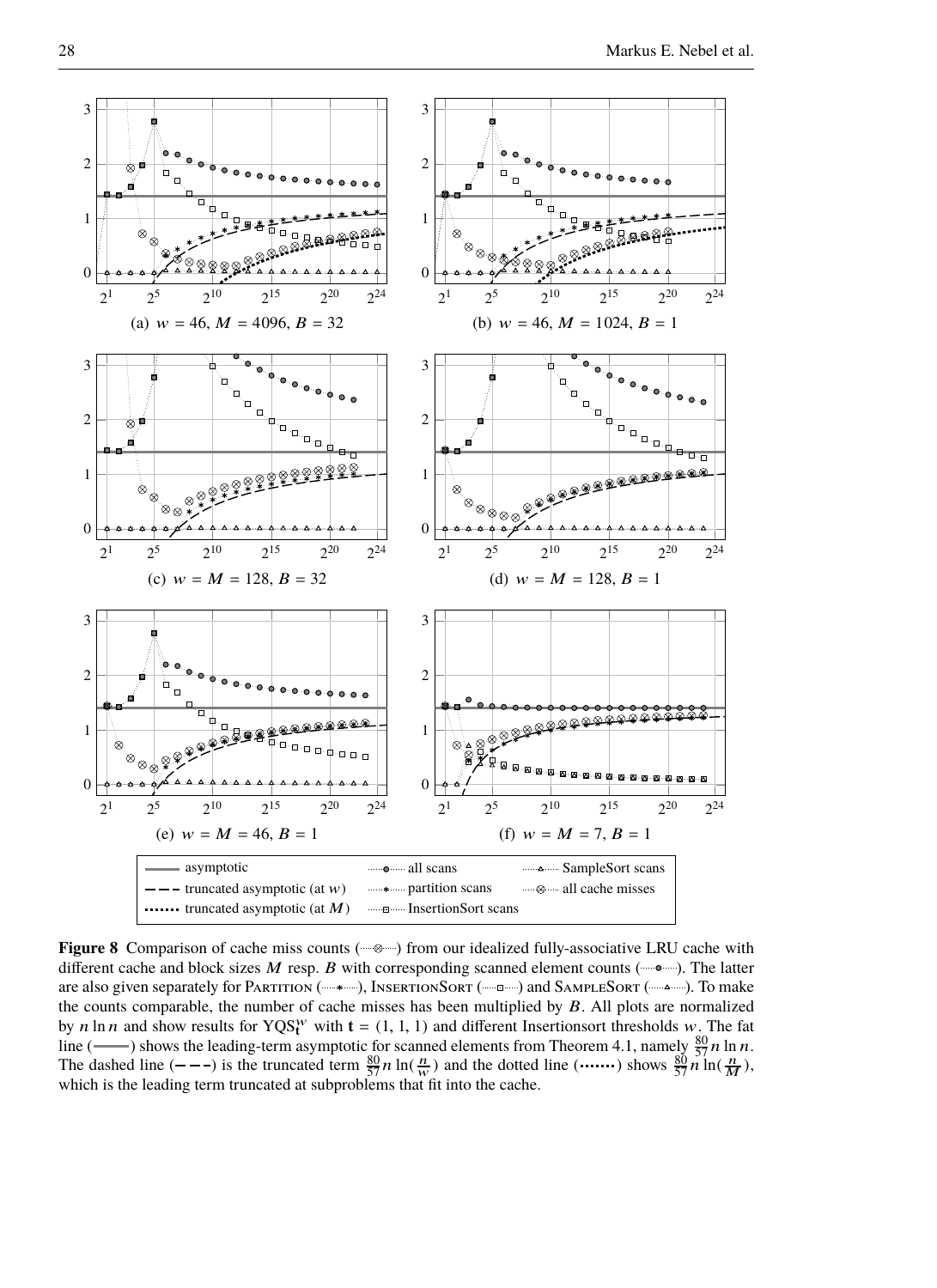**Figure 8** Comparison of cache miss counts (⊗) from our idealized fully-associative LRU cache with different cache and block sizes $M$ resp. $B$ with corresponding scanned element counts (•). The latter are also given separately for PARTITION (*), INSERTIONSORT (□) and SAMPLESORT (△). To make the counts comparable, the number of cache misses has been multiplied by $B$. All plots are normalized by $n \ln n$ and show results for $\mathrm{YQS}_{\mathbf{t}}^{w}$ with $\mathbf{t} = (1, 1, 1)$ and different Insertionsort thresholds $w$. The fat line (——) shows the leading-term asymptotic for scanned elements from Theorem 4.1, namely $\frac{80}{57} n \ln n$. The dashed line (– – –) is the truncated term $\frac{80}{57} n \ln(\frac{n}{w})$ and the dotted line (⋯⋯) shows $\frac{80}{57} n \ln(\frac{n}{M})$, which is the leading term truncated at subproblems that fit into the cache.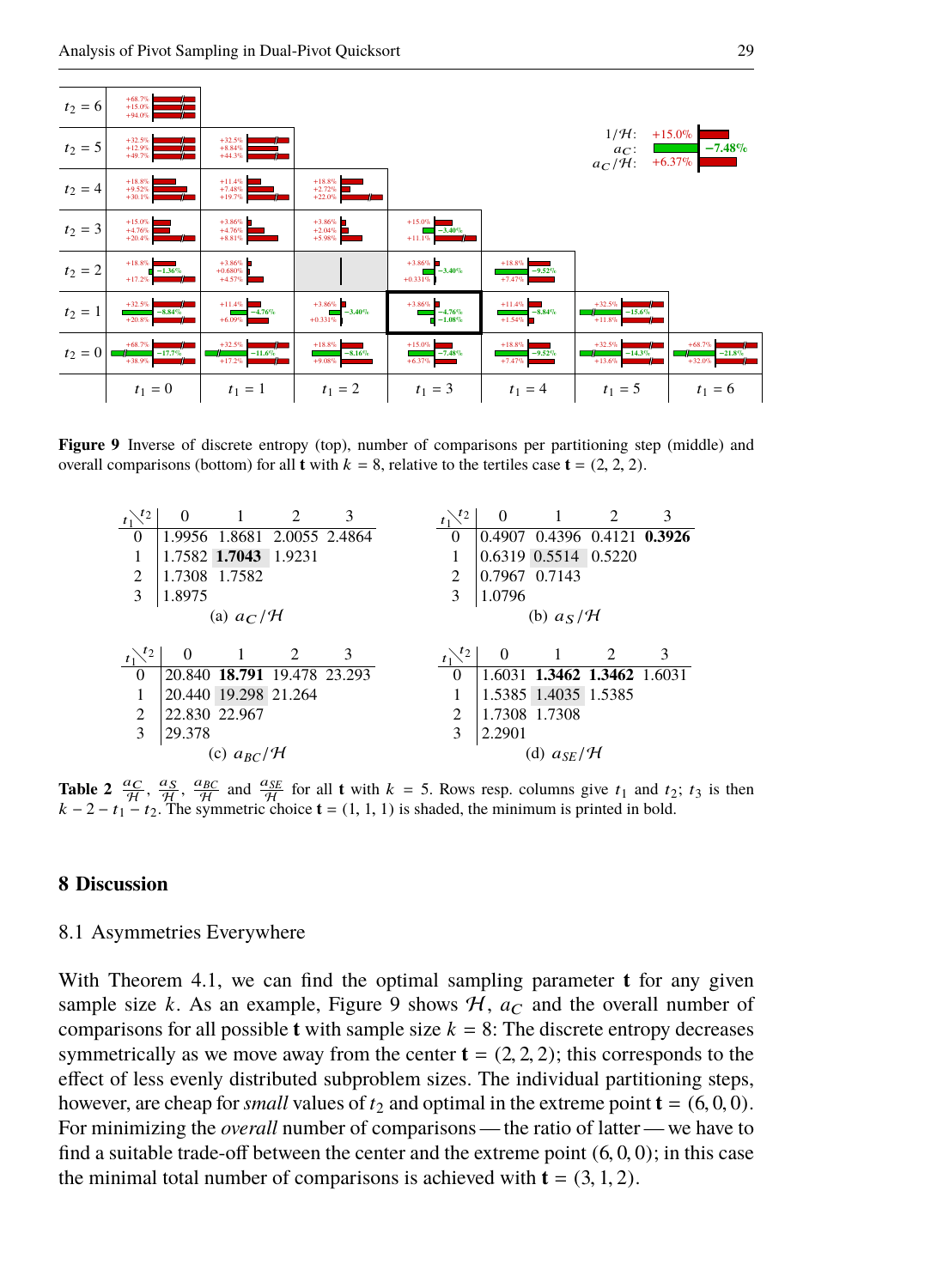| | | | | | | | |
|---|---|---|---|---|---|---|---|
| $t_2 = 6$ | +68.7% +15.0% +94.0% | | | | | | |
| $t_2 = 5$ | +32.5% +12.9% +49.7% | +32.5% +8.84% +44.3% | | | | | |
| $t_2 = 4$ | +18.8% +9.52% +30.1% | +11.4% +7.48% +19.7% | +18.8% +2.72% +22.0% | | | | |
| $t_2 = 3$ | +15.0% +4.76% +20.4% | +3.86% +4.76% +8.81% | +3.86% +2.04% +5.98% | +15.0% −3.40% +11.1% | | | |
| $t_2 = 2$ | +18.8% −1.36% +17.2% | +3.86% +0.680% +4.57% | | +3.86% −3.40% +0.331% | +18.8% −9.52% +7.47% | | |
| $t_2 = 1$ | +32.5% −8.84% +20.8% | +11.4% −4.76% +6.09% | +3.86% −3.40% +0.331% | +3.86% −4.76% −1.08% | +11.4% −8.84% +1.54% | +32.5% −15.6% +11.8% | |
| $t_2 = 0$ | +68.7% −17.7% +38.9% | +32.5% −11.6% +17.2% | +18.8% −8.16% +9.08% | +15.0% −7.48% +6.37% | +18.8% −9.52% +7.47% | +32.5% −14.3% +13.6% | +68.7% −21.8% +32.0% |
| | $t_1 = 0$ | $t_1 = 1$ | $t_1 = 2$ | $t_1 = 3$ | $t_1 = 4$ | $t_1 = 5$ | $t_1 = 6$ |

Legend: $1/\mathcal{H}$: +15.0%; $a_C$: −7.48%; $a_C/\mathcal{H}$: +6.37%

**Figure 9** Inverse of discrete entropy (top), number of comparisons per partitioning step (middle) and overall comparisons (bottom) for all **t** with $k = 8$, relative to the tertiles case $\mathbf{t} = (2, 2, 2)$.

| $t_1 \backslash t_2$ | 0 | 1 | 2 | 3 |
|---|---|---|---|---|
| 0 | 1.9956 | 1.8681 | 2.0055 | 2.4864 |
| 1 | 1.7582 | **1.7043** | 1.9231 | |
| 2 | 1.7308 | 1.7582 | | |
| 3 | 1.8975 | | | |

(a) $a_C/\mathcal{H}$

| $t_1 \backslash t_2$ | 0 | 1 | 2 | 3 |
|---|---|---|---|---|
| 0 | 0.4907 | 0.4396 | 0.4121 | **0.3926** |
| 1 | 0.6319 | 0.5514 | 0.5220 | |
| 2 | 0.7967 | 0.7143 | | |
| 3 | 1.0796 | | | |

(b) $a_S/\mathcal{H}$

| $t_1 \backslash t_2$ | 0 | 1 | 2 | 3 |
|---|---|---|---|---|
| 0 | 20.840 | **18.791** | 19.478 | 23.293 |
| 1 | 20.440 | 19.298 | 21.264 | |
| 2 | 22.830 | 22.967 | | |
| 3 | 29.378 | | | |

(c) $a_{BC}/\mathcal{H}$

| $t_1 \backslash t_2$ | 0 | 1 | 2 | 3 |
|---|---|---|---|---|
| 0 | 1.6031 | **1.3462** | **1.3462** | 1.6031 |
| 1 | 1.5385 | 1.4035 | 1.5385 | |
| 2 | 1.7308 | 1.7308 | | |
| 3 | 2.2901 | | | |

(d) $a_{SE}/\mathcal{H}$

**Table 2** $\frac{a_C}{\mathcal{H}}$, $\frac{a_S}{\mathcal{H}}$, $\frac{a_{BC}}{\mathcal{H}}$ and $\frac{a_{SE}}{\mathcal{H}}$ for all **t** with $k = 5$. Rows resp. columns give $t_1$ and $t_2$; $t_3$ is then $k - 2 - t_1 - t_2$. The symmetric choice $\mathbf{t} = (1, 1, 1)$ is shaded, the minimum is printed in bold.

## 8 Discussion

### 8.1 Asymmetries Everywhere

With Theorem 4.1, we can find the optimal sampling parameter **t** for any given sample size $k$. As an example, Figure 9 shows $\mathcal{H}$, $a_C$ and the overall number of comparisons for all possible **t** with sample size $k = 8$: The discrete entropy decreases symmetrically as we move away from the center $\mathbf{t} = (2, 2, 2)$; this corresponds to the effect of less evenly distributed subproblem sizes. The individual partitioning steps, however, are cheap for *small* values of $t_2$ and optimal in the extreme point $\mathbf{t} = (6, 0, 0)$. For minimizing the *overall* number of comparisons — the ratio of latter — we have to find a suitable trade-off between the center and the extreme point $(6, 0, 0)$; in this case the minimal total number of comparisons is achieved with $\mathbf{t} = (3, 1, 2)$.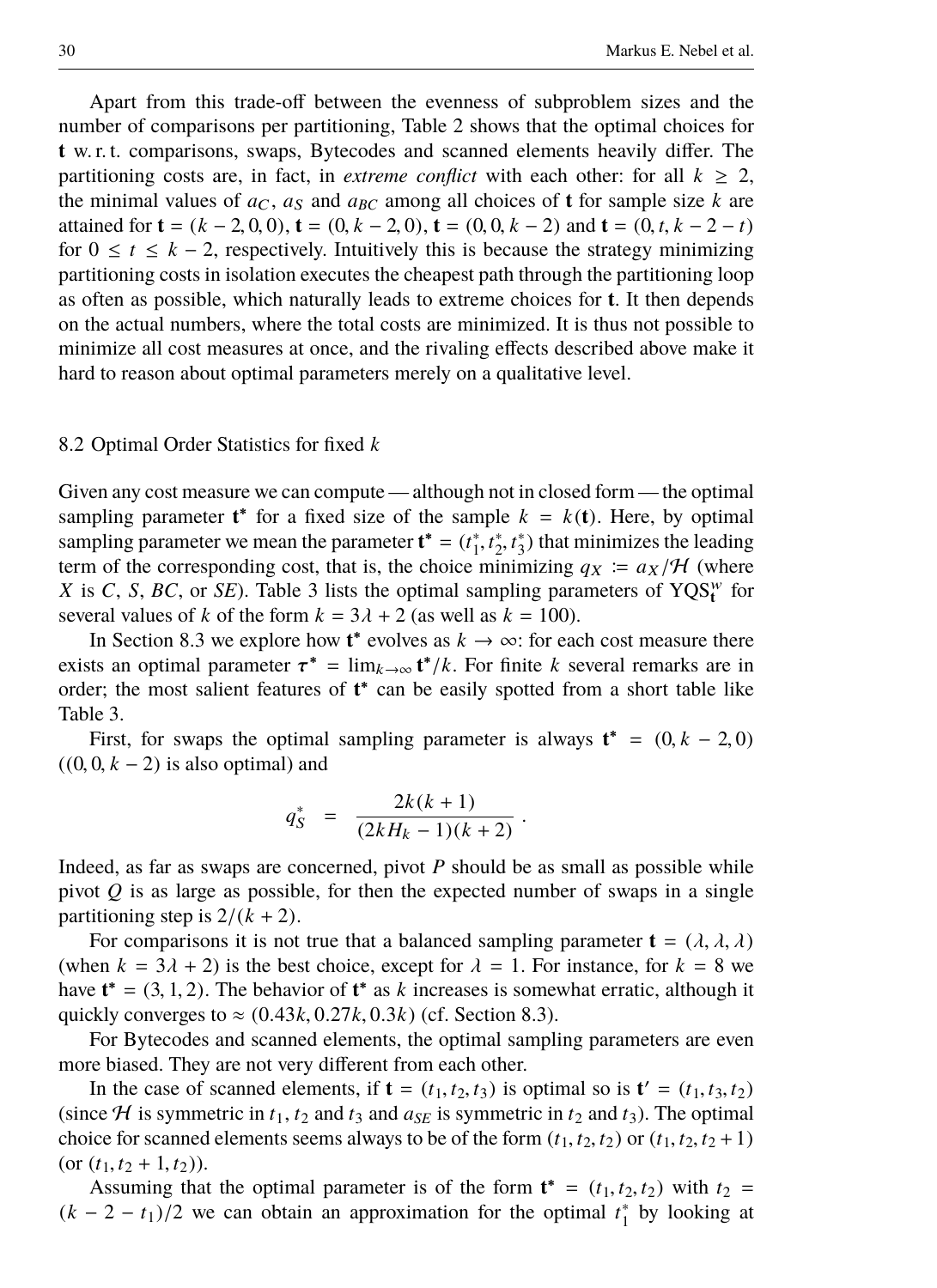Apart from this trade-off between the evenness of subproblem sizes and the number of comparisons per partitioning, Table 2 shows that the optimal choices for $\mathbf{t}$ w. r. t. comparisons, swaps, Bytecodes and scanned elements heavily differ. The partitioning costs are, in fact, in *extreme conflict* with each other: for all $k \geq 2$, the minimal values of $a_C$, $a_S$ and $a_{BC}$ among all choices of $\mathbf{t}$ for sample size $k$ are attained for $\mathbf{t} = (k-2, 0, 0)$, $\mathbf{t} = (0, k-2, 0)$, $\mathbf{t} = (0, 0, k-2)$ and $\mathbf{t} = (0, t, k-2-t)$ for $0 \leq t \leq k-2$, respectively. Intuitively this is because the strategy minimizing partitioning costs in isolation executes the cheapest path through the partitioning loop as often as possible, which naturally leads to extreme choices for $\mathbf{t}$. It then depends on the actual numbers, where the total costs are minimized. It is thus not possible to minimize all cost measures at once, and the rivaling effects described above make it hard to reason about optimal parameters merely on a qualitative level.

## 8.2 Optimal Order Statistics for fixed $k$

Given any cost measure we can compute — although not in closed form — the optimal sampling parameter $\mathbf{t}^*$ for a fixed size of the sample $k = k(\mathbf{t})$. Here, by optimal sampling parameter we mean the parameter $\mathbf{t}^* = (t_1^*, t_2^*, t_3^*)$ that minimizes the leading term of the corresponding cost, that is, the choice minimizing $q_X := a_X/\mathcal{H}$ (where $X$ is $C$, $S$, $BC$, or $SE$). Table 3 lists the optimal sampling parameters of $\mathrm{YQS}_{\mathbf{t}}^{w}$ for several values of $k$ of the form $k = 3\lambda + 2$ (as well as $k = 100$).

In Section 8.3 we explore how $\mathbf{t}^*$ evolves as $k \to \infty$: for each cost measure there exists an optimal parameter $\boldsymbol{\tau}^* = \lim_{k\to\infty} \mathbf{t}^*/k$. For finite $k$ several remarks are in order; the most salient features of $\mathbf{t}^*$ can be easily spotted from a short table like Table 3.

First, for swaps the optimal sampling parameter is always $\mathbf{t}^* = (0, k-2, 0)$ ($(0, 0, k-2)$ is also optimal) and

$$q_S^* \;=\; \frac{2k(k+1)}{(2kH_k - 1)(k+2)}\,.$$

Indeed, as far as swaps are concerned, pivot $P$ should be as small as possible while pivot $Q$ is as large as possible, for then the expected number of swaps in a single partitioning step is $2/(k+2)$.

For comparisons it is not true that a balanced sampling parameter $\mathbf{t} = (\lambda, \lambda, \lambda)$ (when $k = 3\lambda + 2$) is the best choice, except for $\lambda = 1$. For instance, for $k = 8$ we have $\mathbf{t}^* = (3, 1, 2)$. The behavior of $\mathbf{t}^*$ as $k$ increases is somewhat erratic, although it quickly converges to $\approx (0.43k, 0.27k, 0.3k)$ (cf. Section 8.3).

For Bytecodes and scanned elements, the optimal sampling parameters are even more biased. They are not very different from each other.

In the case of scanned elements, if $\mathbf{t} = (t_1, t_2, t_3)$ is optimal so is $\mathbf{t}' = (t_1, t_3, t_2)$ (since $\mathcal{H}$ is symmetric in $t_1$, $t_2$ and $t_3$ and $a_{SE}$ is symmetric in $t_2$ and $t_3$). The optimal choice for scanned elements seems always to be of the form $(t_1, t_2, t_2)$ or $(t_1, t_2, t_2 + 1)$ (or $(t_1, t_2 + 1, t_2)$).

Assuming that the optimal parameter is of the form $\mathbf{t}^* = (t_1, t_2, t_2)$ with $t_2 = (k - 2 - t_1)/2$ we can obtain an approximation for the optimal $t_1^*$ by looking at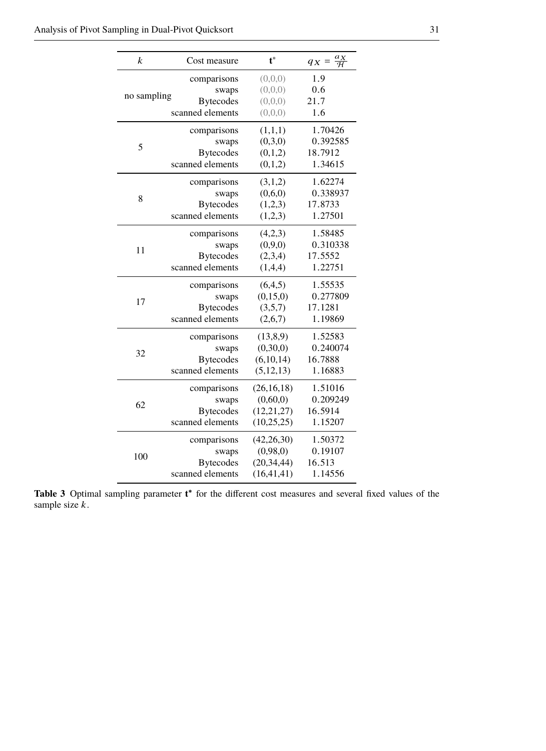| $k$ | Cost measure | $\mathbf{t}^*$ | $q_X = \frac{a_X}{\mathcal{H}}$ |
|---|---|---|---|
| no sampling | comparisons | (0,0,0) | 1.9 |
| | swaps | (0,0,0) | 0.6 |
| | Bytecodes | (0,0,0) | 21.7 |
| | scanned elements | (0,0,0) | 1.6 |
| 5 | comparisons | (1,1,1) | 1.70426 |
| | swaps | (0,3,0) | 0.392585 |
| | Bytecodes | (0,1,2) | 18.7912 |
| | scanned elements | (0,1,2) | 1.34615 |
| 8 | comparisons | (3,1,2) | 1.62274 |
| | swaps | (0,6,0) | 0.338937 |
| | Bytecodes | (1,2,3) | 17.8733 |
| | scanned elements | (1,2,3) | 1.27501 |
| 11 | comparisons | (4,2,3) | 1.58485 |
| | swaps | (0,9,0) | 0.310338 |
| | Bytecodes | (2,3,4) | 17.5552 |
| | scanned elements | (1,4,4) | 1.22751 |
| 17 | comparisons | (6,4,5) | 1.55535 |
| | swaps | (0,15,0) | 0.277809 |
| | Bytecodes | (3,5,7) | 17.1281 |
| | scanned elements | (2,6,7) | 1.19869 |
| 32 | comparisons | (13,8,9) | 1.52583 |
| | swaps | (0,30,0) | 0.240074 |
| | Bytecodes | (6,10,14) | 16.7888 |
| | scanned elements | (5,12,13) | 1.16883 |
| 62 | comparisons | (26,16,18) | 1.51016 |
| | swaps | (0,60,0) | 0.209249 |
| | Bytecodes | (12,21,27) | 16.5914 |
| | scanned elements | (10,25,25) | 1.15207 |
| 100 | comparisons | (42,26,30) | 1.50372 |
| | swaps | (0,98,0) | 0.19107 |
| | Bytecodes | (20,34,44) | 16.513 |
| | scanned elements | (16,41,41) | 1.14556 |

**Table 3** Optimal sampling parameter $\mathbf{t}^*$ for the different cost measures and several fixed values of the sample size $k$.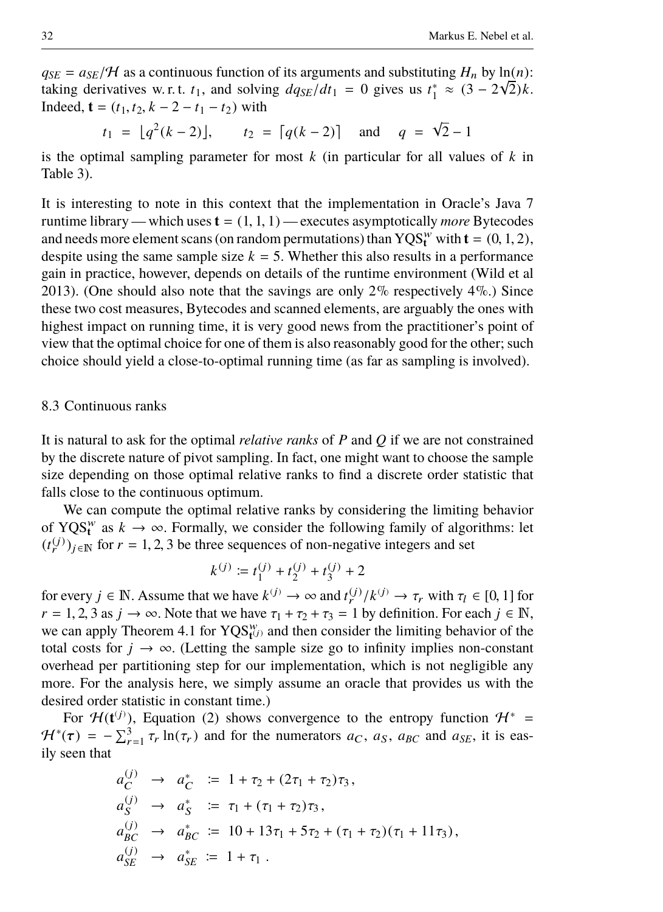$q_{SE} = a_{SE}/\mathcal{H}$ as a continuous function of its arguments and substituting $H_n$ by $\ln(n)$: taking derivatives w. r. t. $t_1$, and solving $dq_{SE}/dt_1 = 0$ gives us $t_1^* \approx (3 - 2\sqrt{2})k$. Indeed, $\mathbf{t} = (t_1, t_2, k - 2 - t_1 - t_2)$ with

$$t_1 = \lfloor q^2(k-2) \rfloor, \qquad t_2 = \lceil q(k-2) \rceil \quad \text{and} \quad q = \sqrt{2} - 1$$

is the optimal sampling parameter for most $k$ (in particular for all values of $k$ in Table 3).

It is interesting to note in this context that the implementation in Oracle's Java 7 runtime library — which uses $\mathbf{t} = (1, 1, 1)$ — executes asymptotically *more* Bytecodes and needs more element scans (on random permutations) than $\mathrm{YQS}_{\mathbf{t}}^{w}$ with $\mathbf{t} = (0, 1, 2)$, despite using the same sample size $k = 5$. Whether this also results in a performance gain in practice, however, depends on details of the runtime environment (Wild et al 2013). (One should also note that the savings are only 2% respectively 4%.) Since these two cost measures, Bytecodes and scanned elements, are arguably the ones with highest impact on running time, it is very good news from the practitioner's point of view that the optimal choice for one of them is also reasonably good for the other; such choice should yield a close-to-optimal running time (as far as sampling is involved).

### 8.3 Continuous ranks

It is natural to ask for the optimal *relative ranks* of $P$ and $Q$ if we are not constrained by the discrete nature of pivot sampling. In fact, one might want to choose the sample size depending on those optimal relative ranks to find a discrete order statistic that falls close to the continuous optimum.

We can compute the optimal relative ranks by considering the limiting behavior of $\mathrm{YQS}_{\mathbf{t}}^{w}$ as $k \to \infty$. Formally, we consider the following family of algorithms: let $(t_r^{(j)})_{j \in \mathbb{N}}$ for $r = 1, 2, 3$ be three sequences of non-negative integers and set

$$k^{(j)} := t_1^{(j)} + t_2^{(j)} + t_3^{(j)} + 2$$

for every $j \in \mathbb{N}$. Assume that we have $k^{(j)} \to \infty$ and $t_r^{(j)}/k^{(j)} \to \tau_r$ with $\tau_l \in [0, 1]$ for $r = 1, 2, 3$ as $j \to \infty$. Note that we have $\tau_1 + \tau_2 + \tau_3 = 1$ by definition. For each $j \in \mathbb{N}$, we can apply Theorem 4.1 for $\mathrm{YQS}_{\mathbf{t}^{(j)}}^{w}$ and then consider the limiting behavior of the total costs for $j \to \infty$. (Letting the sample size go to infinity implies non-constant overhead per partitioning step for our implementation, which is not negligible any more. For the analysis here, we simply assume an oracle that provides us with the desired order statistic in constant time.)

For $\mathcal{H}(\mathbf{t}^{(j)})$, Equation (2) shows convergence to the entropy function $\mathcal{H}^* = \mathcal{H}^*(\boldsymbol{\tau}) = -\sum_{r=1}^{3} \tau_r \ln(\tau_r)$ and for the numerators $a_C$, $a_S$, $a_{BC}$ and $a_{SE}$, it is easily seen that

$$\begin{aligned}
a_C^{(j)} &\to a_C^* := 1 + \tau_2 + (2\tau_1 + \tau_2)\tau_3\,, \\
a_S^{(j)} &\to a_S^* := \tau_1 + (\tau_1 + \tau_2)\tau_3\,, \\
a_{BC}^{(j)} &\to a_{BC}^* := 10 + 13\tau_1 + 5\tau_2 + (\tau_1 + \tau_2)(\tau_1 + 11\tau_3)\,, \\
a_{SE}^{(j)} &\to a_{SE}^* := 1 + \tau_1\,.
\end{aligned}$$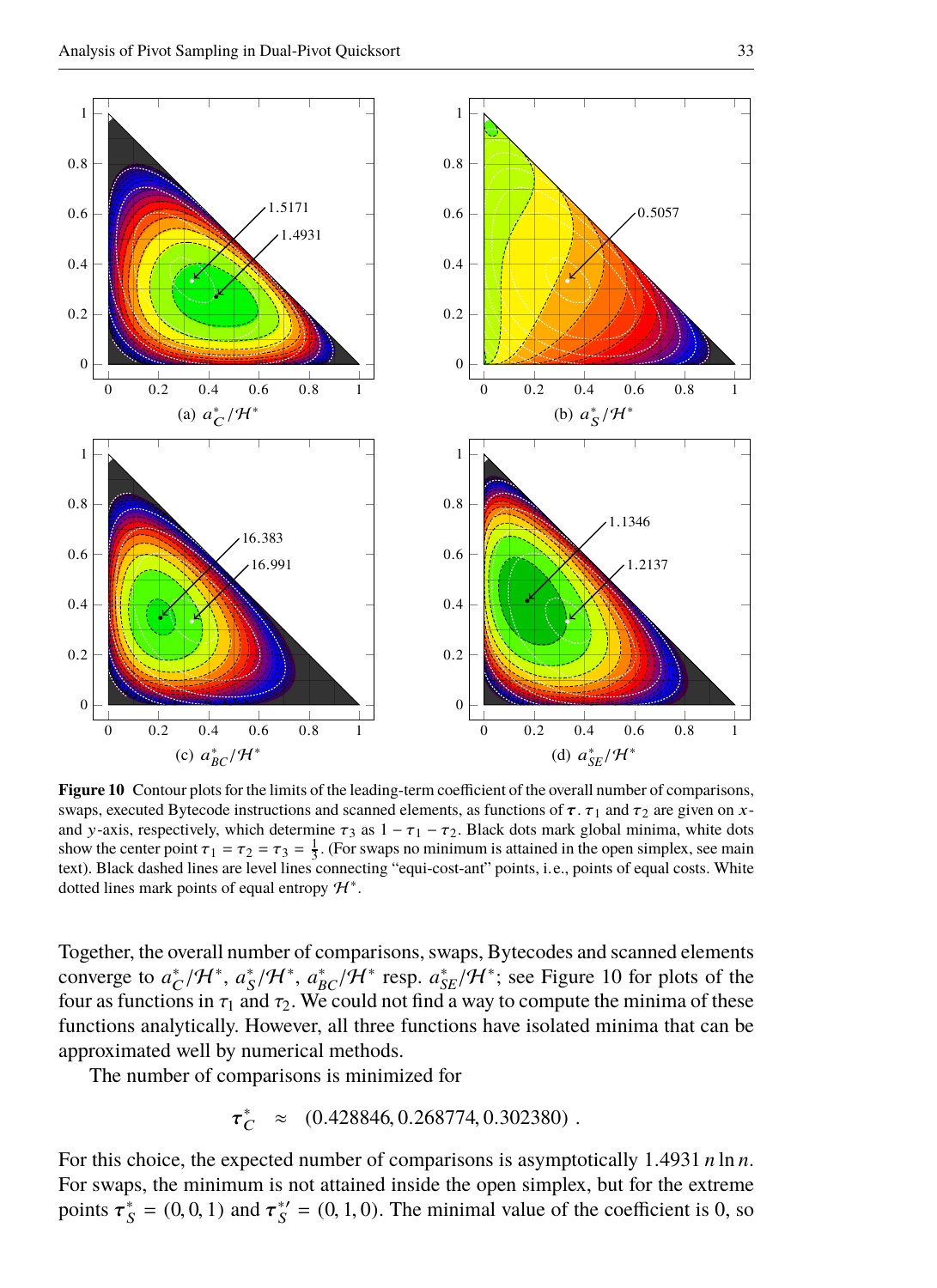**Figure 10** Contour plots for the limits of the leading-term coefficient of the overall number of comparisons, swaps, executed Bytecode instructions and scanned elements, as functions of $\boldsymbol{\tau}$. $\tau_1$ and $\tau_2$ are given on $x$- and $y$-axis, respectively, which determine $\tau_3$ as $1 - \tau_1 - \tau_2$. Black dots mark global minima, white dots show the center point $\tau_1 = \tau_2 = \tau_3 = \frac{1}{3}$. (For swaps no minimum is attained in the open simplex, see main text). Black dashed lines are level lines connecting "equi-cost-ant" points, i.e., points of equal costs. White dotted lines mark points of equal entropy $\mathcal{H}^*$.

Together, the overall number of comparisons, swaps, Bytecodes and scanned elements converge to $a_C^*/\mathcal{H}^*$, $a_S^*/\mathcal{H}^*$, $a_{BC}^*/\mathcal{H}^*$ resp. $a_{SE}^*/\mathcal{H}^*$; see Figure 10 for plots of the four as functions in $\tau_1$ and $\tau_2$. We could not find a way to compute the minima of these functions analytically. However, all three functions have isolated minima that can be approximated well by numerical methods.

The number of comparisons is minimized for

$$\boldsymbol{\tau}_C^* \quad \approx \quad (0.428846, 0.268774, 0.302380) \ .$$

For this choice, the expected number of comparisons is asymptotically $1.4931\, n \ln n$. For swaps, the minimum is not attained inside the open simplex, but for the extreme points $\boldsymbol{\tau}_S^* = (0, 0, 1)$ and $\boldsymbol{\tau}_S^{*\prime} = (0, 1, 0)$. The minimal value of the coefficient is 0, so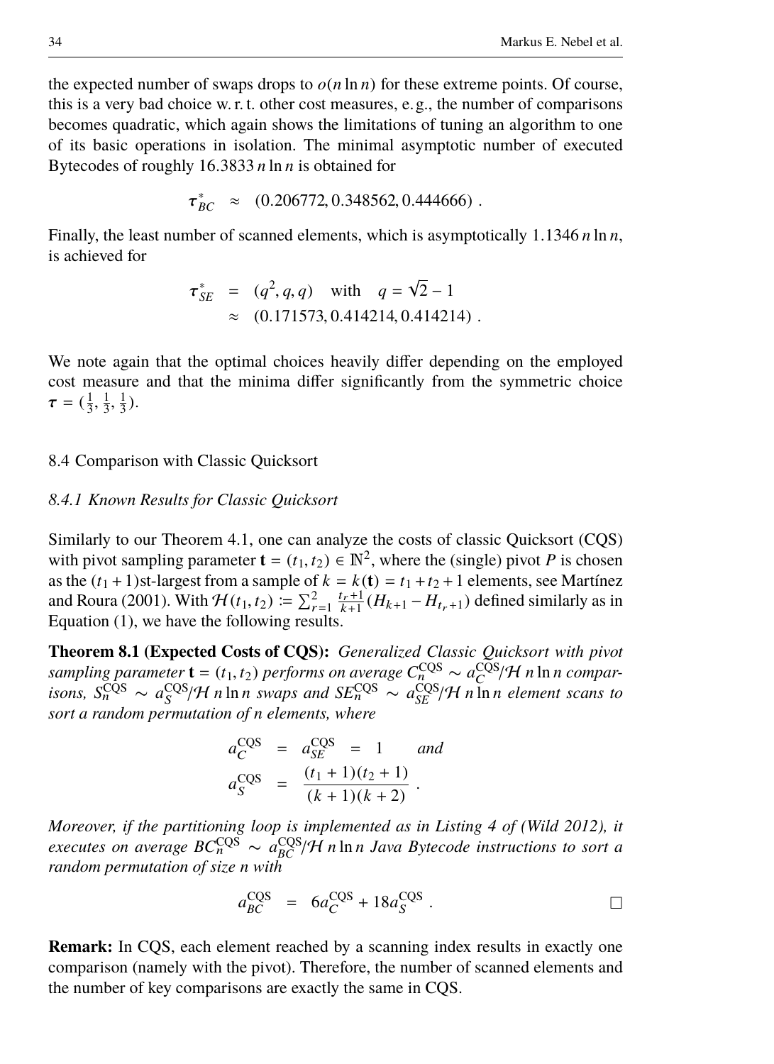the expected number of swaps drops to $o(n \ln n)$ for these extreme points. Of course, this is a very bad choice w. r. t. other cost measures, e. g., the number of comparisons becomes quadratic, which again shows the limitations of tuning an algorithm to one of its basic operations in isolation. The minimal asymptotic number of executed Bytecodes of roughly $16.3833\, n \ln n$ is obtained for

$$\boldsymbol{\tau}^*_{BC} \;\approx\; (0.206772, 0.348562, 0.444666)\;.$$

Finally, the least number of scanned elements, which is asymptotically $1.1346\, n \ln n$, is achieved for

$$\begin{aligned} \boldsymbol{\tau}^*_{SE} &= (q^2, q, q) \quad \text{with} \quad q = \sqrt{2} - 1 \\ &\approx (0.171573, 0.414214, 0.414214)\;. \end{aligned}$$

We note again that the optimal choices heavily differ depending on the employed cost measure and that the minima differ significantly from the symmetric choice $\boldsymbol{\tau} = (\frac{1}{3}, \frac{1}{3}, \frac{1}{3})$.

## 8.4 Comparison with Classic Quicksort

### *8.4.1 Known Results for Classic Quicksort*

Similarly to our Theorem 4.1, one can analyze the costs of classic Quicksort (CQS) with pivot sampling parameter $\mathbf{t} = (t_1, t_2) \in \mathbb{N}^2$, where the (single) pivot $P$ is chosen as the $(t_1 + 1)$st-largest from a sample of $k = k(\mathbf{t}) = t_1 + t_2 + 1$ elements, see Martínez and Roura (2001). With $\mathcal{H}(t_1, t_2) := \sum_{r=1}^{2} \frac{t_r+1}{k+1}(H_{k+1} - H_{t_r+1})$ defined similarly as in Equation (1), we have the following results.

**Theorem 8.1 (Expected Costs of CQS):** *Generalized Classic Quicksort with pivot sampling parameter $\mathbf{t} = (t_1, t_2)$ performs on average $C_n^{\mathrm{CQS}} \sim a_C^{\mathrm{CQS}}/\mathcal{H}\, n \ln n$ comparisons, $S_n^{\mathrm{CQS}} \sim a_S^{\mathrm{CQS}}/\mathcal{H}\, n \ln n$ swaps and $SE_n^{\mathrm{CQS}} \sim a_{SE}^{\mathrm{CQS}}/\mathcal{H}\, n \ln n$ element scans to sort a random permutation of $n$ elements, where*

$$\begin{aligned} a_C^{\mathrm{CQS}} &= a_{SE}^{\mathrm{CQS}} = 1 \qquad \textit{and} \\ a_S^{\mathrm{CQS}} &= \frac{(t_1+1)(t_2+1)}{(k+1)(k+2)}\;. \end{aligned}$$

*Moreover, if the partitioning loop is implemented as in Listing 4 of (Wild 2012), it executes on average $BC_n^{\mathrm{CQS}} \sim a_{BC}^{\mathrm{CQS}}/\mathcal{H}\, n \ln n$ Java Bytecode instructions to sort a random permutation of size $n$ with*

$$a_{BC}^{\mathrm{CQS}} = 6a_C^{\mathrm{CQS}} + 18a_S^{\mathrm{CQS}}\;. \qquad \square$$

**Remark:** In CQS, each element reached by a scanning index results in exactly one comparison (namely with the pivot). Therefore, the number of scanned elements and the number of key comparisons are exactly the same in CQS.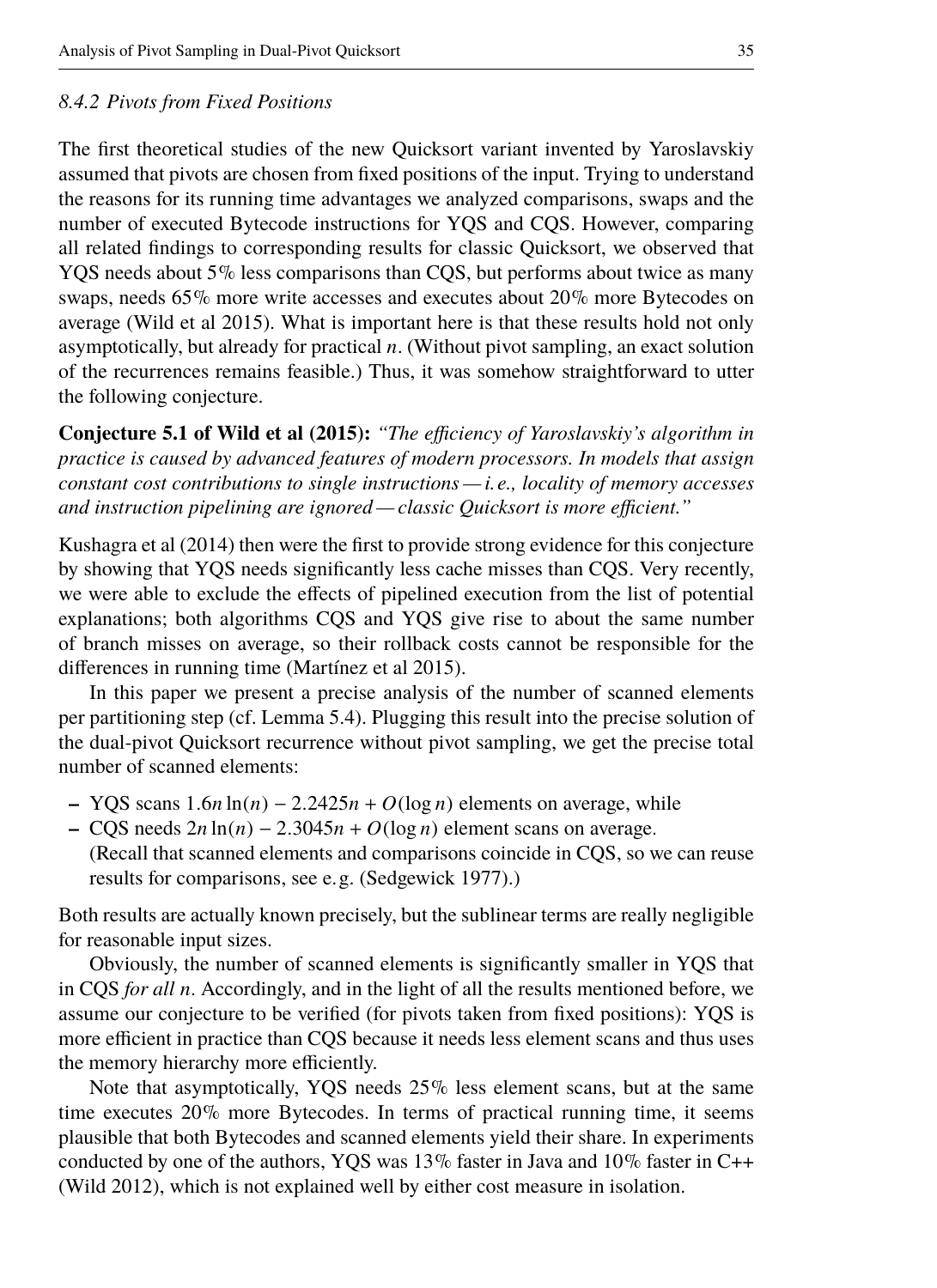### 8.4.2 Pivots from Fixed Positions

The first theoretical studies of the new Quicksort variant invented by Yaroslavskiy assumed that pivots are chosen from fixed positions of the input. Trying to understand the reasons for its running time advantages we analyzed comparisons, swaps and the number of executed Bytecode instructions for YQS and CQS. However, comparing all related findings to corresponding results for classic Quicksort, we observed that YQS needs about 5% less comparisons than CQS, but performs about twice as many swaps, needs 65% more write accesses and executes about 20% more Bytecodes on average (Wild et al 2015). What is important here is that these results hold not only asymptotically, but already for practical $n$. (Without pivot sampling, an exact solution of the recurrences remains feasible.) Thus, it was somehow straightforward to utter the following conjecture.

**Conjecture 5.1 of Wild et al (2015):** *"The efficiency of Yaroslavskiy's algorithm in practice is caused by advanced features of modern processors. In models that assign constant cost contributions to single instructions — i. e., locality of memory accesses and instruction pipelining are ignored — classic Quicksort is more efficient."*

Kushagra et al (2014) then were the first to provide strong evidence for this conjecture by showing that YQS needs significantly less cache misses than CQS. Very recently, we were able to exclude the effects of pipelined execution from the list of potential explanations; both algorithms CQS and YQS give rise to about the same number of branch misses on average, so their rollback costs cannot be responsible for the differences in running time (Martínez et al 2015).

In this paper we present a precise analysis of the number of scanned elements per partitioning step (cf. Lemma 5.4). Plugging this result into the precise solution of the dual-pivot Quicksort recurrence without pivot sampling, we get the precise total number of scanned elements:

- YQS scans $1.6n\ln(n) - 2.2425n + O(\log n)$ elements on average, while
- CQS needs $2n\ln(n) - 2.3045n + O(\log n)$ element scans on average. (Recall that scanned elements and comparisons coincide in CQS, so we can reuse results for comparisons, see e. g. (Sedgewick 1977).)

Both results are actually known precisely, but the sublinear terms are really negligible for reasonable input sizes.

Obviously, the number of scanned elements is significantly smaller in YQS that in CQS *for all* $n$. Accordingly, and in the light of all the results mentioned before, we assume our conjecture to be verified (for pivots taken from fixed positions): YQS is more efficient in practice than CQS because it needs less element scans and thus uses the memory hierarchy more efficiently.

Note that asymptotically, YQS needs 25% less element scans, but at the same time executes 20% more Bytecodes. In terms of practical running time, it seems plausible that both Bytecodes and scanned elements yield their share. In experiments conducted by one of the authors, YQS was 13% faster in Java and 10% faster in C++ (Wild 2012), which is not explained well by either cost measure in isolation.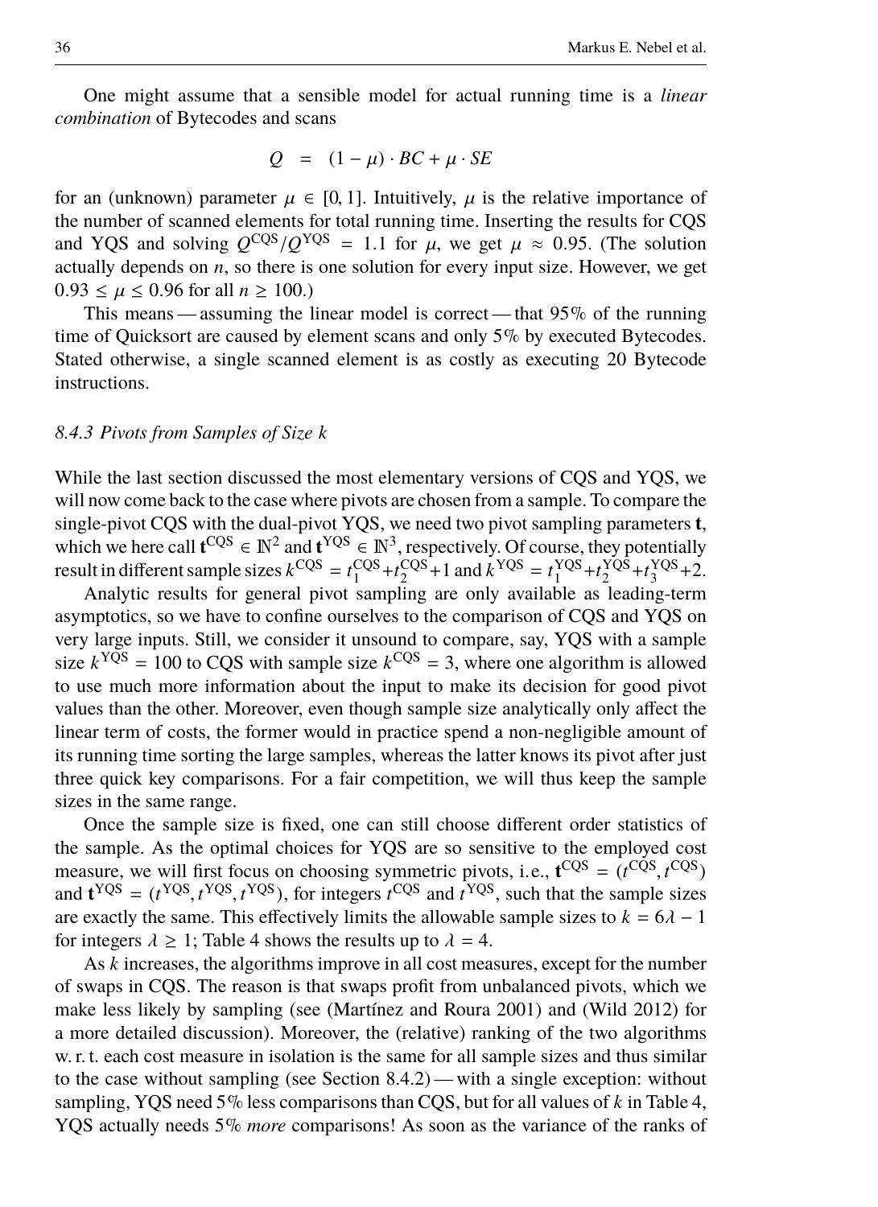One might assume that a sensible model for actual running time is a *linear combination* of Bytecodes and scans

$$Q \quad = \quad (1-\mu)\cdot BC + \mu \cdot SE$$

for an (unknown) parameter $\mu \in [0,1]$. Intuitively, $\mu$ is the relative importance of the number of scanned elements for total running time. Inserting the results for CQS and YQS and solving $Q^{\mathrm{CQS}}/Q^{\mathrm{YQS}} = 1.1$ for $\mu$, we get $\mu \approx 0.95$. (The solution actually depends on $n$, so there is one solution for every input size. However, we get $0.93 \le \mu \le 0.96$ for all $n \ge 100$.)

This means — assuming the linear model is correct — that 95% of the running time of Quicksort are caused by element scans and only 5% by executed Bytecodes. Stated otherwise, a single scanned element is as costly as executing 20 Bytecode instructions.

### 8.4.3 Pivots from Samples of Size k

While the last section discussed the most elementary versions of CQS and YQS, we will now come back to the case where pivots are chosen from a sample. To compare the single-pivot CQS with the dual-pivot YQS, we need two pivot sampling parameters $\mathbf{t}$, which we here call $\mathbf{t}^{\mathrm{CQS}} \in \mathbb{N}^2$ and $\mathbf{t}^{\mathrm{YQS}} \in \mathbb{N}^3$, respectively. Of course, they potentially result in different sample sizes $k^{\mathrm{CQS}} = t_1^{\mathrm{CQS}} + t_2^{\mathrm{CQS}} + 1$ and $k^{\mathrm{YQS}} = t_1^{\mathrm{YQS}} + t_2^{\mathrm{YQS}} + t_3^{\mathrm{YQS}} + 2$.

Analytic results for general pivot sampling are only available as leading-term asymptotics, so we have to confine ourselves to the comparison of CQS and YQS on very large inputs. Still, we consider it unsound to compare, say, YQS with a sample size $k^{\mathrm{YQS}} = 100$ to CQS with sample size $k^{\mathrm{CQS}} = 3$, where one algorithm is allowed to use much more information about the input to make its decision for good pivot values than the other. Moreover, even though sample size analytically only affect the linear term of costs, the former would in practice spend a non-negligible amount of its running time sorting the large samples, whereas the latter knows its pivot after just three quick key comparisons. For a fair competition, we will thus keep the sample sizes in the same range.

Once the sample size is fixed, one can still choose different order statistics of the sample. As the optimal choices for YQS are so sensitive to the employed cost measure, we will first focus on choosing symmetric pivots, i.e., $\mathbf{t}^{\mathrm{CQS}} = (t^{\mathrm{CQS}}, t^{\mathrm{CQS}})$ and $\mathbf{t}^{\mathrm{YQS}} = (t^{\mathrm{YQS}}, t^{\mathrm{YQS}}, t^{\mathrm{YQS}})$, for integers $t^{\mathrm{CQS}}$ and $t^{\mathrm{YQS}}$, such that the sample sizes are exactly the same. This effectively limits the allowable sample sizes to $k = 6\lambda - 1$ for integers $\lambda \ge 1$; Table 4 shows the results up to $\lambda = 4$.

As $k$ increases, the algorithms improve in all cost measures, except for the number of swaps in CQS. The reason is that swaps profit from unbalanced pivots, which we make less likely by sampling (see (Martínez and Roura 2001) and (Wild 2012) for a more detailed discussion). Moreover, the (relative) ranking of the two algorithms w. r. t. each cost measure in isolation is the same for all sample sizes and thus similar to the case without sampling (see Section 8.4.2) — with a single exception: without sampling, YQS need 5% less comparisons than CQS, but for all values of $k$ in Table 4, YQS actually needs 5% *more* comparisons! As soon as the variance of the ranks of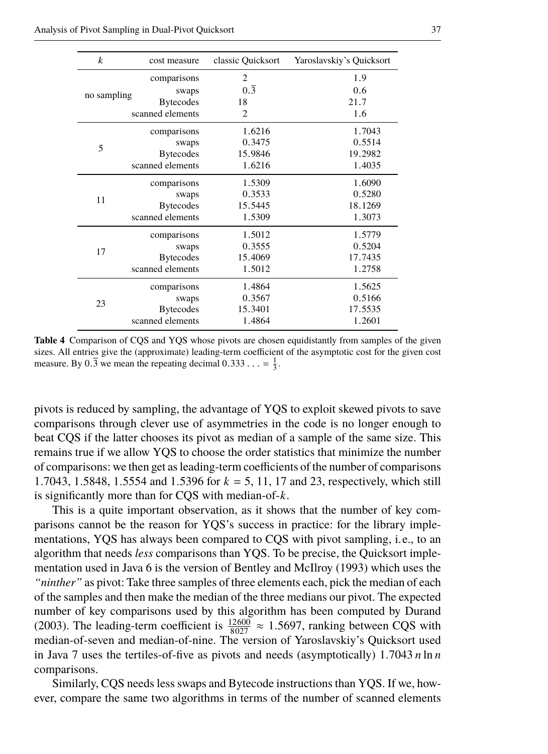| $k$ | cost measure | classic Quicksort | Yaroslavskiy's Quicksort |
|---|---|---|---|
| no sampling | comparisons | 2 | 1.9 |
| | swaps | $0.\overline{3}$ | 0.6 |
| | Bytecodes | 18 | 21.7 |
| | scanned elements | 2 | 1.6 |
| 5 | comparisons | 1.6216 | 1.7043 |
| | swaps | 0.3475 | 0.5514 |
| | Bytecodes | 15.9846 | 19.2982 |
| | scanned elements | 1.6216 | 1.4035 |
| 11 | comparisons | 1.5309 | 1.6090 |
| | swaps | 0.3533 | 0.5280 |
| | Bytecodes | 15.5445 | 18.1269 |
| | scanned elements | 1.5309 | 1.3073 |
| 17 | comparisons | 1.5012 | 1.5779 |
| | swaps | 0.3555 | 0.5204 |
| | Bytecodes | 15.4069 | 17.7435 |
| | scanned elements | 1.5012 | 1.2758 |
| 23 | comparisons | 1.4864 | 1.5625 |
| | swaps | 0.3567 | 0.5166 |
| | Bytecodes | 15.3401 | 17.5535 |
| | scanned elements | 1.4864 | 1.2601 |

**Table 4** Comparison of CQS and YQS whose pivots are chosen equidistantly from samples of the given sizes. All entries give the (approximate) leading-term coefficient of the asymptotic cost for the given cost measure. By $0.\overline{3}$ we mean the repeating decimal $0.333\ldots = \frac{1}{3}$.

pivots is reduced by sampling, the advantage of YQS to exploit skewed pivots to save comparisons through clever use of asymmetries in the code is no longer enough to beat CQS if the latter chooses its pivot as median of a sample of the same size. This remains true if we allow YQS to choose the order statistics that minimize the number of comparisons: we then get as leading-term coefficients of the number of comparisons 1.7043, 1.5848, 1.5554 and 1.5396 for $k = 5$, 11, 17 and 23, respectively, which still is significantly more than for CQS with median-of-$k$.

This is a quite important observation, as it shows that the number of key comparisons cannot be the reason for YQS's success in practice: for the library implementations, YQS has always been compared to CQS with pivot sampling, i.e., to an algorithm that needs *less* comparisons than YQS. To be precise, the Quicksort implementation used in Java 6 is the version of Bentley and McIlroy (1993) which uses the *"ninther"* as pivot: Take three samples of three elements each, pick the median of each of the samples and then make the median of the three medians our pivot. The expected number of key comparisons used by this algorithm has been computed by Durand (2003). The leading-term coefficient is $\frac{12600}{8027} \approx 1.5697$, ranking between CQS with median-of-seven and median-of-nine. The version of Yaroslavskiy's Quicksort used in Java 7 uses the tertiles-of-five as pivots and needs (asymptotically) $1.7043\, n \ln n$ comparisons.

Similarly, CQS needs less swaps and Bytecode instructions than YQS. If we, however, compare the same two algorithms in terms of the number of scanned elements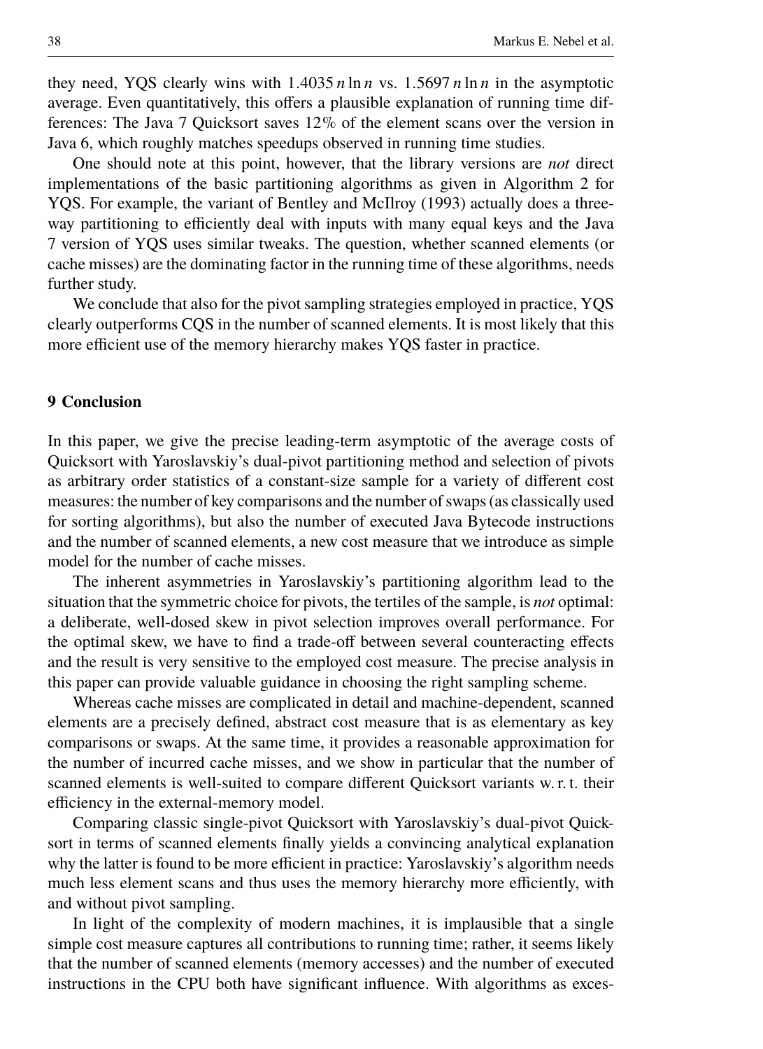they need, YQS clearly wins with $1.4035\, n \ln n$ vs. $1.5697\, n \ln n$ in the asymptotic average. Even quantitatively, this offers a plausible explanation of running time differences: The Java 7 Quicksort saves 12% of the element scans over the version in Java 6, which roughly matches speedups observed in running time studies.

One should note at this point, however, that the library versions are *not* direct implementations of the basic partitioning algorithms as given in Algorithm 2 for YQS. For example, the variant of Bentley and McIlroy (1993) actually does a three-way partitioning to efficiently deal with inputs with many equal keys and the Java 7 version of YQS uses similar tweaks. The question, whether scanned elements (or cache misses) are the dominating factor in the running time of these algorithms, needs further study.

We conclude that also for the pivot sampling strategies employed in practice, YQS clearly outperforms CQS in the number of scanned elements. It is most likely that this more efficient use of the memory hierarchy makes YQS faster in practice.

## 9 Conclusion

In this paper, we give the precise leading-term asymptotic of the average costs of Quicksort with Yaroslavskiy's dual-pivot partitioning method and selection of pivots as arbitrary order statistics of a constant-size sample for a variety of different cost measures: the number of key comparisons and the number of swaps (as classically used for sorting algorithms), but also the number of executed Java Bytecode instructions and the number of scanned elements, a new cost measure that we introduce as simple model for the number of cache misses.

The inherent asymmetries in Yaroslavskiy's partitioning algorithm lead to the situation that the symmetric choice for pivots, the tertiles of the sample, is *not* optimal: a deliberate, well-dosed skew in pivot selection improves overall performance. For the optimal skew, we have to find a trade-off between several counteracting effects and the result is very sensitive to the employed cost measure. The precise analysis in this paper can provide valuable guidance in choosing the right sampling scheme.

Whereas cache misses are complicated in detail and machine-dependent, scanned elements are a precisely defined, abstract cost measure that is as elementary as key comparisons or swaps. At the same time, it provides a reasonable approximation for the number of incurred cache misses, and we show in particular that the number of scanned elements is well-suited to compare different Quicksort variants w. r. t. their efficiency in the external-memory model.

Comparing classic single-pivot Quicksort with Yaroslavskiy's dual-pivot Quicksort in terms of scanned elements finally yields a convincing analytical explanation why the latter is found to be more efficient in practice: Yaroslavskiy's algorithm needs much less element scans and thus uses the memory hierarchy more efficiently, with and without pivot sampling.

In light of the complexity of modern machines, it is implausible that a single simple cost measure captures all contributions to running time; rather, it seems likely that the number of scanned elements (memory accesses) and the number of executed instructions in the CPU both have significant influence. With algorithms as exces-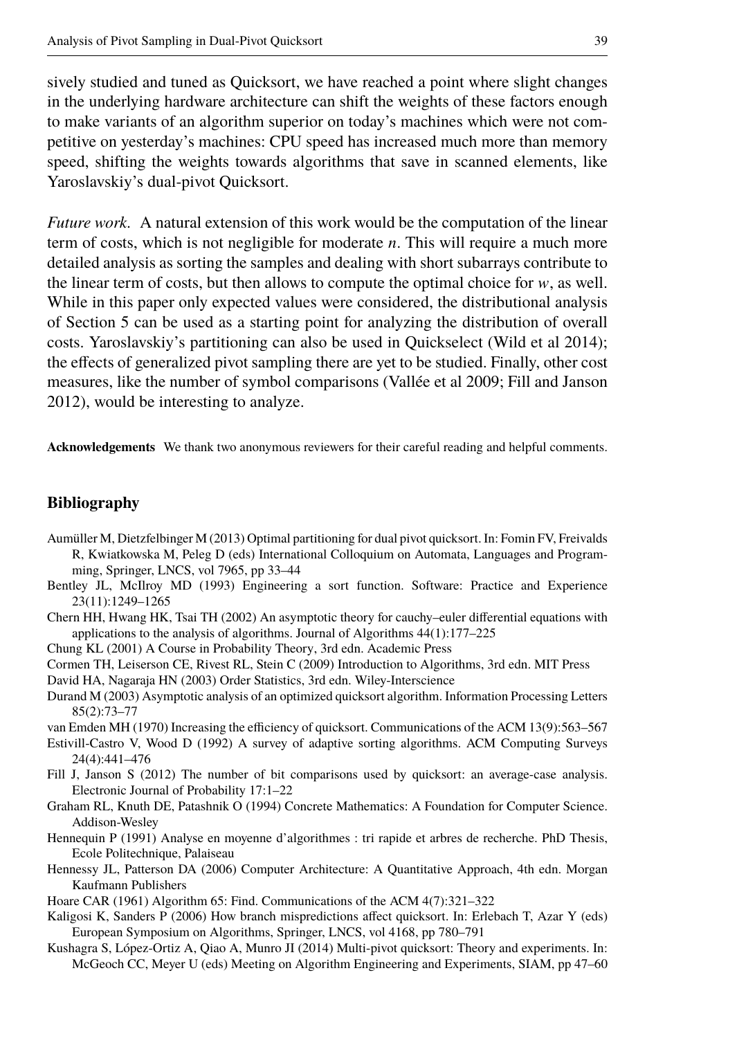sively studied and tuned as Quicksort, we have reached a point where slight changes in the underlying hardware architecture can shift the weights of these factors enough to make variants of an algorithm superior on today's machines which were not competitive on yesterday's machines: CPU speed has increased much more than memory speed, shifting the weights towards algorithms that save in scanned elements, like Yaroslavskiy's dual-pivot Quicksort.

*Future work.* A natural extension of this work would be the computation of the linear term of costs, which is not negligible for moderate $n$. This will require a much more detailed analysis as sorting the samples and dealing with short subarrays contribute to the linear term of costs, but then allows to compute the optimal choice for $w$, as well. While in this paper only expected values were considered, the distributional analysis of Section 5 can be used as a starting point for analyzing the distribution of overall costs. Yaroslavskiy's partitioning can also be used in Quickselect (Wild et al 2014); the effects of generalized pivot sampling there are yet to be studied. Finally, other cost measures, like the number of symbol comparisons (Vallée et al 2009; Fill and Janson 2012), would be interesting to analyze.

**Acknowledgements** We thank two anonymous reviewers for their careful reading and helpful comments.

## Bibliography

Aumüller M, Dietzfelbinger M (2013) Optimal partitioning for dual pivot quicksort. In: Fomin FV, Freivalds R, Kwiatkowska M, Peleg D (eds) International Colloquium on Automata, Languages and Programming, Springer, LNCS, vol 7965, pp 33–44

Bentley JL, McIlroy MD (1993) Engineering a sort function. Software: Practice and Experience 23(11):1249–1265

Chern HH, Hwang HK, Tsai TH (2002) An asymptotic theory for cauchy–euler differential equations with applications to the analysis of algorithms. Journal of Algorithms 44(1):177–225

Chung KL (2001) A Course in Probability Theory, 3rd edn. Academic Press

Cormen TH, Leiserson CE, Rivest RL, Stein C (2009) Introduction to Algorithms, 3rd edn. MIT Press

David HA, Nagaraja HN (2003) Order Statistics, 3rd edn. Wiley-Interscience

Durand M (2003) Asymptotic analysis of an optimized quicksort algorithm. Information Processing Letters 85(2):73–77

van Emden MH (1970) Increasing the efficiency of quicksort. Communications of the ACM 13(9):563–567

Estivill-Castro V, Wood D (1992) A survey of adaptive sorting algorithms. ACM Computing Surveys 24(4):441–476

Fill J, Janson S (2012) The number of bit comparisons used by quicksort: an average-case analysis. Electronic Journal of Probability 17:1–22

Graham RL, Knuth DE, Patashnik O (1994) Concrete Mathematics: A Foundation for Computer Science. Addison-Wesley

Hennequin P (1991) Analyse en moyenne d'algorithmes : tri rapide et arbres de recherche. PhD Thesis, Ecole Politechnique, Palaiseau

Hennessy JL, Patterson DA (2006) Computer Architecture: A Quantitative Approach, 4th edn. Morgan Kaufmann Publishers

Hoare CAR (1961) Algorithm 65: Find. Communications of the ACM 4(7):321–322

Kaligosi K, Sanders P (2006) How branch mispredictions affect quicksort. In: Erlebach T, Azar Y (eds) European Symposium on Algorithms, Springer, LNCS, vol 4168, pp 780–791

Kushagra S, López-Ortiz A, Qiao A, Munro JI (2014) Multi-pivot quicksort: Theory and experiments. In: McGeoch CC, Meyer U (eds) Meeting on Algorithm Engineering and Experiments, SIAM, pp 47–60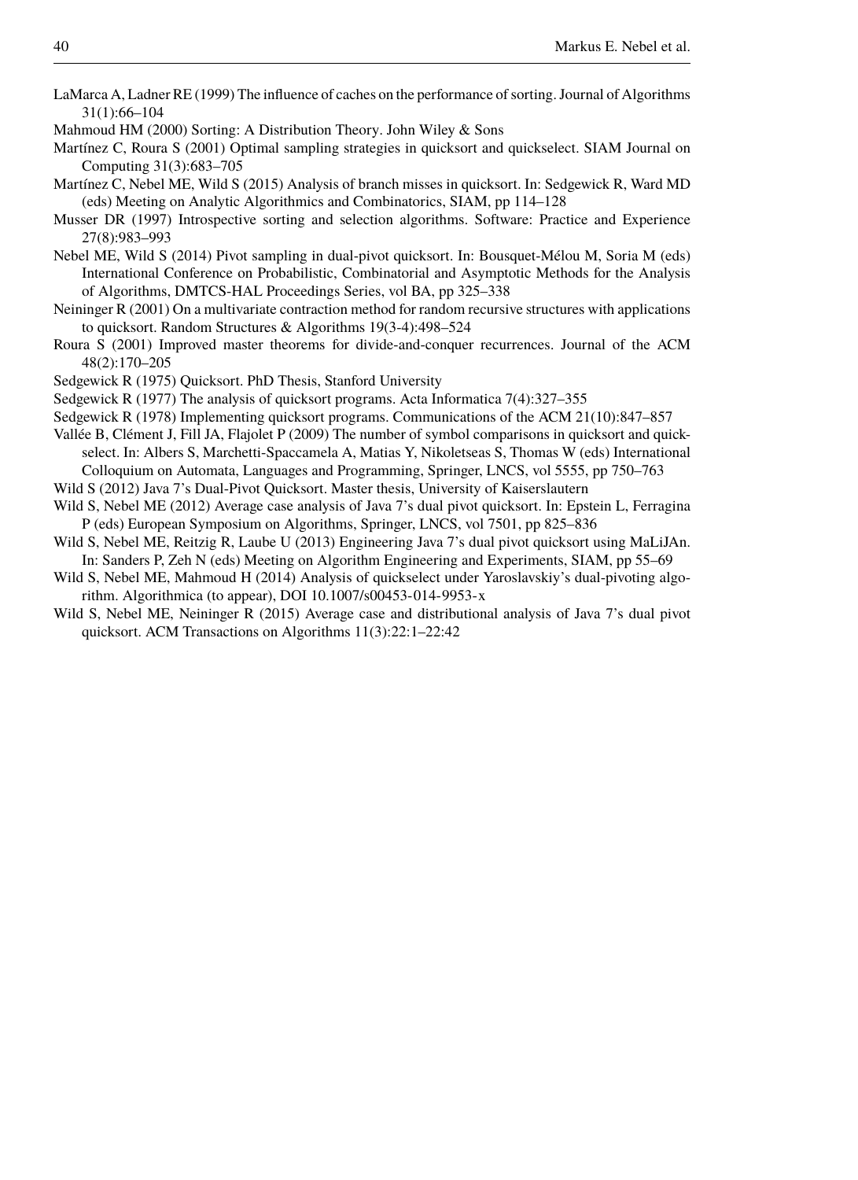LaMarca A, Ladner RE (1999) The influence of caches on the performance of sorting. Journal of Algorithms 31(1):66–104

Mahmoud HM (2000) Sorting: A Distribution Theory. John Wiley & Sons

Martínez C, Roura S (2001) Optimal sampling strategies in quicksort and quickselect. SIAM Journal on Computing 31(3):683–705

Martínez C, Nebel ME, Wild S (2015) Analysis of branch misses in quicksort. In: Sedgewick R, Ward MD (eds) Meeting on Analytic Algorithmics and Combinatorics, SIAM, pp 114–128

Musser DR (1997) Introspective sorting and selection algorithms. Software: Practice and Experience 27(8):983–993

Nebel ME, Wild S (2014) Pivot sampling in dual-pivot quicksort. In: Bousquet-Mélou M, Soria M (eds) International Conference on Probabilistic, Combinatorial and Asymptotic Methods for the Analysis of Algorithms, DMTCS-HAL Proceedings Series, vol BA, pp 325–338

Neininger R (2001) On a multivariate contraction method for random recursive structures with applications to quicksort. Random Structures & Algorithms 19(3-4):498–524

Roura S (2001) Improved master theorems for divide-and-conquer recurrences. Journal of the ACM 48(2):170–205

Sedgewick R (1975) Quicksort. PhD Thesis, Stanford University

Sedgewick R (1977) The analysis of quicksort programs. Acta Informatica 7(4):327–355

Sedgewick R (1978) Implementing quicksort programs. Communications of the ACM 21(10):847–857

Vallée B, Clément J, Fill JA, Flajolet P (2009) The number of symbol comparisons in quicksort and quickselect. In: Albers S, Marchetti-Spaccamela A, Matias Y, Nikoletseas S, Thomas W (eds) International Colloquium on Automata, Languages and Programming, Springer, LNCS, vol 5555, pp 750–763

Wild S (2012) Java 7's Dual-Pivot Quicksort. Master thesis, University of Kaiserslautern

Wild S, Nebel ME (2012) Average case analysis of Java 7's dual pivot quicksort. In: Epstein L, Ferragina P (eds) European Symposium on Algorithms, Springer, LNCS, vol 7501, pp 825–836

Wild S, Nebel ME, Reitzig R, Laube U (2013) Engineering Java 7's dual pivot quicksort using MaLiJAn. In: Sanders P, Zeh N (eds) Meeting on Algorithm Engineering and Experiments, SIAM, pp 55–69

Wild S, Nebel ME, Mahmoud H (2014) Analysis of quickselect under Yaroslavskiy's dual-pivoting algorithm. Algorithmica (to appear), DOI 10.1007/s00453-014-9953-x

Wild S, Nebel ME, Neininger R (2015) Average case and distributional analysis of Java 7's dual pivot quicksort. ACM Transactions on Algorithms 11(3):22:1–22:42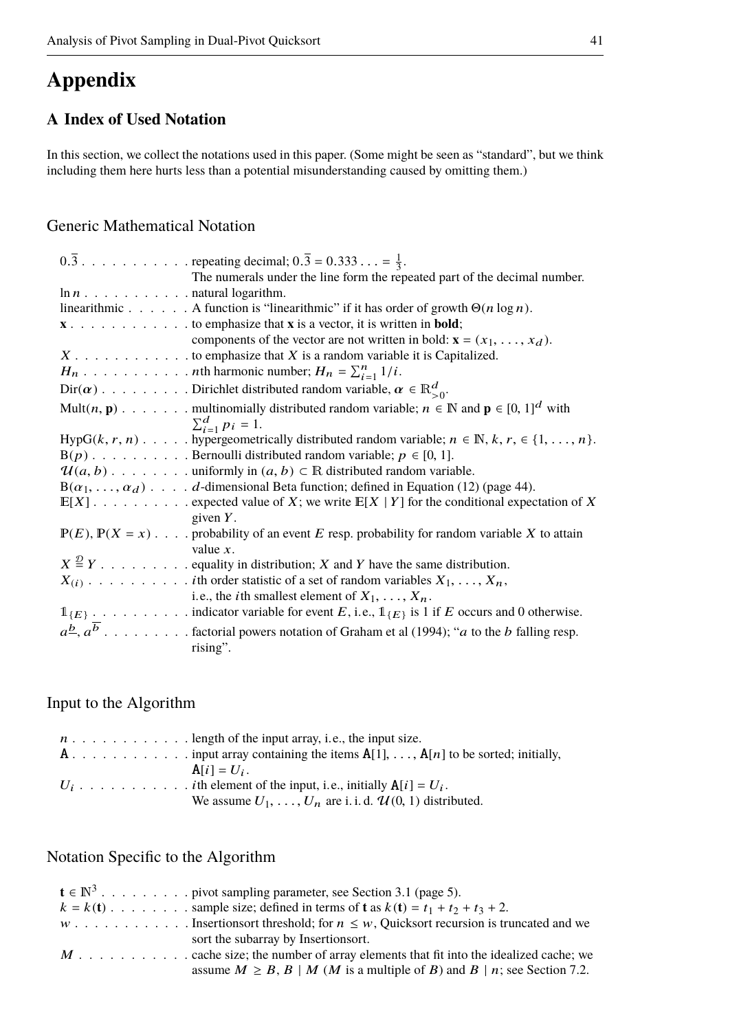# Appendix

## A Index of Used Notation

In this section, we collect the notations used in this paper. (Some might be seen as "standard", but we think including them here hurts less than a potential misunderstanding caused by omitting them.)

### Generic Mathematical Notation

$0.\overline{3}$ . . . . . . . . . . . repeating decimal; $0.\overline{3} = 0.333\ldots = \frac{1}{3}$.
The numerals under the line form the repeated part of the decimal number.

$\ln n$ . . . . . . . . . . . natural logarithm.

linearithmic . . . . . . A function is "linearithmic" if it has order of growth $\Theta(n \log n)$.

$\mathbf{x}$ . . . . . . . . . . . to emphasize that $\mathbf{x}$ is a vector, it is written in **bold**;
components of the vector are not written in bold: $\mathbf{x} = (x_1, \ldots, x_d)$.

$X$ . . . . . . . . . . . to emphasize that $X$ is a random variable it is Capitalized.

$H_n$ . . . . . . . . . . . $n$th harmonic number; $H_n = \sum_{i=1}^{n} 1/i$.

$\mathrm{Dir}(\boldsymbol{\alpha})$ . . . . . . . . . Dirichlet distributed random variable, $\boldsymbol{\alpha} \in \mathbb{R}_{>0}^{d}$.

$\mathrm{Mult}(n, \mathbf{p})$ . . . . . . . multinomially distributed random variable; $n \in \mathbb{N}$ and $\mathbf{p} \in [0,1]^d$ with $\sum_{i=1}^{d} p_i = 1$.

$\mathrm{HypG}(k, r, n)$ . . . . . hypergeometrically distributed random variable; $n \in \mathbb{N}$, $k, r, \in \{1, \ldots, n\}$.

$\mathrm{B}(p)$ . . . . . . . . . . Bernoulli distributed random variable; $p \in [0, 1]$.

$\mathcal{U}(a, b)$ . . . . . . . . uniformly in $(a, b) \subset \mathbb{R}$ distributed random variable.

$\mathrm{B}(\alpha_1, \ldots, \alpha_d)$ . . . . $d$-dimensional Beta function; defined in Equation (12) (page 44).

$\mathbb{E}[X]$ . . . . . . . . . . expected value of $X$; we write $\mathbb{E}[X \mid Y]$ for the conditional expectation of $X$ given $Y$.

$\mathbb{P}(E)$, $\mathbb{P}(X = x)$ . . . . probability of an event $E$ resp. probability for random variable $X$ to attain value $x$.

$X \overset{\mathcal{D}}{=} Y$ . . . . . . . . . equality in distribution; $X$ and $Y$ have the same distribution.

$X_{(i)}$ . . . . . . . . . . . $i$th order statistic of a set of random variables $X_1, \ldots, X_n$,
i.e., the $i$th smallest element of $X_1, \ldots, X_n$.

$\mathbb{1}_{\{E\}}$ . . . . . . . . . . indicator variable for event $E$, i.e., $\mathbb{1}_{\{E\}}$ is 1 if $E$ occurs and 0 otherwise.

$a^{\underline{b}}$, $a^{\overline{b}}$ . . . . . . . . . factorial powers notation of Graham et al (1994); "$a$ to the $b$ falling resp. rising".

### Input to the Algorithm

$n$ . . . . . . . . . . . . length of the input array, i.e., the input size.

$\mathtt{A}$ . . . . . . . . . . . . input array containing the items $\mathtt{A}[1], \ldots, \mathtt{A}[n]$ to be sorted; initially, $\mathtt{A}[i] = U_i$.

$U_i$ . . . . . . . . . . . $i$th element of the input, i.e., initially $\mathtt{A}[i] = U_i$.
We assume $U_1, \ldots, U_n$ are i. i. d. $\mathcal{U}(0, 1)$ distributed.

### Notation Specific to the Algorithm

$\mathbf{t} \in \mathbb{N}^3$ . . . . . . . . . pivot sampling parameter, see Section 3.1 (page 5).

$k = k(\mathbf{t})$ . . . . . . . . sample size; defined in terms of $\mathbf{t}$ as $k(\mathbf{t}) = t_1 + t_2 + t_3 + 2$.

$w$ . . . . . . . . . . . . Insertionsort threshold; for $n \le w$, Quicksort recursion is truncated and we sort the subarray by Insertionsort.

$M$ . . . . . . . . . . . cache size; the number of array elements that fit into the idealized cache; we assume $M \ge B$, $B \mid M$ ($M$ is a multiple of $B$) and $B \mid n$; see Section 7.2.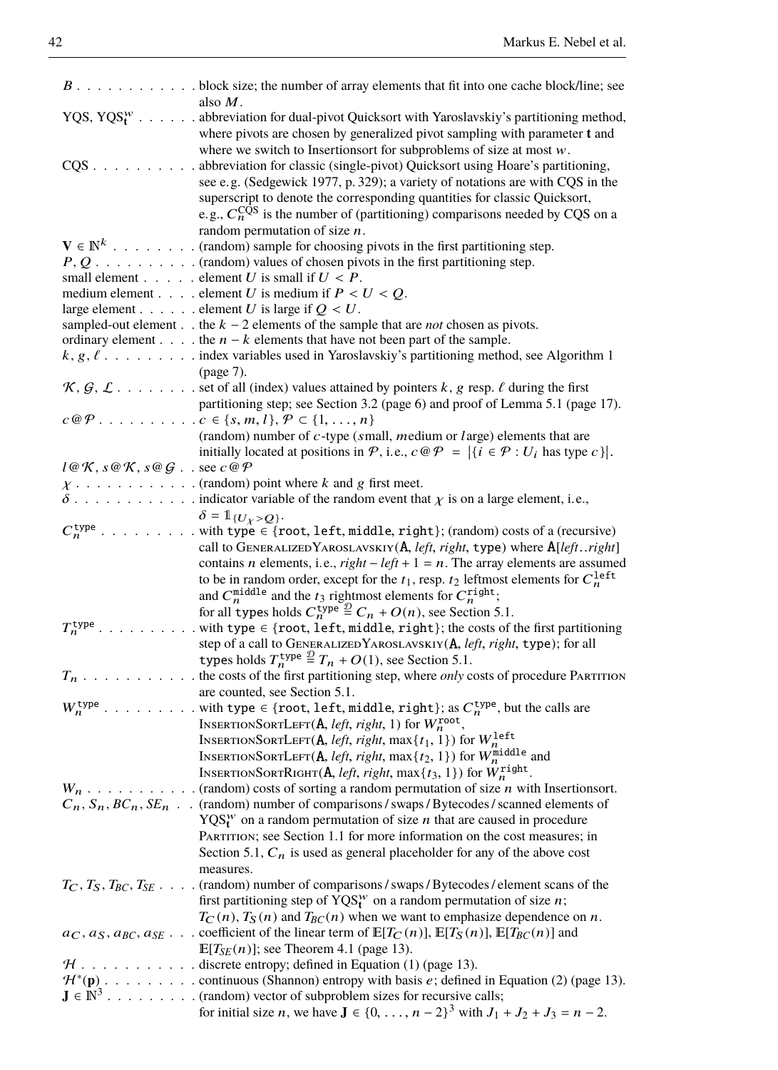$B$ . . . . . . . . . . . . block size; the number of array elements that fit into one cache block/line; see also $M$.

YQS, $\mathrm{YQS}_{\mathbf{t}}^{w}$ . . . . . . abbreviation for dual-pivot Quicksort with Yaroslavskiy's partitioning method, where pivots are chosen by generalized pivot sampling with parameter $\mathbf{t}$ and where we switch to Insertionsort for subproblems of size at most $w$.

CQS . . . . . . . . . . abbreviation for classic (single-pivot) Quicksort using Hoare's partitioning, see e.g. (Sedgewick 1977, p. 329); a variety of notations are with CQS in the superscript to denote the corresponding quantities for classic Quicksort, e.g., $C_n^{\mathrm{CQS}}$ is the number of (partitioning) comparisons needed by CQS on a random permutation of size $n$.

$\mathbf{V} \in \mathbb{N}^k$ . . . . . . . . (random) sample for choosing pivots in the first partitioning step.

$P, Q$ . . . . . . . . . . (random) values of chosen pivots in the first partitioning step.

small element . . . . . element $U$ is small if $U < P$.

medium element . . . . element $U$ is medium if $P < U < Q$.

large element . . . . . . element $U$ is large if $Q < U$.

sampled-out element . . the $k-2$ elements of the sample that are *not* chosen as pivots.

ordinary element . . . . the $n-k$ elements that have not been part of the sample.

$k, g, \ell$ . . . . . . . . . index variables used in Yaroslavskiy's partitioning method, see Algorithm 1 (page 7).

$\mathcal{K}, \mathcal{G}, \mathcal{L}$ . . . . . . . . set of all (index) values attained by pointers $k$, $g$ resp. $\ell$ during the first partitioning step; see Section 3.2 (page 6) and proof of Lemma 5.1 (page 17).

$c@\mathcal{P}$ . . . . . . . . . . $c \in \{s, m, l\}$, $\mathcal{P} \subset \{1, \ldots, n\}$
(random) number of $c$-type (*s*mall, *m*edium or *l*arge) elements that are initially located at positions in $\mathcal{P}$, i.e., $c@\mathcal{P} = \left|\{i \in \mathcal{P} : U_i \text{ has type } c\}\right|$.

$l@\mathcal{K}, s@\mathcal{K}, s@\mathcal{G}$ . . see $c@\mathcal{P}$

$\chi$ . . . . . . . . . . . . (random) point where $k$ and $g$ first meet.

$\delta$ . . . . . . . . . . . . indicator variable of the random event that $\chi$ is on a large element, i.e., $\delta = \mathbb{1}_{\{U_\chi > Q\}}$.

$C_n^{\mathtt{type}}$ . . . . . . . . . with $\mathtt{type} \in \{\mathtt{root}, \mathtt{left}, \mathtt{middle}, \mathtt{right}\}$; (random) costs of a (recursive) call to GeneralizedYaroslavskiy($\mathtt{A}$, *left*, *right*, $\mathtt{type}$) where $\mathtt{A}[\mathit{left}..\mathit{right}]$ contains $n$ elements, i.e., $\mathit{right} - \mathit{left} + 1 = n$. The array elements are assumed to be in random order, except for the $t_1$, resp. $t_2$ leftmost elements for $C_n^{\mathtt{left}}$ and $C_n^{\mathtt{middle}}$ and the $t_3$ rightmost elements for $C_n^{\mathtt{right}}$;
for all $\mathtt{type}$s holds $C_n^{\mathtt{type}} \overset{\mathcal{D}}{=} C_n + O(n)$, see Section 5.1.

$T_n^{\mathtt{type}}$ . . . . . . . . . . with $\mathtt{type} \in \{\mathtt{root}, \mathtt{left}, \mathtt{middle}, \mathtt{right}\}$; the costs of the first partitioning step of a call to GeneralizedYaroslavskiy($\mathtt{A}$, *left*, *right*, $\mathtt{type}$); for all $\mathtt{type}$s holds $T_n^{\mathtt{type}} \overset{\mathcal{D}}{=} T_n + O(1)$, see Section 5.1.

$T_n$ . . . . . . . . . . . the costs of the first partitioning step, where *only* costs of procedure Partition are counted, see Section 5.1.

$W_n^{\mathtt{type}}$ . . . . . . . . . with $\mathtt{type} \in \{\mathtt{root}, \mathtt{left}, \mathtt{middle}, \mathtt{right}\}$; as $C_n^{\mathtt{type}}$, but the calls are
InsertionSortLeft($\mathtt{A}$, *left*, *right*, 1) for $W_n^{\mathtt{root}}$,
InsertionSortLeft($\mathtt{A}$, *left*, *right*, $\max\{t_1, 1\}$) for $W_n^{\mathtt{left}}$
InsertionSortLeft($\mathtt{A}$, *left*, *right*, $\max\{t_2, 1\}$) for $W_n^{\mathtt{middle}}$ and
InsertionSortRight($\mathtt{A}$, *left*, *right*, $\max\{t_3, 1\}$) for $W_n^{\mathtt{right}}$.

$W_n$ . . . . . . . . . . . (random) costs of sorting a random permutation of size $n$ with Insertionsort.

$C_n, S_n, BC_n, SE_n$ . . (random) number of comparisons / swaps / Bytecodes / scanned elements of $\mathrm{YQS}_{\mathbf{t}}^{w}$ on a random permutation of size $n$ that are caused in procedure Partition; see Section 1.1 for more information on the cost measures; in Section 5.1, $C_n$ is used as general placeholder for any of the above cost measures.

$T_C, T_S, T_{BC}, T_{SE}$ . . . . (random) number of comparisons / swaps / Bytecodes / element scans of the first partitioning step of $\mathrm{YQS}_{\mathbf{t}}^{w}$ on a random permutation of size $n$;
$T_C(n)$, $T_S(n)$ and $T_{BC}(n)$ when we want to emphasize dependence on $n$.

$a_C, a_S, a_{BC}, a_{SE}$ . . . coefficient of the linear term of $\mathbb{E}[T_C(n)]$, $\mathbb{E}[T_S(n)]$, $\mathbb{E}[T_{BC}(n)]$ and $\mathbb{E}[T_{SE}(n)]$; see Theorem 4.1 (page 13).

$\mathcal{H}$ . . . . . . . . . . . discrete entropy; defined in Equation (1) (page 13).

$\mathcal{H}^*(\mathbf{p})$ . . . . . . . . . continuous (Shannon) entropy with basis $e$; defined in Equation (2) (page 13).

$\mathbf{J} \in \mathbb{N}^3$ . . . . . . . . . (random) vector of subproblem sizes for recursive calls;
for initial size $n$, we have $\mathbf{J} \in \{0, \ldots, n-2\}^3$ with $J_1 + J_2 + J_3 = n - 2$.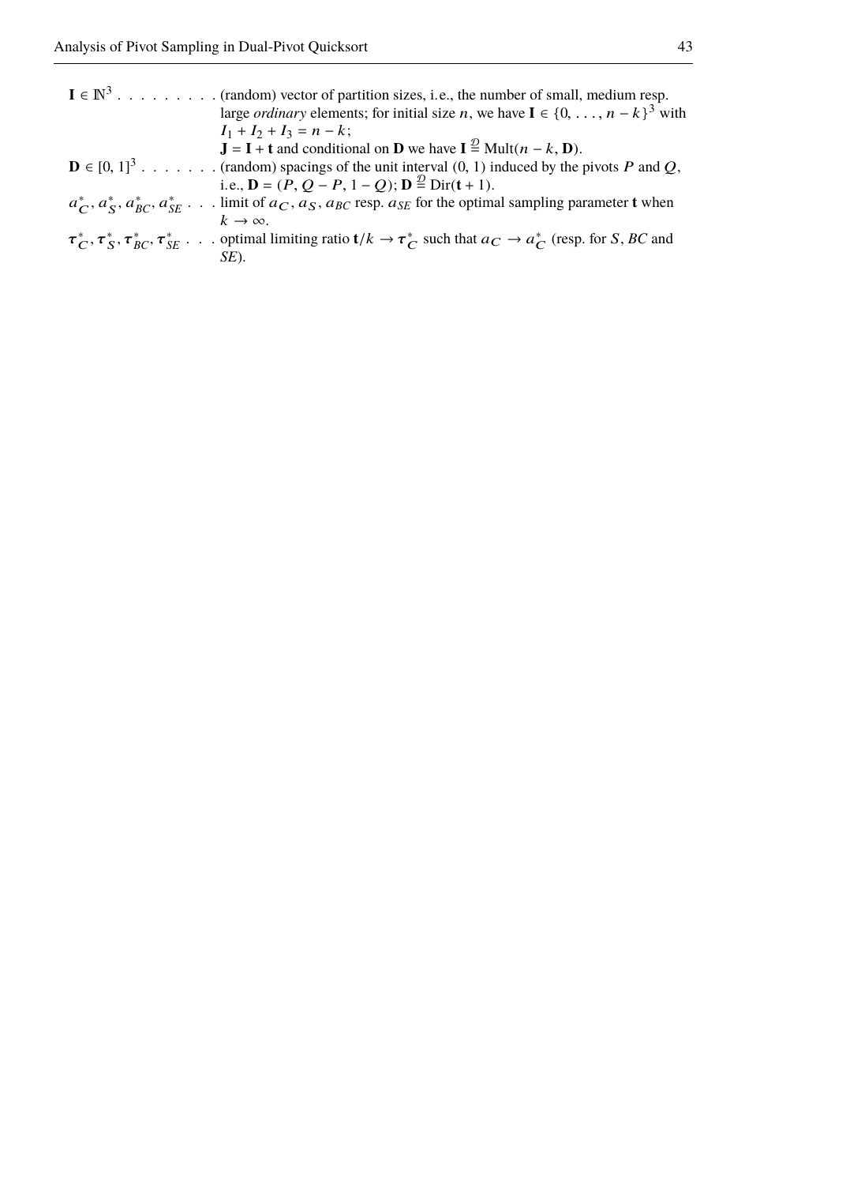$\mathbf{I} \in \mathbb{N}^3$ . . . . . . . . . (random) vector of partition sizes, i.e., the number of small, medium resp. large *ordinary* elements; for initial size $n$, we have $\mathbf{I} \in \{0, \ldots, n-k\}^3$ with $I_1 + I_2 + I_3 = n - k$;
$\mathbf{J} = \mathbf{I} + \mathbf{t}$ and conditional on $\mathbf{D}$ we have $\mathbf{I} \overset{\mathcal{D}}{=} \mathrm{Mult}(n-k, \mathbf{D})$.

$\mathbf{D} \in [0,1]^3$ . . . . . . . (random) spacings of the unit interval $(0,1)$ induced by the pivots $P$ and $Q$, i.e., $\mathbf{D} = (P, Q-P, 1-Q)$; $\mathbf{D} \overset{\mathcal{D}}{=} \mathrm{Dir}(\mathbf{t}+1)$.

$a^*_C, a^*_S, a^*_{BC}, a^*_{SE}$ . . . limit of $a_C$, $a_S$, $a_{BC}$ resp. $a_{SE}$ for the optimal sampling parameter $\mathbf{t}$ when $k \to \infty$.

$\boldsymbol{\tau}^*_C, \boldsymbol{\tau}^*_S, \boldsymbol{\tau}^*_{BC}, \boldsymbol{\tau}^*_{SE}$ . . . optimal limiting ratio $\mathbf{t}/k \to \boldsymbol{\tau}^*_C$ such that $a_C \to a^*_C$ (resp. for $S$, $BC$ and $SE$).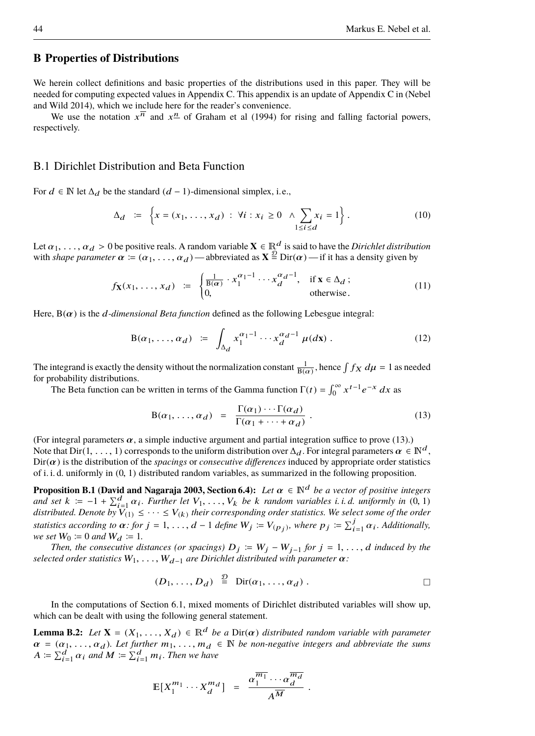## B Properties of Distributions

We herein collect definitions and basic properties of the distributions used in this paper. They will be needed for computing expected values in Appendix C. This appendix is an update of Appendix C in (Nebel and Wild 2014), which we include here for the reader's convenience.

We use the notation $x^{\overline{n}}$ and $x^{\underline{n}}$ of Graham et al (1994) for rising and falling factorial powers, respectively.

### B.1 Dirichlet Distribution and Beta Function

For $d \in \mathbb{N}$ let $\Delta_d$ be the standard $(d-1)$-dimensional simplex, i.e.,

$$\Delta_d \;:=\; \Bigl\{ x = (x_1, \ldots, x_d) \;:\; \forall i : x_i \ge 0 \;\wedge\; \sum_{1 \le i \le d} x_i = 1 \Bigr\}. \tag{10}$$

Let $\alpha_1, \ldots, \alpha_d > 0$ be positive reals. A random variable $\mathbf{X} \in \mathbb{R}^d$ is said to have the *Dirichlet distribution* with *shape parameter* $\boldsymbol{\alpha} := (\alpha_1, \ldots, \alpha_d)$ — abbreviated as $\mathbf{X} \stackrel{\mathcal{D}}{=} \mathrm{Dir}(\boldsymbol{\alpha})$ — if it has a density given by

$$f_{\mathbf{X}}(x_1, \ldots, x_d) \;:=\; \begin{cases} \frac{1}{\mathrm{B}(\boldsymbol{\alpha})} \cdot x_1^{\alpha_1 - 1} \cdots x_d^{\alpha_d - 1}, & \text{if } \mathbf{x} \in \Delta_d\,; \\ 0, & \text{otherwise}. \end{cases} \tag{11}$$

Here, $\mathrm{B}(\boldsymbol{\alpha})$ is the *$d$-dimensional Beta function* defined as the following Lebesgue integral:

$$\mathrm{B}(\alpha_1, \ldots, \alpha_d) \;:=\; \int_{\Delta_d} x_1^{\alpha_1 - 1} \cdots x_d^{\alpha_d - 1} \; \mu(d\mathbf{x})\,. \tag{12}$$

The integrand is exactly the density without the normalization constant $\frac{1}{\mathrm{B}(\alpha)}$, hence $\int f_X \, d\mu = 1$ as needed for probability distributions.

The Beta function can be written in terms of the Gamma function $\Gamma(t) = \int_0^\infty x^{t-1} e^{-x}\, dx$ as

$$\mathrm{B}(\alpha_1, \ldots, \alpha_d) \;=\; \frac{\Gamma(\alpha_1) \cdots \Gamma(\alpha_d)}{\Gamma(\alpha_1 + \cdots + \alpha_d)}\,. \tag{13}$$

(For integral parameters $\boldsymbol{\alpha}$, a simple inductive argument and partial integration suffice to prove (13).)
Note that $\mathrm{Dir}(1, \ldots, 1)$ corresponds to the uniform distribution over $\Delta_d$. For integral parameters $\boldsymbol{\alpha} \in \mathbb{N}^d$, $\mathrm{Dir}(\boldsymbol{\alpha})$ is the distribution of the *spacings* or *consecutive differences* induced by appropriate order statistics of i. i. d. uniformly in $(0,1)$ distributed random variables, as summarized in the following proposition.

**Proposition B.1 (David and Nagaraja 2003, Section 6.4):** *Let $\boldsymbol{\alpha} \in \mathbb{N}^d$ be a vector of positive integers and set $k := -1 + \sum_{i=1}^d \alpha_i$. Further let $V_1, \ldots, V_k$ be $k$ random variables i. i. d. uniformly in $(0,1)$ distributed. Denote by $V_{(1)} \le \cdots \le V_{(k)}$ their corresponding order statistics. We select some of the order statistics according to $\boldsymbol{\alpha}$: for $j = 1, \ldots, d-1$ define $W_j := V_{(p_j)}$, where $p_j := \sum_{i=1}^j \alpha_i$. Additionally, we set $W_0 := 0$ and $W_d := 1$.*

*Then, the consecutive distances (or spacings) $D_j := W_j - W_{j-1}$ for $j = 1, \ldots, d$ induced by the selected order statistics $W_1, \ldots, W_{d-1}$ are Dirichlet distributed with parameter $\boldsymbol{\alpha}$:*

$$(D_1, \ldots, D_d) \;\stackrel{\mathcal{D}}{=}\; \mathrm{Dir}(\alpha_1, \ldots, \alpha_d)\,. \qquad \square$$

In the computations of Section 6.1, mixed moments of Dirichlet distributed variables will show up, which can be dealt with using the following general statement.

**Lemma B.2:** *Let $\mathbf{X} = (X_1, \ldots, X_d) \in \mathbb{R}^d$ be a $\mathrm{Dir}(\boldsymbol{\alpha})$ distributed random variable with parameter $\boldsymbol{\alpha} = (\alpha_1, \ldots, \alpha_d)$. Let further $m_1, \ldots, m_d \in \mathbb{N}$ be non-negative integers and abbreviate the sums $A := \sum_{i=1}^d \alpha_i$ and $M := \sum_{i=1}^d m_i$. Then we have*

$$\mathbb{E}[X_1^{m_1} \cdots X_d^{m_d}] \;=\; \frac{\alpha_1^{\overline{m_1}} \cdots \alpha_d^{\overline{m_d}}}{A^{\overline{M}}}\,.$$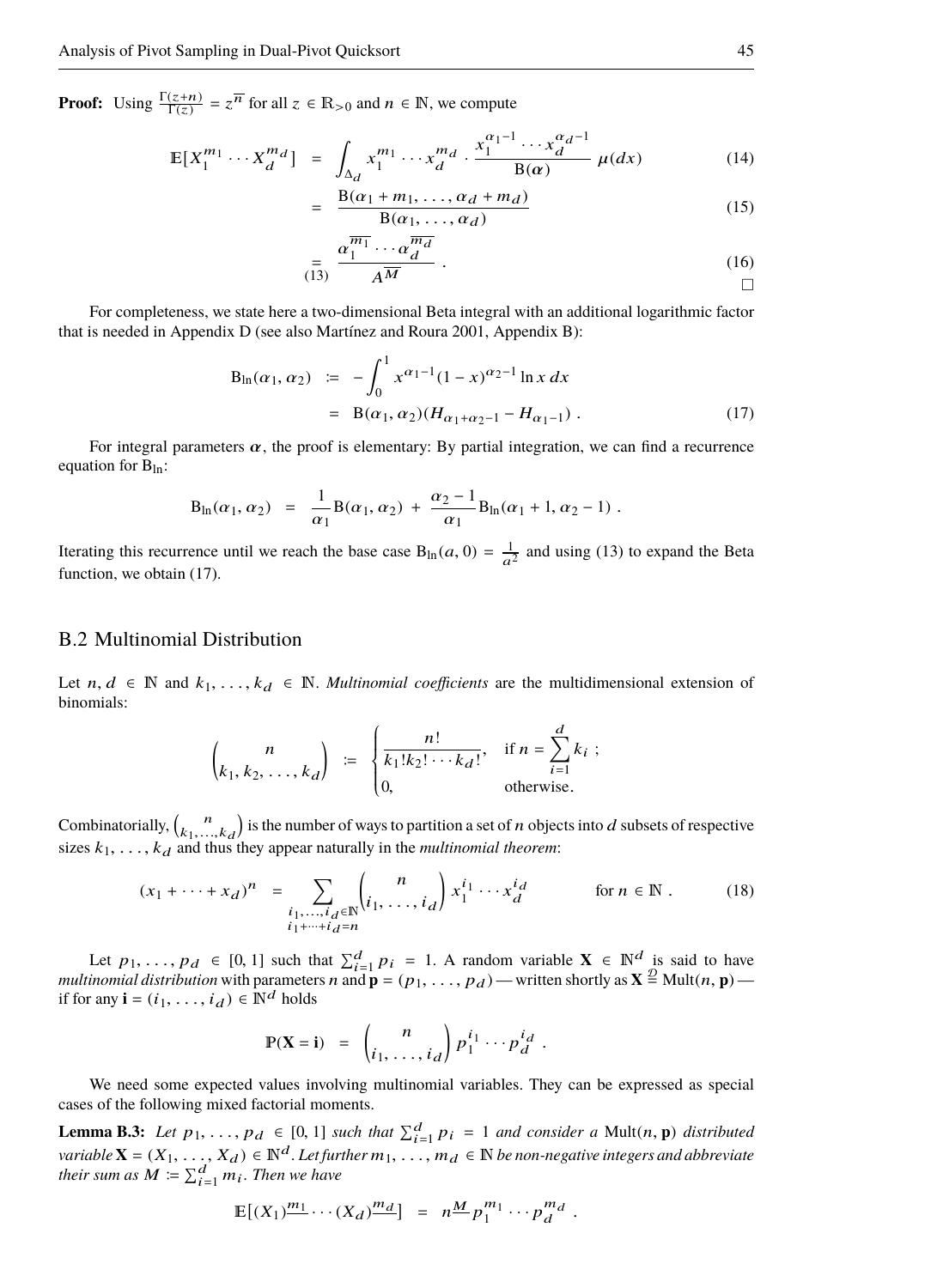**Proof:** Using $\frac{\Gamma(z+n)}{\Gamma(z)} = z^{\overline{n}}$ for all $z \in \mathbb{R}_{>0}$ and $n \in \mathbb{N}$, we compute

$$
\begin{aligned}
\mathbb{E}[X_1^{m_1} \cdots X_d^{m_d}] &= \int_{\Delta_d} x_1^{m_1} \cdots x_d^{m_d} \cdot \frac{x_1^{\alpha_1 - 1} \cdots x_d^{\alpha_d - 1}}{\mathrm{B}(\boldsymbol{\alpha})} \, \mu(dx) & (14) \\
&= \frac{\mathrm{B}(\alpha_1 + m_1, \ldots, \alpha_d + m_d)}{\mathrm{B}(\alpha_1, \ldots, \alpha_d)} & (15) \\
&\underset{(13)}{=} \frac{\alpha_1^{\overline{m_1}} \cdots \alpha_d^{\overline{m_d}}}{A^{\overline{M}}} \, . & (16)
\end{aligned}
$$

□

For completeness, we state here a two-dimensional Beta integral with an additional logarithmic factor that is needed in Appendix D (see also Martínez and Roura 2001, Appendix B):

$$
\begin{aligned}
\mathrm{B}_{\ln}(\alpha_1, \alpha_2) &:= -\int_0^1 x^{\alpha_1 - 1}(1-x)^{\alpha_2 - 1} \ln x \, dx \\
&= \mathrm{B}(\alpha_1, \alpha_2)(H_{\alpha_1 + \alpha_2 - 1} - H_{\alpha_1 - 1}) \, . & (17)
\end{aligned}
$$

For integral parameters $\boldsymbol{\alpha}$, the proof is elementary: By partial integration, we can find a recurrence equation for $\mathrm{B}_{\ln}$:

$$
\mathrm{B}_{\ln}(\alpha_1, \alpha_2) = \frac{1}{\alpha_1} \mathrm{B}(\alpha_1, \alpha_2) + \frac{\alpha_2 - 1}{\alpha_1} \mathrm{B}_{\ln}(\alpha_1 + 1, \alpha_2 - 1) \, .
$$

Iterating this recurrence until we reach the base case $\mathrm{B}_{\ln}(a, 0) = \frac{1}{a^2}$ and using (13) to expand the Beta function, we obtain (17).

## B.2 Multinomial Distribution

Let $n, d \in \mathbb{N}$ and $k_1, \ldots, k_d \in \mathbb{N}$. *Multinomial coefficients* are the multidimensional extension of binomials:

$$
\binom{n}{k_1, k_2, \ldots, k_d} := \begin{cases} \dfrac{n!}{k_1! k_2! \cdots k_d!}, & \text{if } n = \displaystyle\sum_{i=1}^{d} k_i \, ; \\ 0, & \text{otherwise.} \end{cases}
$$

Combinatorially, $\binom{n}{k_1, \ldots, k_d}$ is the number of ways to partition a set of $n$ objects into $d$ subsets of respective sizes $k_1, \ldots, k_d$ and thus they appear naturally in the *multinomial theorem*:

$$
(x_1 + \cdots + x_d)^n = \sum_{\substack{i_1, \ldots, i_d \in \mathbb{N} \\ i_1 + \cdots + i_d = n}} \binom{n}{i_1, \ldots, i_d} x_1^{i_1} \cdots x_d^{i_d} \qquad \text{for } n \in \mathbb{N} \, . \qquad (18)
$$

Let $p_1, \ldots, p_d \in [0, 1]$ such that $\sum_{i=1}^{d} p_i = 1$. A random variable $\mathbf{X} \in \mathbb{N}^d$ is said to have *multinomial distribution* with parameters $n$ and $\mathbf{p} = (p_1, \ldots, p_d)$ — written shortly as $\mathbf{X} \overset{\mathcal{D}}{=} \mathrm{Mult}(n, \mathbf{p})$ — if for any $\mathbf{i} = (i_1, \ldots, i_d) \in \mathbb{N}^d$ holds

$$
\mathbb{P}(\mathbf{X} = \mathbf{i}) = \binom{n}{i_1, \ldots, i_d} p_1^{i_1} \cdots p_d^{i_d} \, .
$$

We need some expected values involving multinomial variables. They can be expressed as special cases of the following mixed factorial moments.

**Lemma B.3:** *Let $p_1, \ldots, p_d \in [0, 1]$ such that $\sum_{i=1}^{d} p_i = 1$ and consider a $\mathrm{Mult}(n, \mathbf{p})$ distributed variable $\mathbf{X} = (X_1, \ldots, X_d) \in \mathbb{N}^d$. Let further $m_1, \ldots, m_d \in \mathbb{N}$ be non-negative integers and abbreviate their sum as $M := \sum_{i=1}^{d} m_i$. Then we have*

$$
\mathbb{E}\big[(X_1)^{\underline{m_1}} \cdots (X_d)^{\underline{m_d}}\big] = n^{\underline{M}} p_1^{m_1} \cdots p_d^{m_d} \, .
$$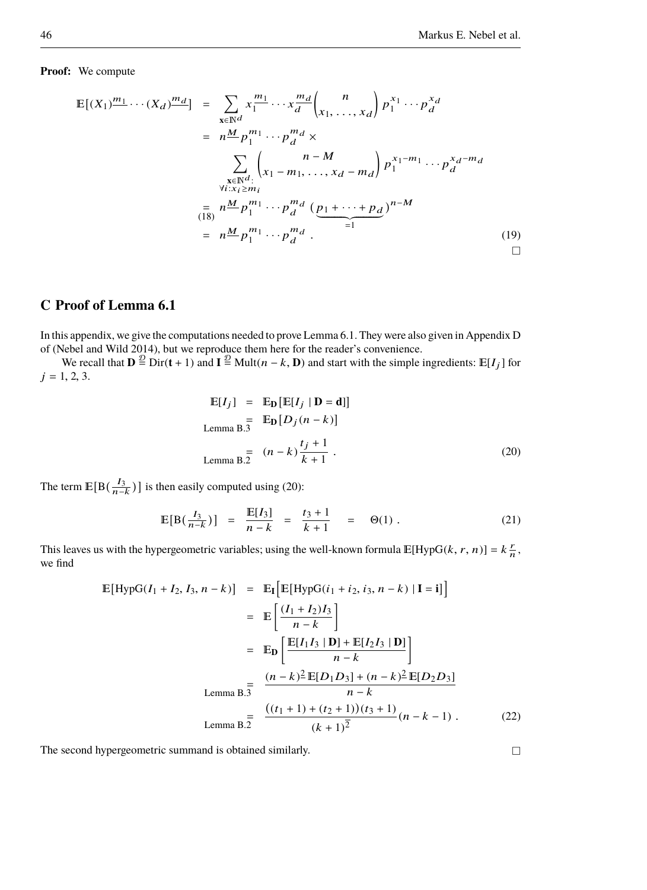**Proof:** We compute

$$
\begin{aligned}
\mathbb{E}\big[(X_1)^{\underline{m_1}} \cdots (X_d)^{\underline{m_d}}\big] &= \sum_{\mathbf{x} \in \mathbb{N}^d} x_1^{\underline{m_1}} \cdots x_d^{\underline{m_d}} \binom{n}{x_1, \ldots, x_d} p_1^{x_1} \cdots p_d^{x_d} \\
&= n^{\underline{M}} p_1^{m_1} \cdots p_d^{m_d} \times \\
&\qquad \sum_{\substack{\mathbf{x} \in \mathbb{N}^d: \\ \forall i: x_i \geq m_i}} \binom{n-M}{x_1 - m_1, \ldots, x_d - m_d} p_1^{x_1 - m_1} \cdots p_d^{x_d - m_d} \\
&\underset{(18)}{=} n^{\underline{M}} p_1^{m_1} \cdots p_d^{m_d} \, (\underbrace{p_1 + \cdots + p_d}_{=1})^{n-M} \\
&= n^{\underline{M}} p_1^{m_1} \cdots p_d^{m_d} \,. \qquad (19)
\end{aligned}
$$

□

## C Proof of Lemma 6.1

In this appendix, we give the computations needed to prove Lemma 6.1. They were also given in Appendix D of (Nebel and Wild 2014), but we reproduce them here for the reader's convenience.

We recall that $\mathbf{D} \overset{\mathcal{D}}{=} \mathrm{Dir}(\mathbf{t}+1)$ and $\mathbf{I} \overset{\mathcal{D}}{=} \mathrm{Mult}(n-k, \mathbf{D})$ and start with the simple ingredients: $\mathbb{E}[I_j]$ for $j = 1, 2, 3$.

$$
\begin{aligned}
\mathbb{E}[I_j] &= \mathbb{E}_{\mathbf{D}}\big[\mathbb{E}[I_j \mid \mathbf{D} = \mathbf{d}]\big] \\
&\underset{\text{Lemma B.3}}{=} \mathbb{E}_{\mathbf{D}}\big[D_j (n-k)\big] \\
&\underset{\text{Lemma B.2}}{=} (n-k) \frac{t_j + 1}{k+1} \,. \qquad (20)
\end{aligned}
$$

The term $\mathbb{E}\big[\mathrm{B}\big(\frac{I_3}{n-k}\big)\big]$ is then easily computed using (20):

$$
\mathbb{E}\big[\mathrm{B}\big(\tfrac{I_3}{n-k}\big)\big] = \frac{\mathbb{E}[I_3]}{n-k} = \frac{t_3+1}{k+1} = \Theta(1) \,. \qquad (21)
$$

This leaves us with the hypergeometric variables; using the well-known formula $\mathbb{E}[\mathrm{HypG}(k, r, n)] = k\frac{r}{n}$, we find

$$
\begin{aligned}
\mathbb{E}\big[\mathrm{HypG}(I_1 + I_2, I_3, n-k)\big] &= \mathbb{E}_{\mathbf{I}}\Big[\mathbb{E}[\mathrm{HypG}(i_1 + i_2, i_3, n-k) \mid \mathbf{I} = \mathbf{i}]\Big] \\
&= \mathbb{E}\left[\frac{(I_1 + I_2) I_3}{n-k}\right] \\
&= \mathbb{E}_{\mathbf{D}}\left[\frac{\mathbb{E}[I_1 I_3 \mid \mathbf{D}] + \mathbb{E}[I_2 I_3 \mid \mathbf{D}]}{n-k}\right] \\
&\underset{\text{Lemma B.3}}{=} \frac{(n-k)^{\underline{2}}\, \mathbb{E}[D_1 D_3] + (n-k)^{\underline{2}}\, \mathbb{E}[D_2 D_3]}{n-k} \\
&\underset{\text{Lemma B.2}}{=} \frac{\big((t_1+1) + (t_2+1)\big)(t_3+1)}{(k+1)^{\overline{2}}} (n-k-1) \,. \qquad (22)
\end{aligned}
$$

The second hypergeometric summand is obtained similarly. □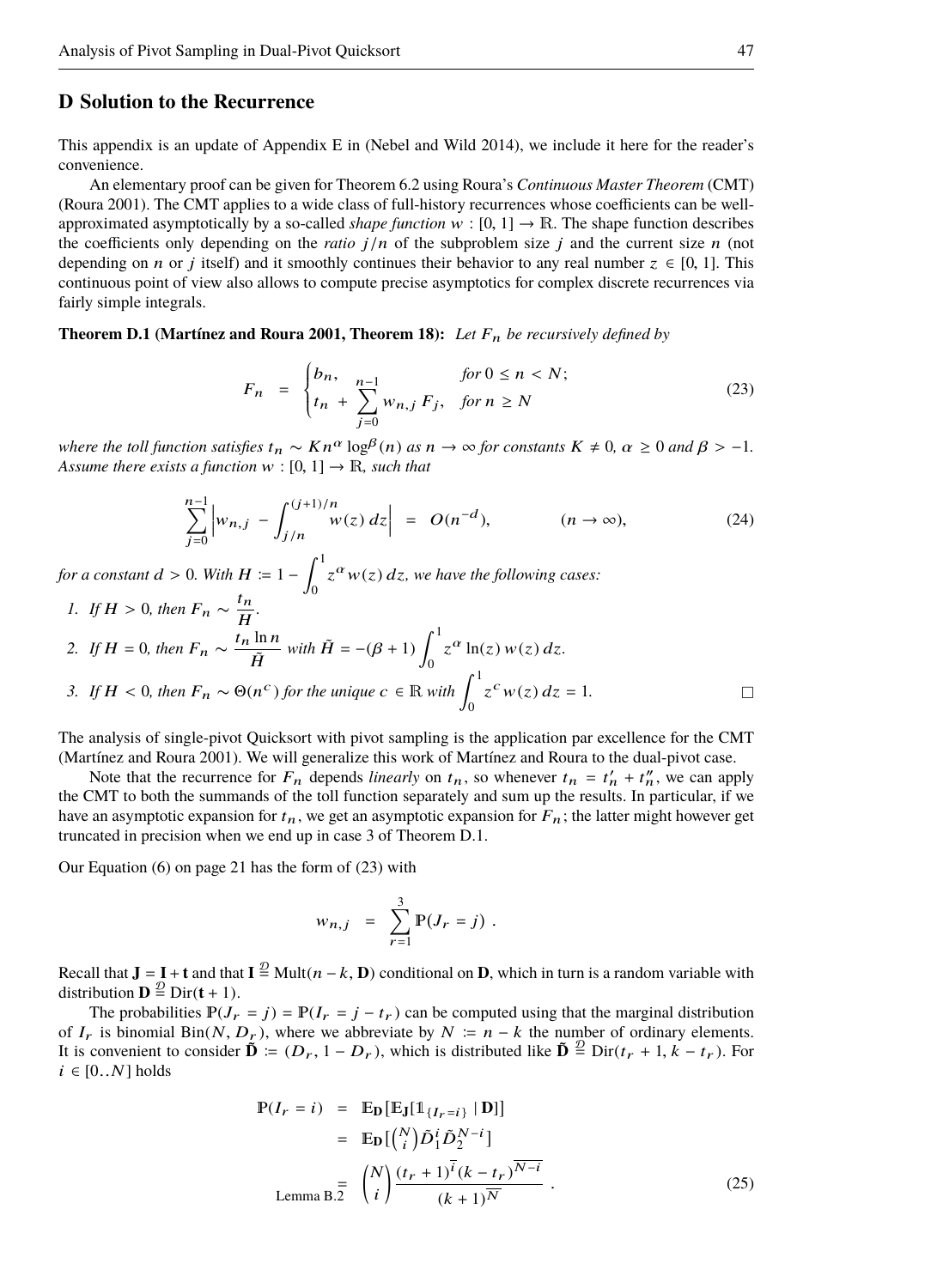## D Solution to the Recurrence

This appendix is an update of Appendix E in (Nebel and Wild 2014), we include it here for the reader's convenience.

An elementary proof can be given for Theorem 6.2 using Roura's *Continuous Master Theorem* (CMT) (Roura 2001). The CMT applies to a wide class of full-history recurrences whose coefficients can be well-approximated asymptotically by a so-called *shape function* $w : [0,1] \to \mathbb{R}$. The shape function describes the coefficients only depending on the *ratio* $j/n$ of the subproblem size $j$ and the current size $n$ (not depending on $n$ or $j$ itself) and it smoothly continues their behavior to any real number $z \in [0,1]$. This continuous point of view also allows to compute precise asymptotics for complex discrete recurrences via fairly simple integrals.

**Theorem D.1 (Martínez and Roura 2001, Theorem 18):** *Let $F_n$ be recursively defined by*

$$F_n \;=\; \begin{cases} b_n, & \text{for } 0 \le n < N; \\ t_n \;+\; \displaystyle\sum_{j=0}^{n-1} w_{n,j}\, F_j, & \text{for } n \ge N \end{cases} \tag{23}$$

*where the toll function satisfies $t_n \sim K n^\alpha \log^\beta(n)$ as $n \to \infty$ for constants $K \ne 0$, $\alpha \ge 0$ and $\beta > -1$. Assume there exists a function $w : [0,1] \to \mathbb{R}$, such that*

$$\sum_{j=0}^{n-1} \left| w_{n,j} \;-\; \int_{j/n}^{(j+1)/n} w(z)\, dz \right| \;=\; O(n^{-d}), \qquad\qquad (n \to \infty), \tag{24}$$

*for a constant $d > 0$. With $H := 1 - \displaystyle\int_0^1 z^\alpha w(z)\, dz$, we have the following cases:*

1. *If $H > 0$, then $F_n \sim \dfrac{t_n}{H}$.*
2. *If $H = 0$, then $F_n \sim \dfrac{t_n \ln n}{\tilde{H}}$ with $\tilde{H} = -(\beta+1) \displaystyle\int_0^1 z^\alpha \ln(z)\, w(z)\, dz$.*
3. *If $H < 0$, then $F_n \sim \Theta(n^c)$ for the unique $c \in \mathbb{R}$ with $\displaystyle\int_0^1 z^c\, w(z)\, dz = 1$.* □

The analysis of single-pivot Quicksort with pivot sampling is the application par excellence for the CMT (Martínez and Roura 2001). We will generalize this work of Martínez and Roura to the dual-pivot case.

Note that the recurrence for $F_n$ depends *linearly* on $t_n$, so whenever $t_n = t'_n + t''_n$, we can apply the CMT to both the summands of the toll function separately and sum up the results. In particular, if we have an asymptotic expansion for $t_n$, we get an asymptotic expansion for $F_n$; the latter might however get truncated in precision when we end up in case 3 of Theorem D.1.

Our Equation (6) on page 21 has the form of (23) with

$$w_{n,j} \;=\; \sum_{r=1}^{3} \mathbb{P}(J_r = j) \;.$$

Recall that $\mathbf{J} = \mathbf{I} + \mathbf{t}$ and that $\mathbf{I} \overset{\mathcal{D}}{=} \mathrm{Mult}(n-k, \mathbf{D})$ conditional on $\mathbf{D}$, which in turn is a random variable with distribution $\mathbf{D} \overset{\mathcal{D}}{=} \mathrm{Dir}(\mathbf{t}+1)$.

The probabilities $\mathbb{P}(J_r = j) = \mathbb{P}(I_r = j - t_r)$ can be computed using that the marginal distribution of $I_r$ is binomial $\mathrm{Bin}(N, D_r)$, where we abbreviate by $N := n - k$ the number of ordinary elements. It is convenient to consider $\tilde{\mathbf{D}} := (D_r, 1 - D_r)$, which is distributed like $\tilde{\mathbf{D}} \overset{\mathcal{D}}{=} \mathrm{Dir}(t_r + 1, k - t_r)$. For $i \in [0..N]$ holds

$$\begin{aligned} \mathbb{P}(I_r = i) \;&=\; \mathbb{E}_{\mathbf{D}}\big[\mathbb{E}_{\mathbf{J}}[\mathbb{1}_{\{I_r = i\}} \mid \mathbf{D}]\big] \\ &=\; \mathbb{E}_{\mathbf{D}}\big[\tbinom{N}{i} \tilde{D}_1^i \tilde{D}_2^{N-i}\big] \\ &\underset{\text{Lemma B.2}}{=}\; \binom{N}{i} \frac{(t_r+1)^{\overline{i}}(k-t_r)^{\overline{N-i}}}{(k+1)^{\overline{N}}} \;. \end{aligned} \tag{25}$$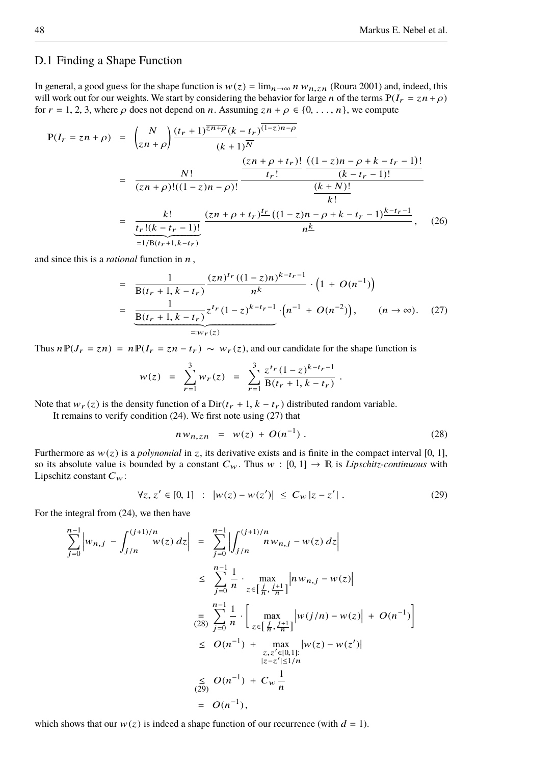## D.1 Finding a Shape Function

In general, a good guess for the shape function is $w(z) = \lim_{n\to\infty} n\, w_{n,zn}$ (Roura 2001) and, indeed, this will work out for our weights. We start by considering the behavior for large $n$ of the terms $\mathbb{P}(I_r = zn + \rho)$ for $r = 1, 2, 3$, where $\rho$ does not depend on $n$. Assuming $zn + \rho \in \{0, \ldots, n\}$, we compute

$$
\begin{aligned}
\mathbb{P}(I_r = zn + \rho) &= \binom{N}{zn+\rho} \frac{(t_r+1)^{\overline{zn+\rho}}(k-t_r)^{\overline{(1-z)n-\rho}}}{(k+1)^{\overline{N}}} \\
&= \frac{N!}{(zn+\rho)!((1-z)n-\rho)!} \frac{\dfrac{(zn+\rho+t_r)!}{t_r!}\,\dfrac{\big((1-z)n-\rho+k-t_r-1\big)!}{(k-t_r-1)!}}{\dfrac{(k+N)!}{k!}} \\
&= \underbrace{\frac{k!}{t_r!(k-t_r-1)!}}_{=1/\mathrm{B}(t_r+1,k-t_r)} \frac{(zn+\rho+t_r)^{\underline{t_r}}\,((1-z)n-\rho+k-t_r-1)^{\underline{k-t_r-1}}}{n^{\underline{k}}}, \qquad (26)
\end{aligned}
$$

and since this is a *rational* function in $n$ ,

$$
\begin{aligned}
&= \frac{1}{\mathrm{B}(t_r+1,k-t_r)} \frac{(zn)^{t_r}((1-z)n)^{k-t_r-1}}{n^k} \cdot \Big(1 + O(n^{-1})\Big) \\
&= \underbrace{\frac{1}{\mathrm{B}(t_r+1,k-t_r)} z^{t_r}(1-z)^{k-t_r-1}}_{=:w_r(z)} \cdot \Big(n^{-1} + O(n^{-2})\Big), \qquad (n\to\infty). \qquad (27)
\end{aligned}
$$

Thus $n\,\mathbb{P}(J_r = zn) = n\,\mathbb{P}(I_r = zn - t_r) \sim w_r(z)$, and our candidate for the shape function is

$$
w(z) = \sum_{r=1}^{3} w_r(z) = \sum_{r=1}^{3} \frac{z^{t_r}(1-z)^{k-t_r-1}}{\mathrm{B}(t_r+1,k-t_r)} .
$$

Note that $w_r(z)$ is the density function of a $\mathrm{Dir}(t_r+1, k-t_r)$ distributed random variable.

It remains to verify condition (24). We first note using (27) that

$$
n\,w_{n,zn} = w(z) + O(n^{-1}) . \qquad (28)
$$

Furthermore as $w(z)$ is a *polynomial* in $z$, its derivative exists and is finite in the compact interval $[0, 1]$, so its absolute value is bounded by a constant $C_w$. Thus $w : [0, 1] \to \mathbb{R}$ is *Lipschitz-continuous* with Lipschitz constant $C_w$:

$$
\forall z, z' \in [0,1] \;:\; \big|w(z) - w(z')\big| \le C_w |z - z'| . \qquad (29)
$$

For the integral from (24), we then have

$$
\begin{aligned}
\sum_{j=0}^{n-1} \left| w_{n,j} - \int_{j/n}^{(j+1)/n} w(z)\,dz \right| &= \sum_{j=0}^{n-1} \left| \int_{j/n}^{(j+1)/n} n\,w_{n,j} - w(z)\,dz \right| \\
&\le \sum_{j=0}^{n-1} \frac{1}{n} \cdot \max_{z\in[\frac{j}{n},\frac{j+1}{n}]} \left| n\,w_{n,j} - w(z) \right| \\
&\underset{(28)}{=} \sum_{j=0}^{n-1} \frac{1}{n} \cdot \left[ \max_{z\in[\frac{j}{n},\frac{j+1}{n}]} \left| w(j/n) - w(z) \right| + O(n^{-1}) \right] \\
&\le O(n^{-1}) + \max_{\substack{z,z'\in[0,1]:\\ |z-z'|\le 1/n}} \left| w(z) - w(z') \right| \\
&\underset{(29)}{\le} O(n^{-1}) + C_w \frac{1}{n} \\
&= O(n^{-1}),
\end{aligned}
$$

which shows that our $w(z)$ is indeed a shape function of our recurrence (with $d = 1$).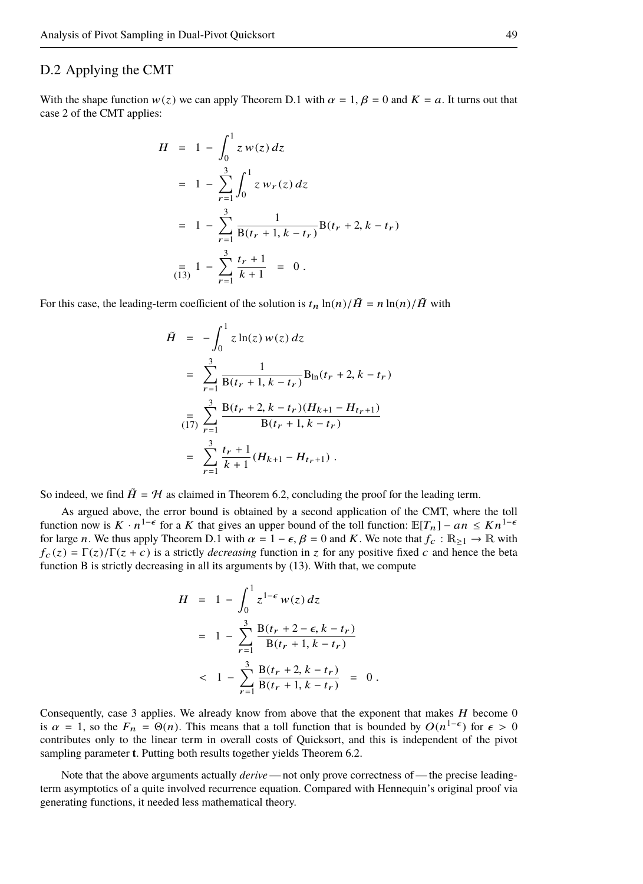## D.2 Applying the CMT

With the shape function $w(z)$ we can apply Theorem D.1 with $\alpha = 1$, $\beta = 0$ and $K = a$. It turns out that case 2 of the CMT applies:

$$
\begin{aligned}
H &= 1 - \int_0^1 z\, w(z)\, dz \\
&= 1 - \sum_{r=1}^{3} \int_0^1 z\, w_r(z)\, dz \\
&= 1 - \sum_{r=1}^{3} \frac{1}{\mathrm{B}(t_r + 1, k - t_r)} \mathrm{B}(t_r + 2, k - t_r) \\
&\underset{(13)}{=} 1 - \sum_{r=1}^{3} \frac{t_r + 1}{k + 1} \;=\; 0 \,.
\end{aligned}
$$

For this case, the leading-term coefficient of the solution is $t_n \ln(n)/\tilde{H} = n \ln(n)/\tilde{H}$ with

$$
\begin{aligned}
\tilde{H} &= -\int_0^1 z \ln(z)\, w(z)\, dz \\
&= \sum_{r=1}^{3} \frac{1}{\mathrm{B}(t_r + 1, k - t_r)} \mathrm{B}_{\ln}(t_r + 2, k - t_r) \\
&\underset{(17)}{=} \sum_{r=1}^{3} \frac{\mathrm{B}(t_r + 2, k - t_r)(H_{k+1} - H_{t_r+1})}{\mathrm{B}(t_r + 1, k - t_r)} \\
&= \sum_{r=1}^{3} \frac{t_r + 1}{k + 1} (H_{k+1} - H_{t_r+1}) \,.
\end{aligned}
$$

So indeed, we find $\tilde{H} = \mathcal{H}$ as claimed in Theorem 6.2, concluding the proof for the leading term.

As argued above, the error bound is obtained by a second application of the CMT, where the toll function now is $K \cdot n^{1-\epsilon}$ for a $K$ that gives an upper bound of the toll function: $\mathbb{E}[T_n] - an \le K n^{1-\epsilon}$ for large $n$. We thus apply Theorem D.1 with $\alpha = 1 - \epsilon$, $\beta = 0$ and $K$. We note that $f_c : \mathbb{R}_{\ge 1} \to \mathbb{R}$ with $f_c(z) = \Gamma(z)/\Gamma(z + c)$ is a strictly *decreasing* function in $z$ for any positive fixed $c$ and hence the beta function B is strictly decreasing in all its arguments by (13). With that, we compute

$$
\begin{aligned}
H &= 1 - \int_0^1 z^{1-\epsilon}\, w(z)\, dz \\
&= 1 - \sum_{r=1}^{3} \frac{\mathrm{B}(t_r + 2 - \epsilon, k - t_r)}{\mathrm{B}(t_r + 1, k - t_r)} \\
&< 1 - \sum_{r=1}^{3} \frac{\mathrm{B}(t_r + 2, k - t_r)}{\mathrm{B}(t_r + 1, k - t_r)} \;=\; 0 \,.
\end{aligned}
$$

Consequently, case 3 applies. We already know from above that the exponent that makes $H$ become 0 is $\alpha = 1$, so the $F_n = \Theta(n)$. This means that a toll function that is bounded by $O(n^{1-\epsilon})$ for $\epsilon > 0$ contributes only to the linear term in overall costs of Quicksort, and this is independent of the pivot sampling parameter **t**. Putting both results together yields Theorem 6.2.

Note that the above arguments actually *derive* — not only prove correctness of — the precise leading-term asymptotics of a quite involved recurrence equation. Compared with Hennequin's original proof via generating functions, it needed less mathematical theory.